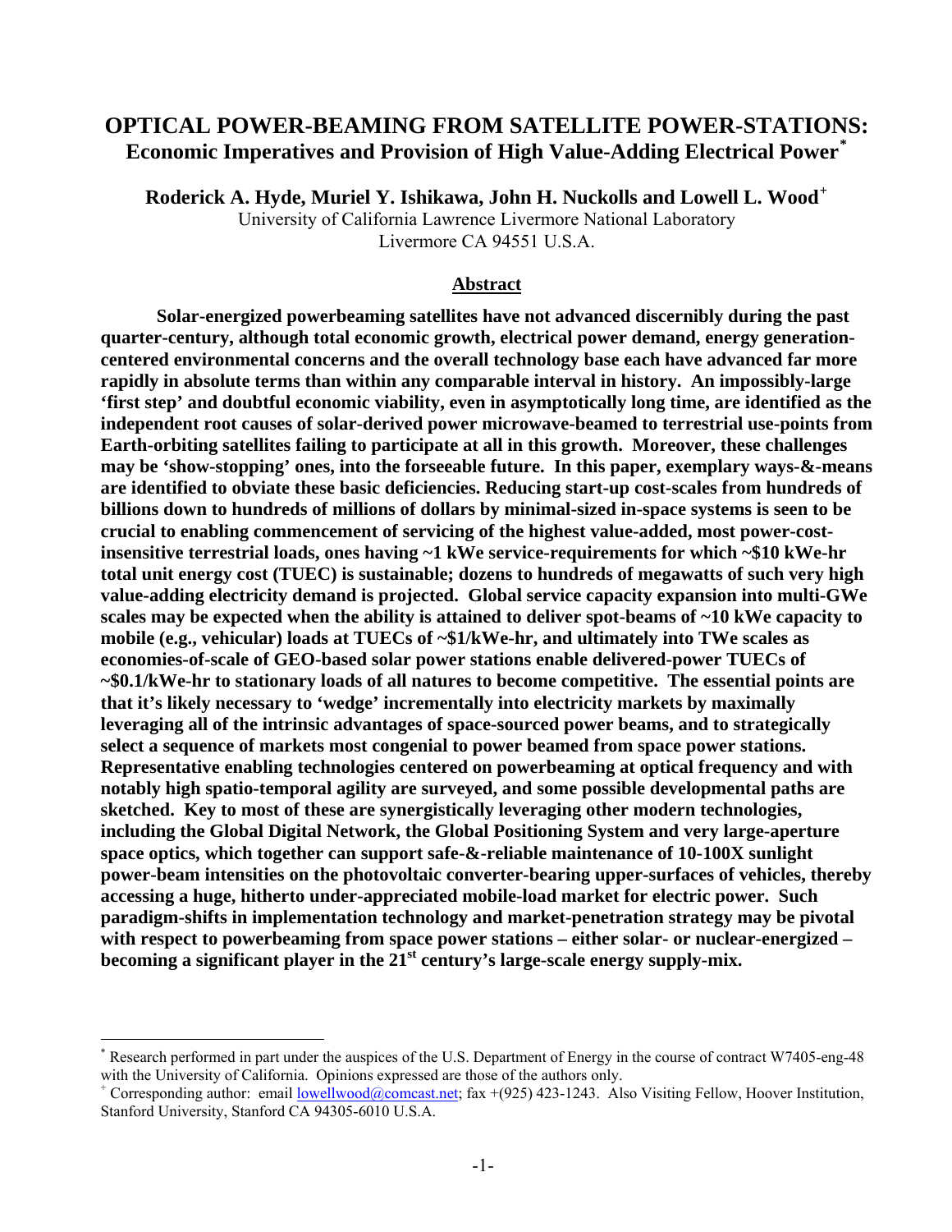# OPTICAL POWER-BEAMING FROM SATELLITE POWER-STATIONS:

## Economic Imperatives and Provision of High Value-Adding Electrical Power[*]

**Roderick A. Hyde, Muriel Y. Ishikawa, John H. Nuckolls and Lowell L. Wood[+]**

University of California Lawrence Livermore National Laboratory
Livermore CA 94551 U.S.A.

### Abstract

**Solar-energized powerbeaming satellites have not advanced discernibly during the past quarter-century, although total economic growth, electrical power demand, energy generation-centered environmental concerns and the overall technology base each have advanced far more rapidly in absolute terms than within any comparable interval in history. An impossibly-large 'first step' and doubtful economic viability, even in asymptotically long time, are identified as the independent root causes of solar-derived power microwave-beamed to terrestrial use-points from Earth-orbiting satellites failing to participate at all in this growth. Moreover, these challenges may be 'show-stopping' ones, into the forseeable future. In this paper, exemplary ways-&-means are identified to obviate these basic deficiencies. Reducing start-up cost-scales from hundreds of billions down to hundreds of millions of dollars by minimal-sized in-space systems is seen to be crucial to enabling commencement of servicing of the highest value-added, most power-cost-insensitive terrestrial loads, ones having ~1 kWe service-requirements for which ~\$10 kWe-hr total unit energy cost (TUEC) is sustainable; dozens to hundreds of megawatts of such very high value-adding electricity demand is projected. Global service capacity expansion into multi-GWe scales may be expected when the ability is attained to deliver spot-beams of ~10 kWe capacity to mobile (e.g., vehicular) loads at TUECs of ~\$1/kWe-hr, and ultimately into TWe scales as economies-of-scale of GEO-based solar power stations enable delivered-power TUECs of ~\$0.1/kWe-hr to stationary loads of all natures to become competitive. The essential points are that it's likely necessary to 'wedge' incrementally into electricity markets by maximally leveraging all of the intrinsic advantages of space-sourced power beams, and to strategically select a sequence of markets most congenial to power beamed from space power stations. Representative enabling technologies centered on powerbeaming at optical frequency and with notably high spatio-temporal agility are surveyed, and some possible developmental paths are sketched. Key to most of these are synergistically leveraging other modern technologies, including the Global Digital Network, the Global Positioning System and very large-aperture space optics, which together can support safe-&-reliable maintenance of 10-100X sunlight power-beam intensities on the photovoltaic converter-bearing upper-surfaces of vehicles, thereby accessing a huge, hitherto under-appreciated mobile-load market for electric power. Such paradigm-shifts in implementation technology and market-penetration strategy may be pivotal with respect to powerbeaming from space power stations – either solar- or nuclear-energized – becoming a significant player in the 21st century's large-scale energy supply-mix.**

---

[*] Research performed in part under the auspices of the U.S. Department of Energy in the course of contract W7405-eng-48 with the University of California. Opinions expressed are those of the authors only.

[+] Corresponding author: email lowellwood@comcast.net; fax +(925) 423-1243. Also Visiting Fellow, Hoover Institution, Stanford University, Stanford CA 94305-6010 U.S.A.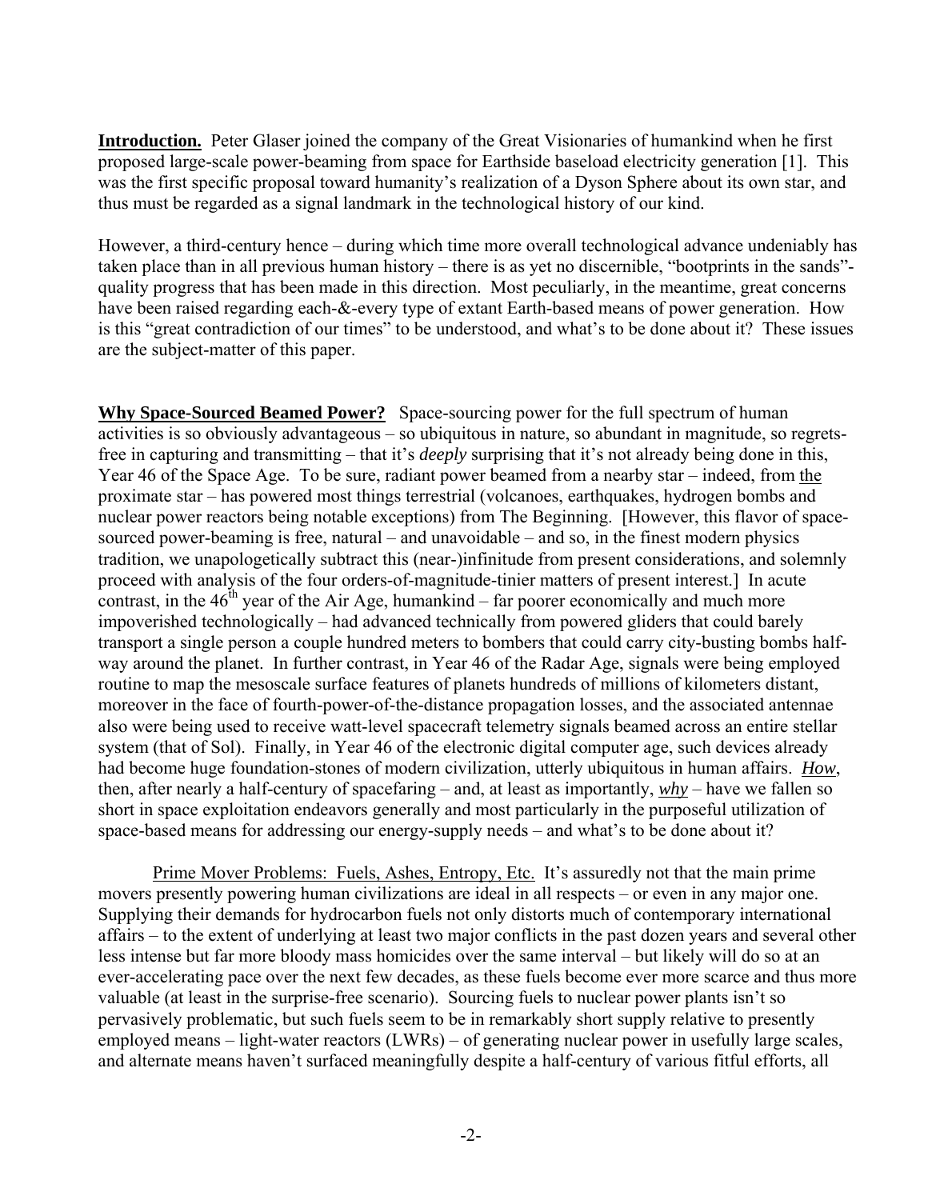**Introduction.** Peter Glaser joined the company of the Great Visionaries of humankind when he first proposed large-scale power-beaming from space for Earthside baseload electricity generation [1]. This was the first specific proposal toward humanity's realization of a Dyson Sphere about its own star, and thus must be regarded as a signal landmark in the technological history of our kind.

However, a third-century hence – during which time more overall technological advance undeniably has taken place than in all previous human history – there is as yet no discernible, "bootprints in the sands"-quality progress that has been made in this direction. Most peculiarly, in the meantime, great concerns have been raised regarding each-&-every type of extant Earth-based means of power generation. How is this "great contradiction of our times" to be understood, and what's to be done about it? These issues are the subject-matter of this paper.

**Why Space-Sourced Beamed Power?** Space-sourcing power for the full spectrum of human activities is so obviously advantageous – so ubiquitous in nature, so abundant in magnitude, so regrets-free in capturing and transmitting – that it's *deeply* surprising that it's not already being done in this, Year 46 of the Space Age. To be sure, radiant power beamed from a nearby star – indeed, from the proximate star – has powered most things terrestrial (volcanoes, earthquakes, hydrogen bombs and nuclear power reactors being notable exceptions) from The Beginning. [However, this flavor of space-sourced power-beaming is free, natural – and unavoidable – and so, in the finest modern physics tradition, we unapologetically subtract this (near-)infinitude from present considerations, and solemnly proceed with analysis of the four orders-of-magnitude-tinier matters of present interest.] In acute contrast, in the 46th year of the Air Age, humankind – far poorer economically and much more impoverished technologically – had advanced technically from powered gliders that could barely transport a single person a couple hundred meters to bombers that could carry city-busting bombs half-way around the planet. In further contrast, in Year 46 of the Radar Age, signals were being employed routine to map the mesoscale surface features of planets hundreds of millions of kilometers distant, moreover in the face of fourth-power-of-the-distance propagation losses, and the associated antennae also were being used to receive watt-level spacecraft telemetry signals beamed across an entire stellar system (that of Sol). Finally, in Year 46 of the electronic digital computer age, such devices already had become huge foundation-stones of modern civilization, utterly ubiquitous in human affairs. ***How***, then, after nearly a half-century of spacefaring – and, at least as importantly, ***why*** – have we fallen so short in space exploitation endeavors generally and most particularly in the purposeful utilization of space-based means for addressing our energy-supply needs – and what's to be done about it?

Prime Mover Problems: Fuels, Ashes, Entropy, Etc. It's assuredly not that the main prime movers presently powering human civilizations are ideal in all respects – or even in any major one. Supplying their demands for hydrocarbon fuels not only distorts much of contemporary international affairs – to the extent of underlying at least two major conflicts in the past dozen years and several other less intense but far more bloody mass homicides over the same interval – but likely will do so at an ever-accelerating pace over the next few decades, as these fuels become ever more scarce and thus more valuable (at least in the surprise-free scenario). Sourcing fuels to nuclear power plants isn't so pervasively problematic, but such fuels seem to be in remarkably short supply relative to presently employed means – light-water reactors (LWRs) – of generating nuclear power in usefully large scales, and alternate means haven't surfaced meaningfully despite a half-century of various fitful efforts, all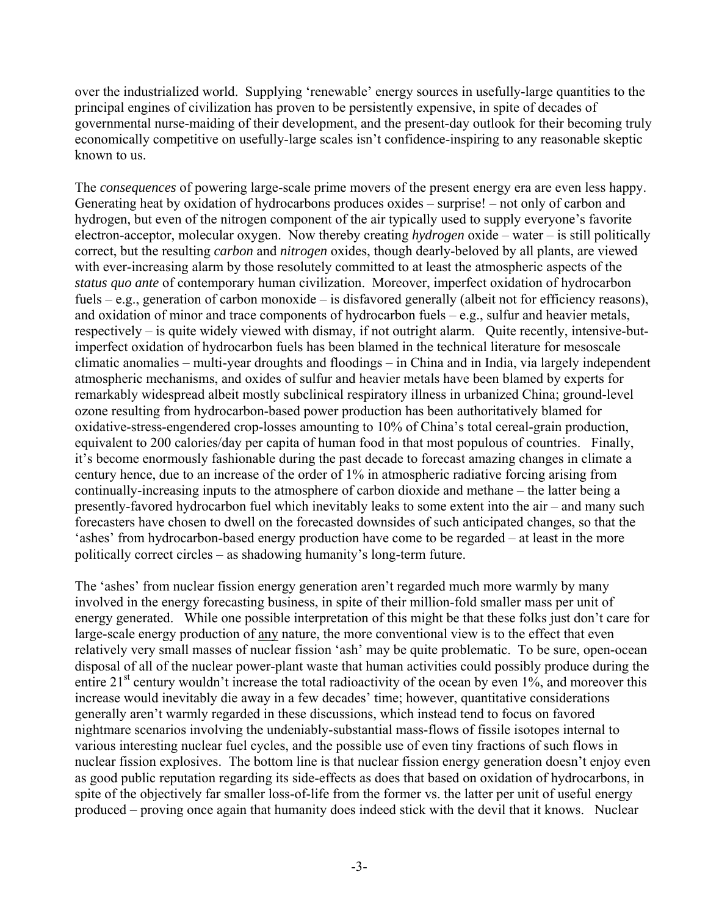over the industrialized world. Supplying 'renewable' energy sources in usefully-large quantities to the principal engines of civilization has proven to be persistently expensive, in spite of decades of governmental nurse-maiding of their development, and the present-day outlook for their becoming truly economically competitive on usefully-large scales isn't confidence-inspiring to any reasonable skeptic known to us.

The *consequences* of powering large-scale prime movers of the present energy era are even less happy. Generating heat by oxidation of hydrocarbons produces oxides – surprise! – not only of carbon and hydrogen, but even of the nitrogen component of the air typically used to supply everyone's favorite electron-acceptor, molecular oxygen. Now thereby creating *hydrogen* oxide – water – is still politically correct, but the resulting *carbon* and *nitrogen* oxides, though dearly-beloved by all plants, are viewed with ever-increasing alarm by those resolutely committed to at least the atmospheric aspects of the *status quo ante* of contemporary human civilization. Moreover, imperfect oxidation of hydrocarbon fuels – e.g., generation of carbon monoxide – is disfavored generally (albeit not for efficiency reasons), and oxidation of minor and trace components of hydrocarbon fuels – e.g., sulfur and heavier metals, respectively – is quite widely viewed with dismay, if not outright alarm. Quite recently, intensive-but-imperfect oxidation of hydrocarbon fuels has been blamed in the technical literature for mesoscale climatic anomalies – multi-year droughts and floodings – in China and in India, via largely independent atmospheric mechanisms, and oxides of sulfur and heavier metals have been blamed by experts for remarkably widespread albeit mostly subclinical respiratory illness in urbanized China; ground-level ozone resulting from hydrocarbon-based power production has been authoritatively blamed for oxidative-stress-engendered crop-losses amounting to 10% of China's total cereal-grain production, equivalent to 200 calories/day per capita of human food in that most populous of countries. Finally, it's become enormously fashionable during the past decade to forecast amazing changes in climate a century hence, due to an increase of the order of 1% in atmospheric radiative forcing arising from continually-increasing inputs to the atmosphere of carbon dioxide and methane – the latter being a presently-favored hydrocarbon fuel which inevitably leaks to some extent into the air – and many such forecasters have chosen to dwell on the forecasted downsides of such anticipated changes, so that the 'ashes' from hydrocarbon-based energy production have come to be regarded – at least in the more politically correct circles – as shadowing humanity's long-term future.

The 'ashes' from nuclear fission energy generation aren't regarded much more warmly by many involved in the energy forecasting business, in spite of their million-fold smaller mass per unit of energy generated. While one possible interpretation of this might be that these folks just don't care for large-scale energy production of <u>any</u> nature, the more conventional view is to the effect that even relatively very small masses of nuclear fission 'ash' may be quite problematic. To be sure, open-ocean disposal of all of the nuclear power-plant waste that human activities could possibly produce during the entire 21st century wouldn't increase the total radioactivity of the ocean by even 1%, and moreover this increase would inevitably die away in a few decades' time; however, quantitative considerations generally aren't warmly regarded in these discussions, which instead tend to focus on favored nightmare scenarios involving the undeniably-substantial mass-flows of fissile isotopes internal to various interesting nuclear fuel cycles, and the possible use of even tiny fractions of such flows in nuclear fission explosives. The bottom line is that nuclear fission energy generation doesn't enjoy even as good public reputation regarding its side-effects as does that based on oxidation of hydrocarbons, in spite of the objectively far smaller loss-of-life from the former vs. the latter per unit of useful energy produced – proving once again that humanity does indeed stick with the devil that it knows. Nuclear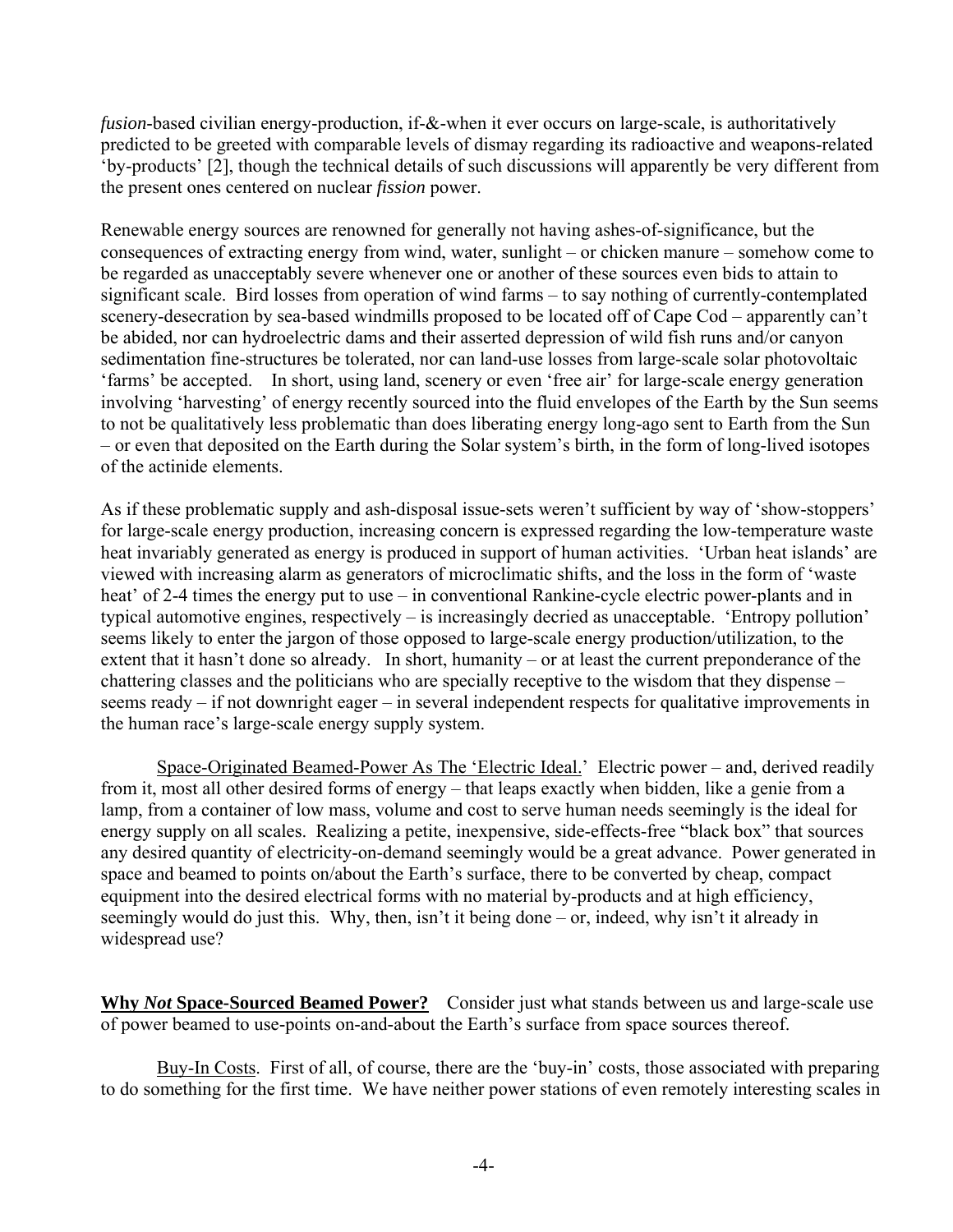*fusion*-based civilian energy-production, if-&-when it ever occurs on large-scale, is authoritatively predicted to be greeted with comparable levels of dismay regarding its radioactive and weapons-related 'by-products' [2], though the technical details of such discussions will apparently be very different from the present ones centered on nuclear *fission* power.

Renewable energy sources are renowned for generally not having ashes-of-significance, but the consequences of extracting energy from wind, water, sunlight – or chicken manure – somehow come to be regarded as unacceptably severe whenever one or another of these sources even bids to attain to significant scale. Bird losses from operation of wind farms – to say nothing of currently-contemplated scenery-desecration by sea-based windmills proposed to be located off of Cape Cod – apparently can't be abided, nor can hydroelectric dams and their asserted depression of wild fish runs and/or canyon sedimentation fine-structures be tolerated, nor can land-use losses from large-scale solar photovoltaic 'farms' be accepted. In short, using land, scenery or even 'free air' for large-scale energy generation involving 'harvesting' of energy recently sourced into the fluid envelopes of the Earth by the Sun seems to not be qualitatively less problematic than does liberating energy long-ago sent to Earth from the Sun – or even that deposited on the Earth during the Solar system's birth, in the form of long-lived isotopes of the actinide elements.

As if these problematic supply and ash-disposal issue-sets weren't sufficient by way of 'show-stoppers' for large-scale energy production, increasing concern is expressed regarding the low-temperature waste heat invariably generated as energy is produced in support of human activities. 'Urban heat islands' are viewed with increasing alarm as generators of microclimatic shifts, and the loss in the form of 'waste heat' of 2-4 times the energy put to use – in conventional Rankine-cycle electric power-plants and in typical automotive engines, respectively – is increasingly decried as unacceptable. 'Entropy pollution' seems likely to enter the jargon of those opposed to large-scale energy production/utilization, to the extent that it hasn't done so already. In short, humanity – or at least the current preponderance of the chattering classes and the politicians who are specially receptive to the wisdom that they dispense – seems ready – if not downright eager – in several independent respects for qualitative improvements in the human race's large-scale energy supply system.

<u>Space-Originated Beamed-Power As The 'Electric Ideal.'</u> Electric power – and, derived readily from it, most all other desired forms of energy – that leaps exactly when bidden, like a genie from a lamp, from a container of low mass, volume and cost to serve human needs seemingly is the ideal for energy supply on all scales. Realizing a petite, inexpensive, side-effects-free "black box" that sources any desired quantity of electricity-on-demand seemingly would be a great advance. Power generated in space and beamed to points on/about the Earth's surface, there to be converted by cheap, compact equipment into the desired electrical forms with no material by-products and at high efficiency, seemingly would do just this. Why, then, isn't it being done – or, indeed, why isn't it already in widespread use?

**<u>Why *Not* Space-Sourced Beamed Power?</u>** Consider just what stands between us and large-scale use of power beamed to use-points on-and-about the Earth's surface from space sources thereof.

<u>Buy-In Costs</u>. First of all, of course, there are the 'buy-in' costs, those associated with preparing to do something for the first time. We have neither power stations of even remotely interesting scales in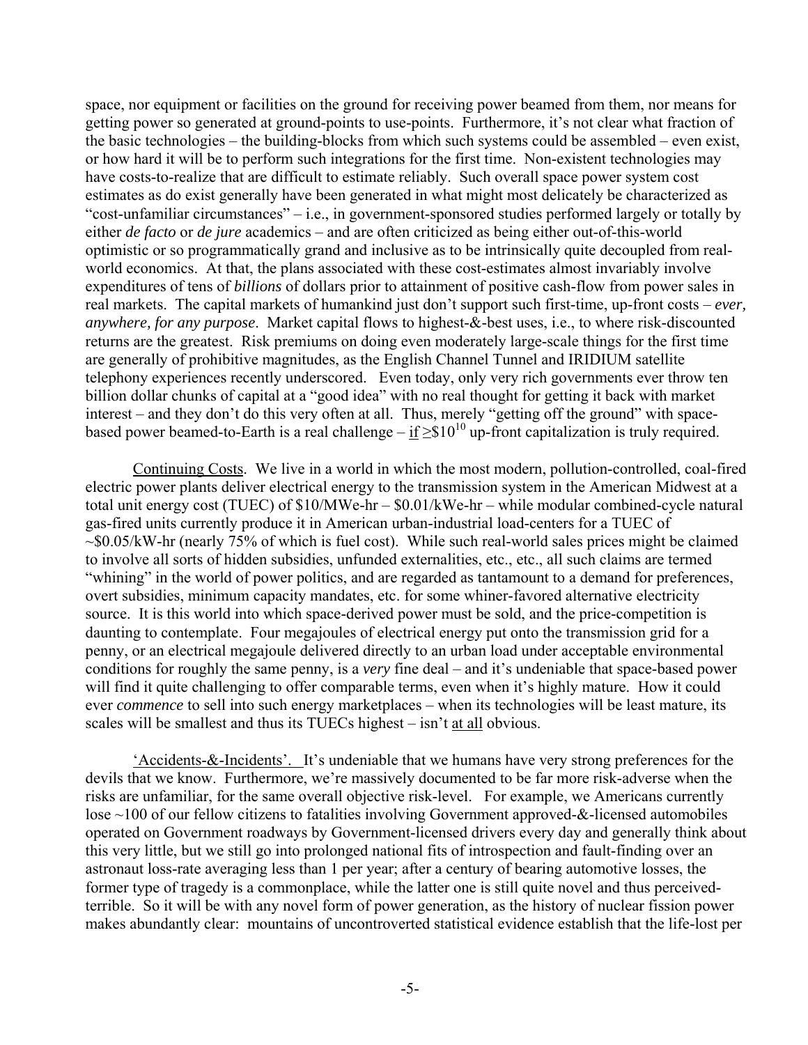space, nor equipment or facilities on the ground for receiving power beamed from them, nor means for getting power so generated at ground-points to use-points. Furthermore, it's not clear what fraction of the basic technologies – the building-blocks from which such systems could be assembled – even exist, or how hard it will be to perform such integrations for the first time. Non-existent technologies may have costs-to-realize that are difficult to estimate reliably. Such overall space power system cost estimates as do exist generally have been generated in what might most delicately be characterized as "cost-unfamiliar circumstances" – i.e., in government-sponsored studies performed largely or totally by either *de facto* or *de jure* academics – and are often criticized as being either out-of-this-world optimistic or so programmatically grand and inclusive as to be intrinsically quite decoupled from real-world economics. At that, the plans associated with these cost-estimates almost invariably involve expenditures of tens of *billions* of dollars prior to attainment of positive cash-flow from power sales in real markets. The capital markets of humankind just don't support such first-time, up-front costs – *ever, anywhere, for any purpose*. Market capital flows to highest-&-best uses, i.e., to where risk-discounted returns are the greatest. Risk premiums on doing even moderately large-scale things for the first time are generally of prohibitive magnitudes, as the English Channel Tunnel and IRIDIUM satellite telephony experiences recently underscored. Even today, only very rich governments ever throw ten billion dollar chunks of capital at a "good idea" with no real thought for getting it back with market interest – and they don't do this very often at all. Thus, merely "getting off the ground" with space-based power beamed-to-Earth is a real challenge – <u>if</u> $\geq\$10^{10}$ up-front capitalization is truly required.

<u>Continuing Costs</u>. We live in a world in which the most modern, pollution-controlled, coal-fired electric power plants deliver electrical energy to the transmission system in the American Midwest at a total unit energy cost (TUEC) of \$10/MWe-hr – \$0.01/kWe-hr – while modular combined-cycle natural gas-fired units currently produce it in American urban-industrial load-centers for a TUEC of ~\$0.05/kW-hr (nearly 75% of which is fuel cost). While such real-world sales prices might be claimed to involve all sorts of hidden subsidies, unfunded externalities, etc., etc., all such claims are termed "whining" in the world of power politics, and are regarded as tantamount to a demand for preferences, overt subsidies, minimum capacity mandates, etc. for some whiner-favored alternative electricity source. It is this world into which space-derived power must be sold, and the price-competition is daunting to contemplate. Four megajoules of electrical energy put onto the transmission grid for a penny, or an electrical megajoule delivered directly to an urban load under acceptable environmental conditions for roughly the same penny, is a *very* fine deal – and it's undeniable that space-based power will find it quite challenging to offer comparable terms, even when it's highly mature. How it could ever *commence* to sell into such energy marketplaces – when its technologies will be least mature, its scales will be smallest and thus its TUECs highest – isn't <u>at all</u> obvious.

<u>'Accidents-&-Incidents'</u>. It's undeniable that we humans have very strong preferences for the devils that we know. Furthermore, we're massively documented to be far more risk-adverse when the risks are unfamiliar, for the same overall objective risk-level. For example, we Americans currently lose ~100 of our fellow citizens to fatalities involving Government approved-&-licensed automobiles operated on Government roadways by Government-licensed drivers every day and generally think about this very little, but we still go into prolonged national fits of introspection and fault-finding over an astronaut loss-rate averaging less than 1 per year; after a century of bearing automotive losses, the former type of tragedy is a commonplace, while the latter one is still quite novel and thus perceived-terrible. So it will be with any novel form of power generation, as the history of nuclear fission power makes abundantly clear: mountains of uncontroverted statistical evidence establish that the life-lost per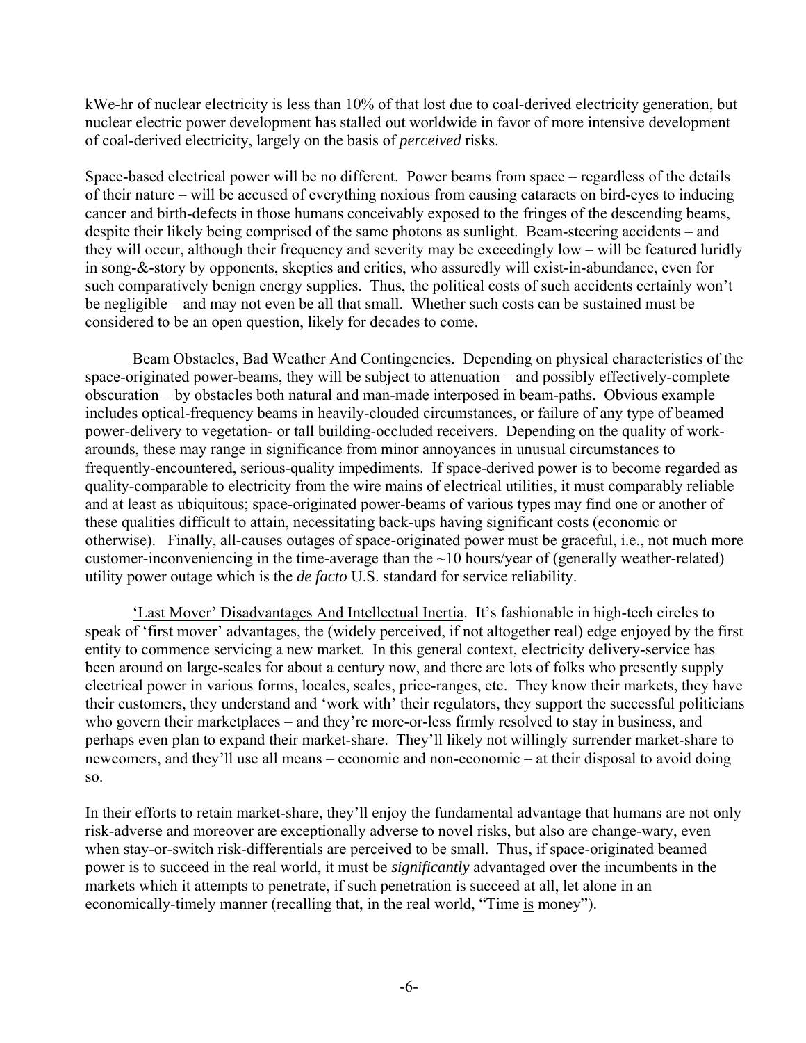kWe-hr of nuclear electricity is less than 10% of that lost due to coal-derived electricity generation, but nuclear electric power development has stalled out worldwide in favor of more intensive development of coal-derived electricity, largely on the basis of *perceived* risks.

Space-based electrical power will be no different. Power beams from space – regardless of the details of their nature – will be accused of everything noxious from causing cataracts on bird-eyes to inducing cancer and birth-defects in those humans conceivably exposed to the fringes of the descending beams, despite their likely being comprised of the same photons as sunlight. Beam-steering accidents – and they will occur, although their frequency and severity may be exceedingly low – will be featured luridly in song-&-story by opponents, skeptics and critics, who assuredly will exist-in-abundance, even for such comparatively benign energy supplies. Thus, the political costs of such accidents certainly won't be negligible – and may not even be all that small. Whether such costs can be sustained must be considered to be an open question, likely for decades to come.

Beam Obstacles, Bad Weather And Contingencies. Depending on physical characteristics of the space-originated power-beams, they will be subject to attenuation – and possibly effectively-complete obscuration – by obstacles both natural and man-made interposed in beam-paths. Obvious example includes optical-frequency beams in heavily-clouded circumstances, or failure of any type of beamed power-delivery to vegetation- or tall building-occluded receivers. Depending on the quality of work-arounds, these may range in significance from minor annoyances in unusual circumstances to frequently-encountered, serious-quality impediments. If space-derived power is to become regarded as quality-comparable to electricity from the wire mains of electrical utilities, it must comparably reliable and at least as ubiquitous; space-originated power-beams of various types may find one or another of these qualities difficult to attain, necessitating back-ups having significant costs (economic or otherwise). Finally, all-causes outages of space-originated power must be graceful, i.e., not much more customer-inconveniencing in the time-average than the ~10 hours/year of (generally weather-related) utility power outage which is the *de facto* U.S. standard for service reliability.

'Last Mover' Disadvantages And Intellectual Inertia. It's fashionable in high-tech circles to speak of 'first mover' advantages, the (widely perceived, if not altogether real) edge enjoyed by the first entity to commence servicing a new market. In this general context, electricity delivery-service has been around on large-scales for about a century now, and there are lots of folks who presently supply electrical power in various forms, locales, scales, price-ranges, etc. They know their markets, they have their customers, they understand and 'work with' their regulators, they support the successful politicians who govern their marketplaces – and they're more-or-less firmly resolved to stay in business, and perhaps even plan to expand their market-share. They'll likely not willingly surrender market-share to newcomers, and they'll use all means – economic and non-economic – at their disposal to avoid doing so.

In their efforts to retain market-share, they'll enjoy the fundamental advantage that humans are not only risk-adverse and moreover are exceptionally adverse to novel risks, but also are change-wary, even when stay-or-switch risk-differentials are perceived to be small. Thus, if space-originated beamed power is to succeed in the real world, it must be *significantly* advantaged over the incumbents in the markets which it attempts to penetrate, if such penetration is succeed at all, let alone in an economically-timely manner (recalling that, in the real world, "Time is money").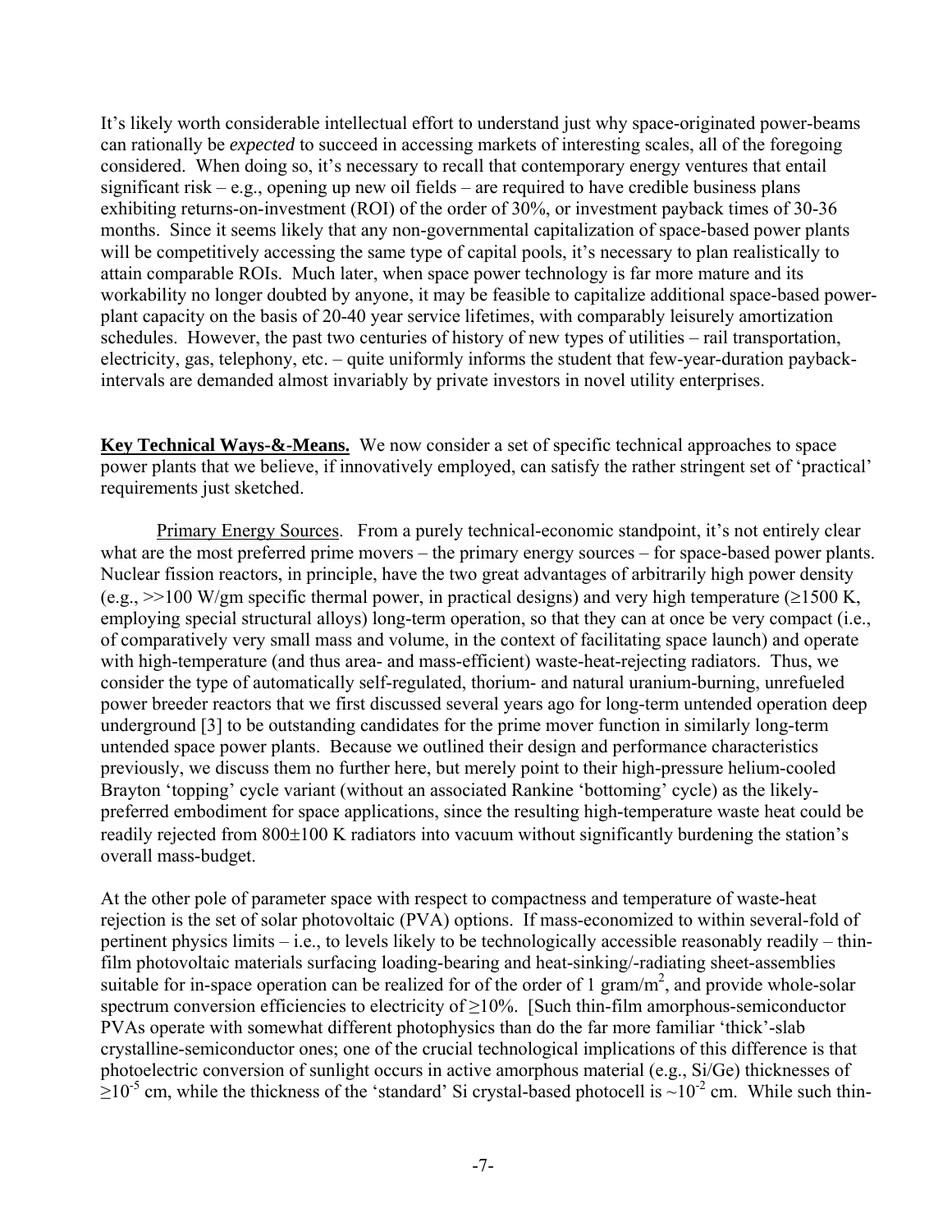It's likely worth considerable intellectual effort to understand just why space-originated power-beams can rationally be *expected* to succeed in accessing markets of interesting scales, all of the foregoing considered. When doing so, it's necessary to recall that contemporary energy ventures that entail significant risk – e.g., opening up new oil fields – are required to have credible business plans exhibiting returns-on-investment (ROI) of the order of 30%, or investment payback times of 30-36 months. Since it seems likely that any non-governmental capitalization of space-based power plants will be competitively accessing the same type of capital pools, it's necessary to plan realistically to attain comparable ROIs. Much later, when space power technology is far more mature and its workability no longer doubted by anyone, it may be feasible to capitalize additional space-based power-plant capacity on the basis of 20-40 year service lifetimes, with comparably leisurely amortization schedules. However, the past two centuries of history of new types of utilities – rail transportation, electricity, gas, telephony, etc. – quite uniformly informs the student that few-year-duration payback-intervals are demanded almost invariably by private investors in novel utility enterprises.

**Key Technical Ways-&-Means.** We now consider a set of specific technical approaches to space power plants that we believe, if innovatively employed, can satisfy the rather stringent set of 'practical' requirements just sketched.

Primary Energy Sources. From a purely technical-economic standpoint, it's not entirely clear what are the most preferred prime movers – the primary energy sources – for space-based power plants. Nuclear fission reactors, in principle, have the two great advantages of arbitrarily high power density (e.g., >>100 W/gm specific thermal power, in practical designs) and very high temperature ($\geq$1500 K, employing special structural alloys) long-term operation, so that they can at once be very compact (i.e., of comparatively very small mass and volume, in the context of facilitating space launch) and operate with high-temperature (and thus area- and mass-efficient) waste-heat-rejecting radiators. Thus, we consider the type of automatically self-regulated, thorium- and natural uranium-burning, unrefueled power breeder reactors that we first discussed several years ago for long-term untended operation deep underground [3] to be outstanding candidates for the prime mover function in similarly long-term untended space power plants. Because we outlined their design and performance characteristics previously, we discuss them no further here, but merely point to their high-pressure helium-cooled Brayton 'topping' cycle variant (without an associated Rankine 'bottoming' cycle) as the likely-preferred embodiment for space applications, since the resulting high-temperature waste heat could be readily rejected from 800$\pm$100 K radiators into vacuum without significantly burdening the station's overall mass-budget.

At the other pole of parameter space with respect to compactness and temperature of waste-heat rejection is the set of solar photovoltaic (PVA) options. If mass-economized to within several-fold of pertinent physics limits – i.e., to levels likely to be technologically accessible reasonably readily – thin-film photovoltaic materials surfacing loading-bearing and heat-sinking/-radiating sheet-assemblies suitable for in-space operation can be realized for of the order of 1 gram/m$^2$, and provide whole-solar spectrum conversion efficiencies to electricity of $\geq$10%. [Such thin-film amorphous-semiconductor PVAs operate with somewhat different photophysics than do the far more familiar 'thick'-slab crystalline-semiconductor ones; one of the crucial technological implications of this difference is that photoelectric conversion of sunlight occurs in active amorphous material (e.g., Si/Ge) thicknesses of $\geq 10^{-5}$ cm, while the thickness of the 'standard' Si crystal-based photocell is $\sim 10^{-2}$ cm. While such thin-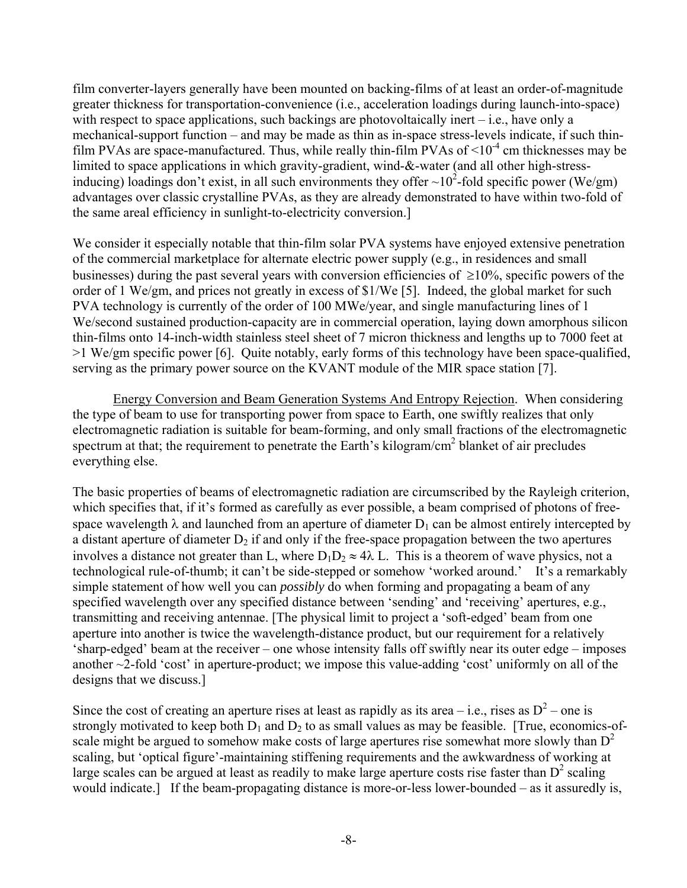film converter-layers generally have been mounted on backing-films of at least an order-of-magnitude greater thickness for transportation-convenience (i.e., acceleration loadings during launch-into-space) with respect to space applications, such backings are photovoltaically inert – i.e., have only a mechanical-support function – and may be made as thin as in-space stress-levels indicate, if such thin-film PVAs are space-manufactured. Thus, while really thin-film PVAs of $<10^{-4}$ cm thicknesses may be limited to space applications in which gravity-gradient, wind-&-water (and all other high-stress-inducing) loadings don't exist, in all such environments they offer $\sim 10^2$-fold specific power (We/gm) advantages over classic crystalline PVAs, as they are already demonstrated to have within two-fold of the same areal efficiency in sunlight-to-electricity conversion.]

We consider it especially notable that thin-film solar PVA systems have enjoyed extensive penetration of the commercial marketplace for alternate electric power supply (e.g., in residences and small businesses) during the past several years with conversion efficiencies of $\geq 10\%$, specific powers of the order of 1 We/gm, and prices not greatly in excess of \$1/We [5]. Indeed, the global market for such PVA technology is currently of the order of 100 MWe/year, and single manufacturing lines of 1 We/second sustained production-capacity are in commercial operation, laying down amorphous silicon thin-films onto 14-inch-width stainless steel sheet of 7 micron thickness and lengths up to 7000 feet at >1 We/gm specific power [6]. Quite notably, early forms of this technology have been space-qualified, serving as the primary power source on the KVANT module of the MIR space station [7].

Energy Conversion and Beam Generation Systems And Entropy Rejection. When considering the type of beam to use for transporting power from space to Earth, one swiftly realizes that only electromagnetic radiation is suitable for beam-forming, and only small fractions of the electromagnetic spectrum at that; the requirement to penetrate the Earth's kilogram/cm$^2$ blanket of air precludes everything else.

The basic properties of beams of electromagnetic radiation are circumscribed by the Rayleigh criterion, which specifies that, if it's formed as carefully as ever possible, a beam comprised of photons of free-space wavelength $\lambda$ and launched from an aperture of diameter $D_1$ can be almost entirely intercepted by a distant aperture of diameter $D_2$ if and only if the free-space propagation between the two apertures involves a distance not greater than L, where $D_1D_2 \approx 4\lambda L$. This is a theorem of wave physics, not a technological rule-of-thumb; it can't be side-stepped or somehow 'worked around.' It's a remarkably simple statement of how well you can *possibly* do when forming and propagating a beam of any specified wavelength over any specified distance between 'sending' and 'receiving' apertures, e.g., transmitting and receiving antennae. [The physical limit to project a 'soft-edged' beam from one aperture into another is twice the wavelength-distance product, but our requirement for a relatively 'sharp-edged' beam at the receiver – one whose intensity falls off swiftly near its outer edge – imposes another ~2-fold 'cost' in aperture-product; we impose this value-adding 'cost' uniformly on all of the designs that we discuss.]

Since the cost of creating an aperture rises at least as rapidly as its area – i.e., rises as $D^2$ – one is strongly motivated to keep both $D_1$ and $D_2$ to as small values as may be feasible. [True, economics-of-scale might be argued to somehow make costs of large apertures rise somewhat more slowly than $D^2$ scaling, but 'optical figure'-maintaining stiffening requirements and the awkwardness of working at large scales can be argued at least as readily to make large aperture costs rise faster than $D^2$ scaling would indicate.] If the beam-propagating distance is more-or-less lower-bounded – as it assuredly is,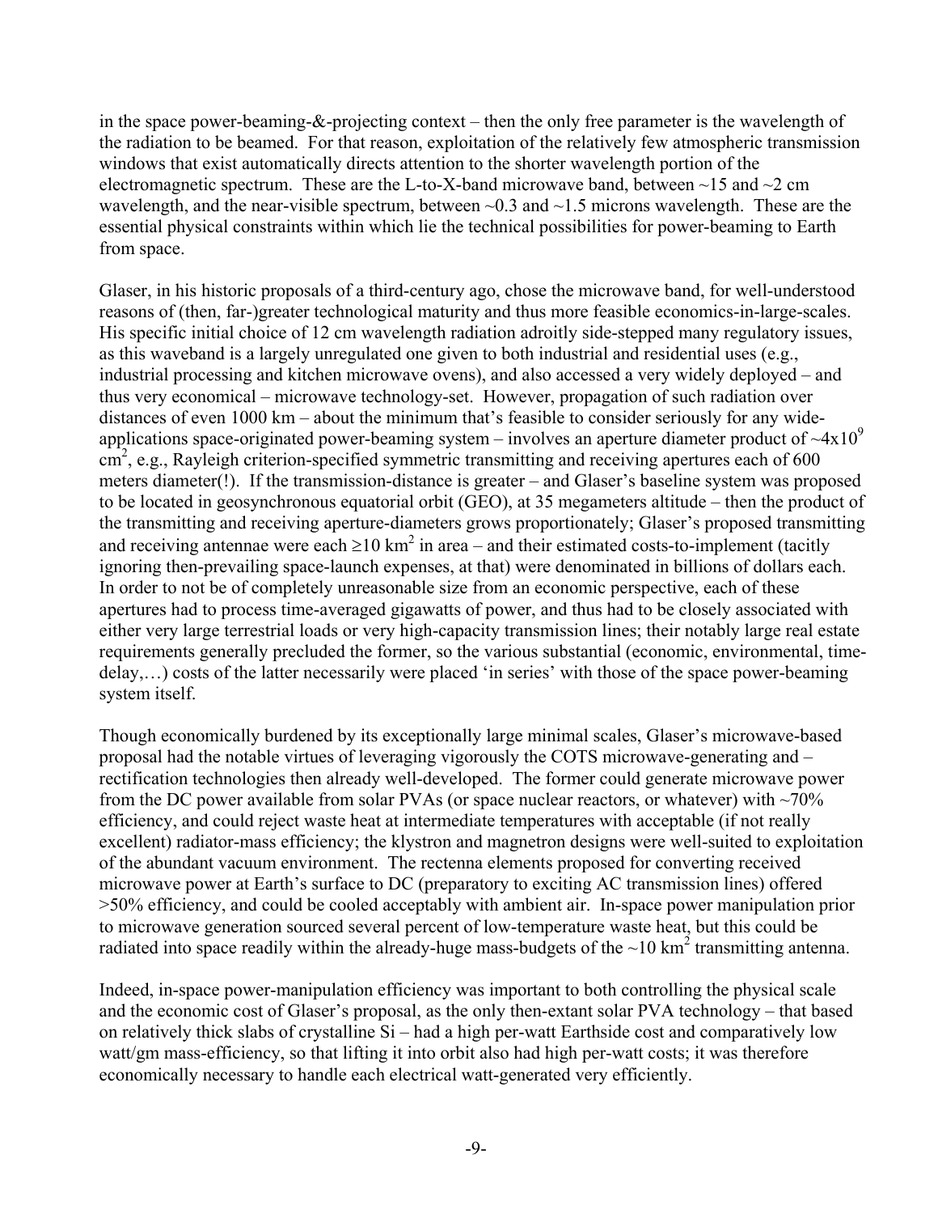in the space power-beaming-&-projecting context – then the only free parameter is the wavelength of the radiation to be beamed. For that reason, exploitation of the relatively few atmospheric transmission windows that exist automatically directs attention to the shorter wavelength portion of the electromagnetic spectrum. These are the L-to-X-band microwave band, between ~15 and ~2 cm wavelength, and the near-visible spectrum, between ~0.3 and ~1.5 microns wavelength. These are the essential physical constraints within which lie the technical possibilities for power-beaming to Earth from space.

Glaser, in his historic proposals of a third-century ago, chose the microwave band, for well-understood reasons of (then, far-)greater technological maturity and thus more feasible economics-in-large-scales. His specific initial choice of 12 cm wavelength radiation adroitly side-stepped many regulatory issues, as this waveband is a largely unregulated one given to both industrial and residential uses (e.g., industrial processing and kitchen microwave ovens), and also accessed a very widely deployed – and thus very economical – microwave technology-set. However, propagation of such radiation over distances of even 1000 km – about the minimum that's feasible to consider seriously for any wide-applications space-originated power-beaming system – involves an aperture diameter product of $\sim 4 \times 10^9$ $cm^2$, e.g., Rayleigh criterion-specified symmetric transmitting and receiving apertures each of 600 meters diameter(!). If the transmission-distance is greater – and Glaser's baseline system was proposed to be located in geosynchronous equatorial orbit (GEO), at 35 megameters altitude – then the product of the transmitting and receiving aperture-diameters grows proportionately; Glaser's proposed transmitting and receiving antennae were each $\geq 10$ $km^2$ in area – and their estimated costs-to-implement (tacitly ignoring then-prevailing space-launch expenses, at that) were denominated in billions of dollars each. In order to not be of completely unreasonable size from an economic perspective, each of these apertures had to process time-averaged gigawatts of power, and thus had to be closely associated with either very large terrestrial loads or very high-capacity transmission lines; their notably large real estate requirements generally precluded the former, so the various substantial (economic, environmental, time-delay,…) costs of the latter necessarily were placed 'in series' with those of the space power-beaming system itself.

Though economically burdened by its exceptionally large minimal scales, Glaser's microwave-based proposal had the notable virtues of leveraging vigorously the COTS microwave-generating and –rectification technologies then already well-developed. The former could generate microwave power from the DC power available from solar PVAs (or space nuclear reactors, or whatever) with ~70% efficiency, and could reject waste heat at intermediate temperatures with acceptable (if not really excellent) radiator-mass efficiency; the klystron and magnetron designs were well-suited to exploitation of the abundant vacuum environment. The rectenna elements proposed for converting received microwave power at Earth's surface to DC (preparatory to exciting AC transmission lines) offered >50% efficiency, and could be cooled acceptably with ambient air. In-space power manipulation prior to microwave generation sourced several percent of low-temperature waste heat, but this could be radiated into space readily within the already-huge mass-budgets of the ~10 $km^2$ transmitting antenna.

Indeed, in-space power-manipulation efficiency was important to both controlling the physical scale and the economic cost of Glaser's proposal, as the only then-extant solar PVA technology – that based on relatively thick slabs of crystalline Si – had a high per-watt Earthside cost and comparatively low watt/gm mass-efficiency, so that lifting it into orbit also had high per-watt costs; it was therefore economically necessary to handle each electrical watt-generated very efficiently.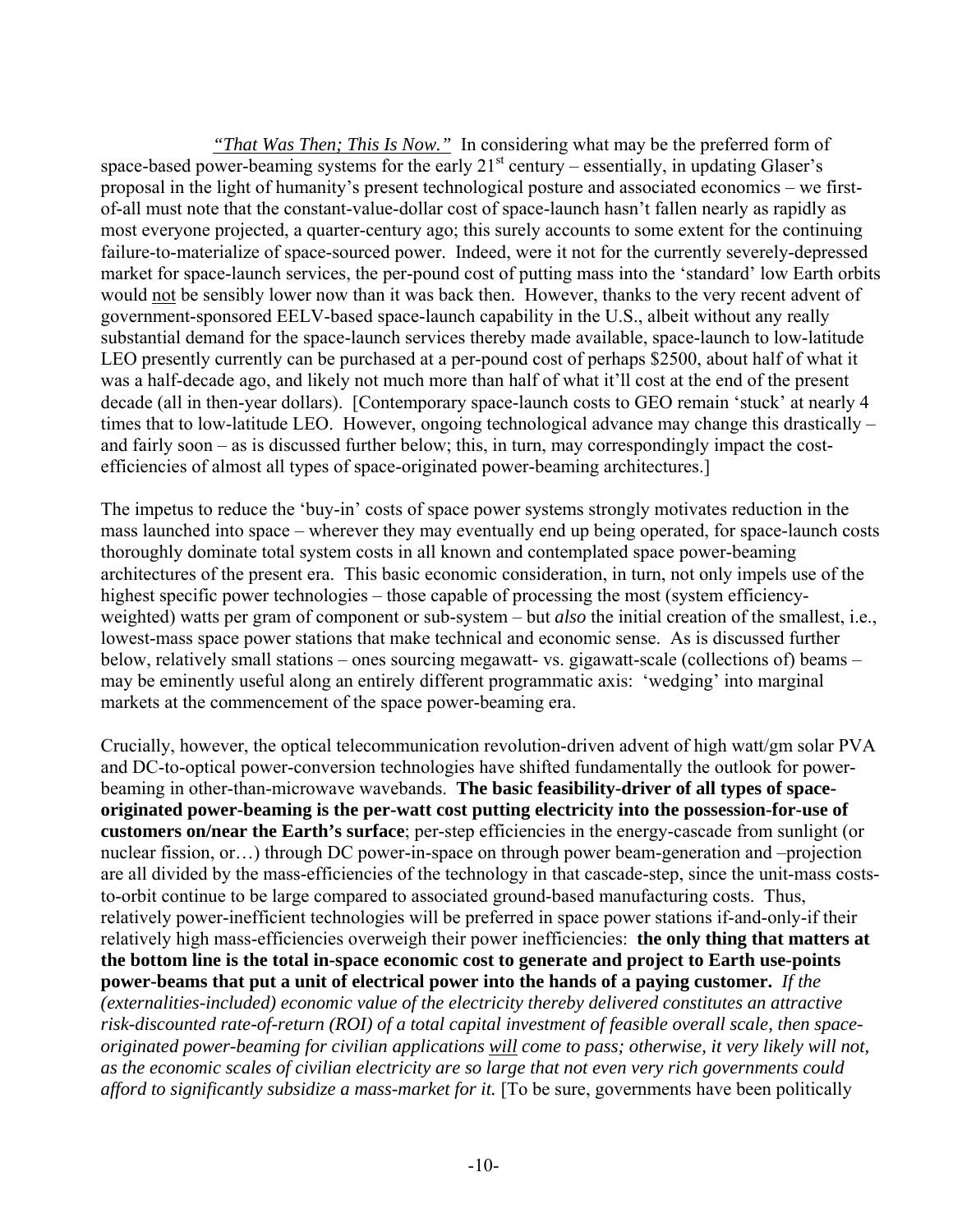*"That Was Then; This Is Now."* In considering what may be the preferred form of space-based power-beaming systems for the early 21st century – essentially, in updating Glaser's proposal in the light of humanity's present technological posture and associated economics – we first-of-all must note that the constant-value-dollar cost of space-launch hasn't fallen nearly as rapidly as most everyone projected, a quarter-century ago; this surely accounts to some extent for the continuing failure-to-materialize of space-sourced power. Indeed, were it not for the currently severely-depressed market for space-launch services, the per-pound cost of putting mass into the 'standard' low Earth orbits would not be sensibly lower now than it was back then. However, thanks to the very recent advent of government-sponsored EELV-based space-launch capability in the U.S., albeit without any really substantial demand for the space-launch services thereby made available, space-launch to low-latitude LEO presently currently can be purchased at a per-pound cost of perhaps $2500, about half of what it was a half-decade ago, and likely not much more than half of what it'll cost at the end of the present decade (all in then-year dollars). [Contemporary space-launch costs to GEO remain 'stuck' at nearly 4 times that to low-latitude LEO. However, ongoing technological advance may change this drastically – and fairly soon – as is discussed further below; this, in turn, may correspondingly impact the cost-efficiencies of almost all types of space-originated power-beaming architectures.]

The impetus to reduce the 'buy-in' costs of space power systems strongly motivates reduction in the mass launched into space – wherever they may eventually end up being operated, for space-launch costs thoroughly dominate total system costs in all known and contemplated space power-beaming architectures of the present era. This basic economic consideration, in turn, not only impels use of the highest specific power technologies – those capable of processing the most (system efficiency-weighted) watts per gram of component or sub-system – but *also* the initial creation of the smallest, i.e., lowest-mass space power stations that make technical and economic sense. As is discussed further below, relatively small stations – ones sourcing megawatt- vs. gigawatt-scale (collections of) beams – may be eminently useful along an entirely different programmatic axis: 'wedging' into marginal markets at the commencement of the space power-beaming era.

Crucially, however, the optical telecommunication revolution-driven advent of high watt/gm solar PVA and DC-to-optical power-conversion technologies have shifted fundamentally the outlook for power-beaming in other-than-microwave wavebands. **The basic feasibility-driver of all types of space-originated power-beaming is the per-watt cost putting electricity into the possession-for-use of customers on/near the Earth's surface**; per-step efficiencies in the energy-cascade from sunlight (or nuclear fission, or…) through DC power-in-space on through power beam-generation and –projection are all divided by the mass-efficiencies of the technology in that cascade-step, since the unit-mass costs-to-orbit continue to be large compared to associated ground-based manufacturing costs. Thus, relatively power-inefficient technologies will be preferred in space power stations if-and-only-if their relatively high mass-efficiencies overweigh their power inefficiencies: **the only thing that matters at the bottom line is the total in-space economic cost to generate and project to Earth use-points power-beams that put a unit of electrical power into the hands of a paying customer.** *If the (externalities-included) economic value of the electricity thereby delivered constitutes an attractive risk-discounted rate-of-return (ROI) of a total capital investment of feasible overall scale, then space-originated power-beaming for civilian applications will come to pass; otherwise, it very likely will not, as the economic scales of civilian electricity are so large that not even very rich governments could afford to significantly subsidize a mass-market for it.* [To be sure, governments have been politically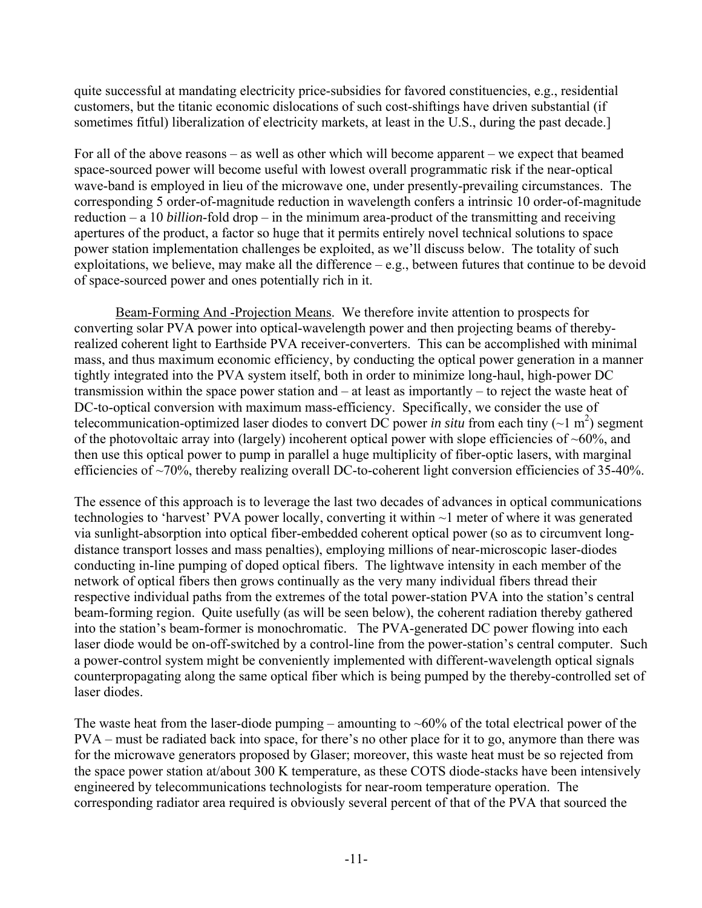quite successful at mandating electricity price-subsidies for favored constituencies, e.g., residential customers, but the titanic economic dislocations of such cost-shiftings have driven substantial (if sometimes fitful) liberalization of electricity markets, at least in the U.S., during the past decade.]

For all of the above reasons – as well as other which will become apparent – we expect that beamed space-sourced power will become useful with lowest overall programmatic risk if the near-optical wave-band is employed in lieu of the microwave one, under presently-prevailing circumstances. The corresponding 5 order-of-magnitude reduction in wavelength confers a intrinsic 10 order-of-magnitude reduction – a 10 *billion*-fold drop – in the minimum area-product of the transmitting and receiving apertures of the product, a factor so huge that it permits entirely novel technical solutions to space power station implementation challenges be exploited, as we'll discuss below. The totality of such exploitations, we believe, may make all the difference – e.g., between futures that continue to be devoid of space-sourced power and ones potentially rich in it.

Beam-Forming And -Projection Means. We therefore invite attention to prospects for converting solar PVA power into optical-wavelength power and then projecting beams of thereby-realized coherent light to Earthside PVA receiver-converters. This can be accomplished with minimal mass, and thus maximum economic efficiency, by conducting the optical power generation in a manner tightly integrated into the PVA system itself, both in order to minimize long-haul, high-power DC transmission within the space power station and – at least as importantly – to reject the waste heat of DC-to-optical conversion with maximum mass-efficiency. Specifically, we consider the use of telecommunication-optimized laser diodes to convert DC power *in situ* from each tiny (~1 m$^2$) segment of the photovoltaic array into (largely) incoherent optical power with slope efficiencies of ~60%, and then use this optical power to pump in parallel a huge multiplicity of fiber-optic lasers, with marginal efficiencies of ~70%, thereby realizing overall DC-to-coherent light conversion efficiencies of 35-40%.

The essence of this approach is to leverage the last two decades of advances in optical communications technologies to 'harvest' PVA power locally, converting it within ~1 meter of where it was generated via sunlight-absorption into optical fiber-embedded coherent optical power (so as to circumvent long-distance transport losses and mass penalties), employing millions of near-microscopic laser-diodes conducting in-line pumping of doped optical fibers. The lightwave intensity in each member of the network of optical fibers then grows continually as the very many individual fibers thread their respective individual paths from the extremes of the total power-station PVA into the station's central beam-forming region. Quite usefully (as will be seen below), the coherent radiation thereby gathered into the station's beam-former is monochromatic. The PVA-generated DC power flowing into each laser diode would be on-off-switched by a control-line from the power-station's central computer. Such a power-control system might be conveniently implemented with different-wavelength optical signals counterpropagating along the same optical fiber which is being pumped by the thereby-controlled set of laser diodes.

The waste heat from the laser-diode pumping – amounting to ~60% of the total electrical power of the PVA – must be radiated back into space, for there's no other place for it to go, anymore than there was for the microwave generators proposed by Glaser; moreover, this waste heat must be so rejected from the space power station at/about 300 K temperature, as these COTS diode-stacks have been intensively engineered by telecommunications technologists for near-room temperature operation. The corresponding radiator area required is obviously several percent of that of the PVA that sourced the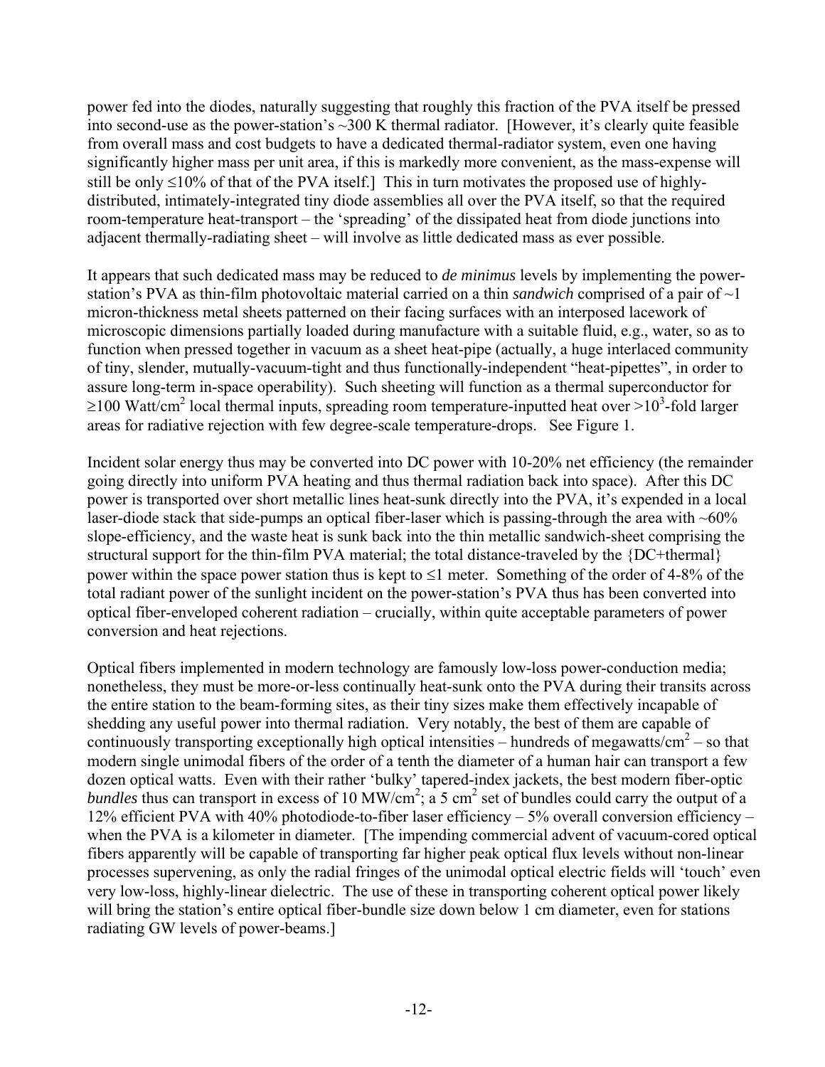power fed into the diodes, naturally suggesting that roughly this fraction of the PVA itself be pressed into second-use as the power-station's ~300 K thermal radiator. [However, it's clearly quite feasible from overall mass and cost budgets to have a dedicated thermal-radiator system, even one having significantly higher mass per unit area, if this is markedly more convenient, as the mass-expense will still be only ≤10% of that of the PVA itself.] This in turn motivates the proposed use of highly-distributed, intimately-integrated tiny diode assemblies all over the PVA itself, so that the required room-temperature heat-transport – the 'spreading' of the dissipated heat from diode junctions into adjacent thermally-radiating sheet – will involve as little dedicated mass as ever possible.

It appears that such dedicated mass may be reduced to *de minimus* levels by implementing the power-station's PVA as thin-film photovoltaic material carried on a thin *sandwich* comprised of a pair of ~1 micron-thickness metal sheets patterned on their facing surfaces with an interposed lacework of microscopic dimensions partially loaded during manufacture with a suitable fluid, e.g., water, so as to function when pressed together in vacuum as a sheet heat-pipe (actually, a huge interlaced community of tiny, slender, mutually-vacuum-tight and thus functionally-independent "heat-pipettes", in order to assure long-term in-space operability). Such sheeting will function as a thermal superconductor for ≥100 Watt/cm$^2$ local thermal inputs, spreading room temperature-inputted heat over >10$^3$-fold larger areas for radiative rejection with few degree-scale temperature-drops. See Figure 1.

Incident solar energy thus may be converted into DC power with 10-20% net efficiency (the remainder going directly into uniform PVA heating and thus thermal radiation back into space). After this DC power is transported over short metallic lines heat-sunk directly into the PVA, it's expended in a local laser-diode stack that side-pumps an optical fiber-laser which is passing-through the area with ~60% slope-efficiency, and the waste heat is sunk back into the thin metallic sandwich-sheet comprising the structural support for the thin-film PVA material; the total distance-traveled by the {DC+thermal} power within the space power station thus is kept to ≤1 meter. Something of the order of 4-8% of the total radiant power of the sunlight incident on the power-station's PVA thus has been converted into optical fiber-enveloped coherent radiation – crucially, within quite acceptable parameters of power conversion and heat rejections.

Optical fibers implemented in modern technology are famously low-loss power-conduction media; nonetheless, they must be more-or-less continually heat-sunk onto the PVA during their transits across the entire station to the beam-forming sites, as their tiny sizes make them effectively incapable of shedding any useful power into thermal radiation. Very notably, the best of them are capable of continuously transporting exceptionally high optical intensities – hundreds of megawatts/cm$^2$ – so that modern single unimodal fibers of the order of a tenth the diameter of a human hair can transport a few dozen optical watts. Even with their rather 'bulky' tapered-index jackets, the best modern fiber-optic *bundles* thus can transport in excess of 10 MW/cm$^2$; a 5 cm$^2$ set of bundles could carry the output of a 12% efficient PVA with 40% photodiode-to-fiber laser efficiency – 5% overall conversion efficiency – when the PVA is a kilometer in diameter. [The impending commercial advent of vacuum-cored optical fibers apparently will be capable of transporting far higher peak optical flux levels without non-linear processes supervening, as only the radial fringes of the unimodal optical electric fields will 'touch' even very low-loss, highly-linear dielectric. The use of these in transporting coherent optical power likely will bring the station's entire optical fiber-bundle size down below 1 cm diameter, even for stations radiating GW levels of power-beams.]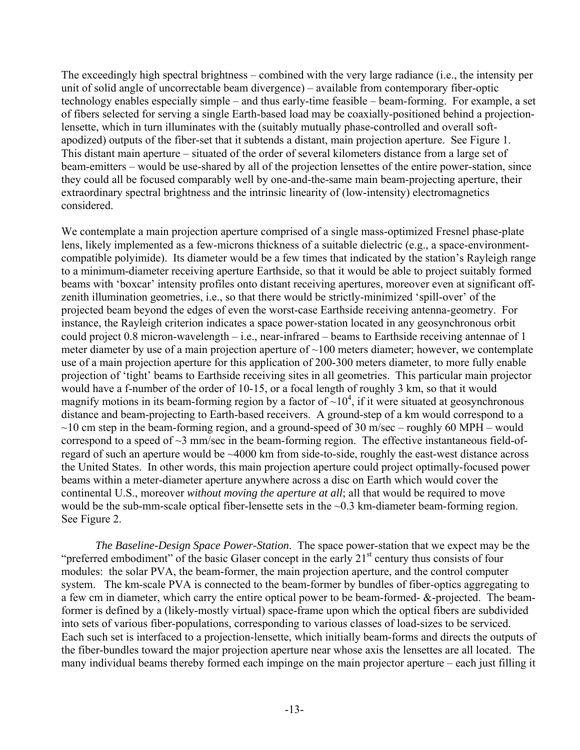The exceedingly high spectral brightness – combined with the very large radiance (i.e., the intensity per unit of solid angle of uncorrectable beam divergence) – available from contemporary fiber-optic technology enables especially simple – and thus early-time feasible – beam-forming. For example, a set of fibers selected for serving a single Earth-based load may be coaxially-positioned behind a projection-lensette, which in turn illuminates with the (suitably mutually phase-controlled and overall soft-apodized) outputs of the fiber-set that it subtends a distant, main projection aperture. See Figure 1. This distant main aperture – situated of the order of several kilometers distance from a large set of beam-emitters – would be use-shared by all of the projection lensettes of the entire power-station, since they could all be focused comparably well by one-and-the-same main beam-projecting aperture, their extraordinary spectral brightness and the intrinsic linearity of (low-intensity) electromagnetics considered.

We contemplate a main projection aperture comprised of a single mass-optimized Fresnel phase-plate lens, likely implemented as a few-microns thickness of a suitable dielectric (e.g., a space-environment-compatible polyimide). Its diameter would be a few times that indicated by the station's Rayleigh range to a minimum-diameter receiving aperture Earthside, so that it would be able to project suitably formed beams with 'boxcar' intensity profiles onto distant receiving apertures, moreover even at significant off-zenith illumination geometries, i.e., so that there would be strictly-minimized 'spill-over' of the projected beam beyond the edges of even the worst-case Earthside receiving antenna-geometry. For instance, the Rayleigh criterion indicates a space power-station located in any geosynchronous orbit could project 0.8 micron-wavelength – i.e., near-infrared – beams to Earthside receiving antennae of 1 meter diameter by use of a main projection aperture of ~100 meters diameter; however, we contemplate use of a main projection aperture for this application of 200-300 meters diameter, to more fully enable projection of 'tight' beams to Earthside receiving sites in all geometries. This particular main projector would have a f-number of the order of 10-15, or a focal length of roughly 3 km, so that it would magnify motions in its beam-forming region by a factor of $\sim 10^4$, if it were situated at geosynchronous distance and beam-projecting to Earth-based receivers. A ground-step of a km would correspond to a ~10 cm step in the beam-forming region, and a ground-speed of 30 m/sec – roughly 60 MPH – would correspond to a speed of ~3 mm/sec in the beam-forming region. The effective instantaneous field-of-regard of such an aperture would be ~4000 km from side-to-side, roughly the east-west distance across the United States. In other words, this main projection aperture could project optimally-focused power beams within a meter-diameter aperture anywhere across a disc on Earth which would cover the continental U.S., moreover *without moving the aperture at all*; all that would be required to move would be the sub-mm-scale optical fiber-lensette sets in the ~0.3 km-diameter beam-forming region. See Figure 2.

*The Baseline-Design Space Power-Station*. The space power-station that we expect may be the "preferred embodiment" of the basic Glaser concept in the early 21[st] century thus consists of four modules: the solar PVA, the beam-former, the main projection aperture, and the control computer system. The km-scale PVA is connected to the beam-former by bundles of fiber-optics aggregating to a few cm in diameter, which carry the entire optical power to be beam-formed- &-projected. The beam-former is defined by a (likely-mostly virtual) space-frame upon which the optical fibers are subdivided into sets of various fiber-populations, corresponding to various classes of load-sizes to be serviced. Each such set is interfaced to a projection-lensette, which initially beam-forms and directs the outputs of the fiber-bundles toward the major projection aperture near whose axis the lensettes are all located. The many individual beams thereby formed each impinge on the main projector aperture – each just filling it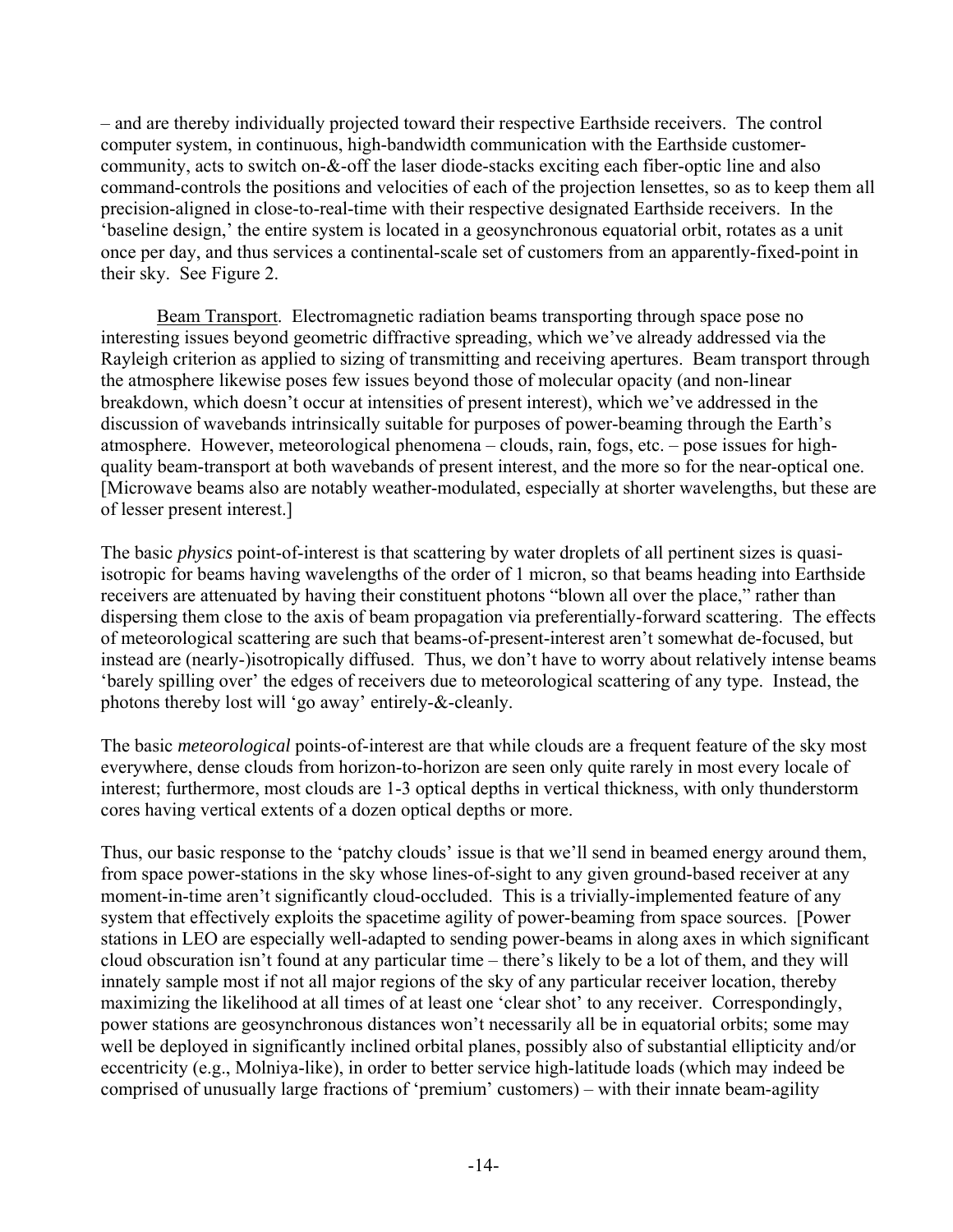– and are thereby individually projected toward their respective Earthside receivers. The control computer system, in continuous, high-bandwidth communication with the Earthside customer-community, acts to switch on-&-off the laser diode-stacks exciting each fiber-optic line and also command-controls the positions and velocities of each of the projection lensettes, so as to keep them all precision-aligned in close-to-real-time with their respective designated Earthside receivers. In the 'baseline design,' the entire system is located in a geosynchronous equatorial orbit, rotates as a unit once per day, and thus services a continental-scale set of customers from an apparently-fixed-point in their sky. See Figure 2.

Beam Transport. Electromagnetic radiation beams transporting through space pose no interesting issues beyond geometric diffractive spreading, which we've already addressed via the Rayleigh criterion as applied to sizing of transmitting and receiving apertures. Beam transport through the atmosphere likewise poses few issues beyond those of molecular opacity (and non-linear breakdown, which doesn't occur at intensities of present interest), which we've addressed in the discussion of wavebands intrinsically suitable for purposes of power-beaming through the Earth's atmosphere. However, meteorological phenomena – clouds, rain, fogs, etc. – pose issues for high-quality beam-transport at both wavebands of present interest, and the more so for the near-optical one. [Microwave beams also are notably weather-modulated, especially at shorter wavelengths, but these are of lesser present interest.]

The basic *physics* point-of-interest is that scattering by water droplets of all pertinent sizes is quasi-isotropic for beams having wavelengths of the order of 1 micron, so that beams heading into Earthside receivers are attenuated by having their constituent photons "blown all over the place," rather than dispersing them close to the axis of beam propagation via preferentially-forward scattering. The effects of meteorological scattering are such that beams-of-present-interest aren't somewhat de-focused, but instead are (nearly-)isotropically diffused. Thus, we don't have to worry about relatively intense beams 'barely spilling over' the edges of receivers due to meteorological scattering of any type. Instead, the photons thereby lost will 'go away' entirely-&-cleanly.

The basic *meteorological* points-of-interest are that while clouds are a frequent feature of the sky most everywhere, dense clouds from horizon-to-horizon are seen only quite rarely in most every locale of interest; furthermore, most clouds are 1-3 optical depths in vertical thickness, with only thunderstorm cores having vertical extents of a dozen optical depths or more.

Thus, our basic response to the 'patchy clouds' issue is that we'll send in beamed energy around them, from space power-stations in the sky whose lines-of-sight to any given ground-based receiver at any moment-in-time aren't significantly cloud-occluded. This is a trivially-implemented feature of any system that effectively exploits the spacetime agility of power-beaming from space sources. [Power stations in LEO are especially well-adapted to sending power-beams in along axes in which significant cloud obscuration isn't found at any particular time – there's likely to be a lot of them, and they will innately sample most if not all major regions of the sky of any particular receiver location, thereby maximizing the likelihood at all times of at least one 'clear shot' to any receiver. Correspondingly, power stations are geosynchronous distances won't necessarily all be in equatorial orbits; some may well be deployed in significantly inclined orbital planes, possibly also of substantial ellipticity and/or eccentricity (e.g., Molniya-like), in order to better service high-latitude loads (which may indeed be comprised of unusually large fractions of 'premium' customers) – with their innate beam-agility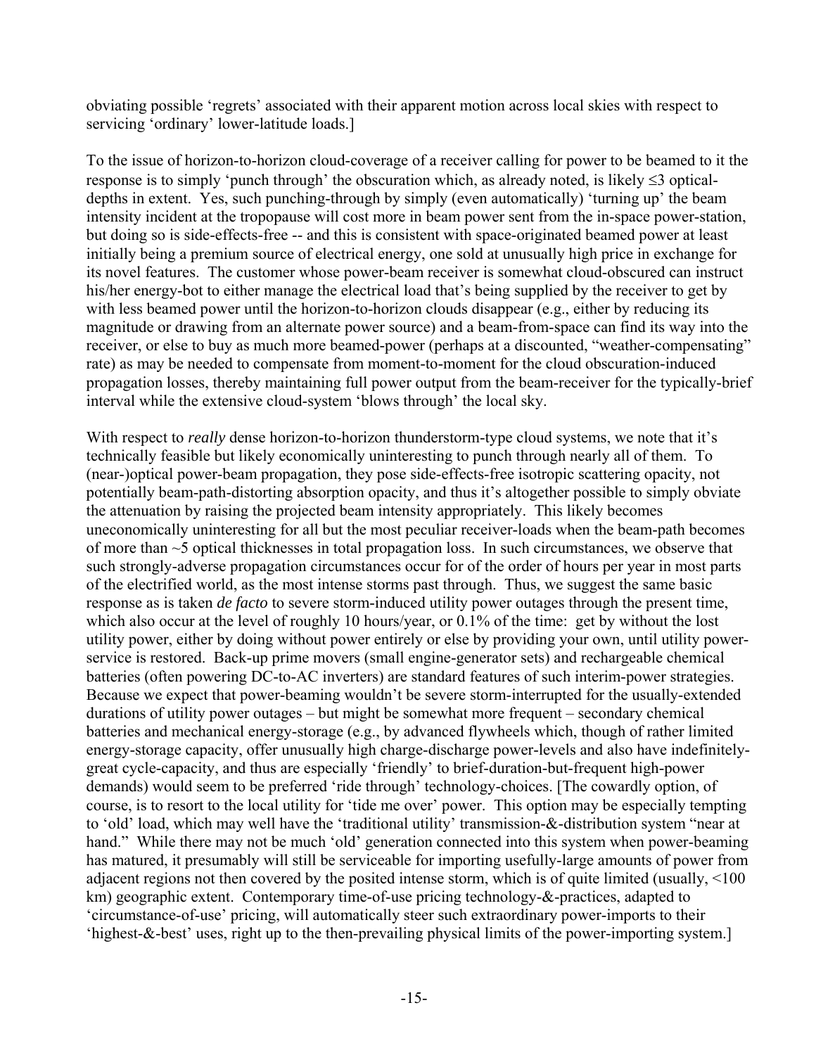obviating possible 'regrets' associated with their apparent motion across local skies with respect to servicing 'ordinary' lower-latitude loads.]

To the issue of horizon-to-horizon cloud-coverage of a receiver calling for power to be beamed to it the response is to simply 'punch through' the obscuration which, as already noted, is likely $\leq$3 optical-depths in extent. Yes, such punching-through by simply (even automatically) 'turning up' the beam intensity incident at the tropopause will cost more in beam power sent from the in-space power-station, but doing so is side-effects-free -- and this is consistent with space-originated beamed power at least initially being a premium source of electrical energy, one sold at unusually high price in exchange for its novel features. The customer whose power-beam receiver is somewhat cloud-obscured can instruct his/her energy-bot to either manage the electrical load that's being supplied by the receiver to get by with less beamed power until the horizon-to-horizon clouds disappear (e.g., either by reducing its magnitude or drawing from an alternate power source) and a beam-from-space can find its way into the receiver, or else to buy as much more beamed-power (perhaps at a discounted, "weather-compensating" rate) as may be needed to compensate from moment-to-moment for the cloud obscuration-induced propagation losses, thereby maintaining full power output from the beam-receiver for the typically-brief interval while the extensive cloud-system 'blows through' the local sky.

With respect to *really* dense horizon-to-horizon thunderstorm-type cloud systems, we note that it's technically feasible but likely economically uninteresting to punch through nearly all of them. To (near-)optical power-beam propagation, they pose side-effects-free isotropic scattering opacity, not potentially beam-path-distorting absorption opacity, and thus it's altogether possible to simply obviate the attenuation by raising the projected beam intensity appropriately. This likely becomes uneconomically uninteresting for all but the most peculiar receiver-loads when the beam-path becomes of more than ~5 optical thicknesses in total propagation loss. In such circumstances, we observe that such strongly-adverse propagation circumstances occur for of the order of hours per year in most parts of the electrified world, as the most intense storms past through. Thus, we suggest the same basic response as is taken *de facto* to severe storm-induced utility power outages through the present time, which also occur at the level of roughly 10 hours/year, or 0.1% of the time: get by without the lost utility power, either by doing without power entirely or else by providing your own, until utility power-service is restored. Back-up prime movers (small engine-generator sets) and rechargeable chemical batteries (often powering DC-to-AC inverters) are standard features of such interim-power strategies. Because we expect that power-beaming wouldn't be severe storm-interrupted for the usually-extended durations of utility power outages – but might be somewhat more frequent – secondary chemical batteries and mechanical energy-storage (e.g., by advanced flywheels which, though of rather limited energy-storage capacity, offer unusually high charge-discharge power-levels and also have indefinitely-great cycle-capacity, and thus are especially 'friendly' to brief-duration-but-frequent high-power demands) would seem to be preferred 'ride through' technology-choices. [The cowardly option, of course, is to resort to the local utility for 'tide me over' power. This option may be especially tempting to 'old' load, which may well have the 'traditional utility' transmission-&-distribution system "near at hand." While there may not be much 'old' generation connected into this system when power-beaming has matured, it presumably will still be serviceable for importing usefully-large amounts of power from adjacent regions not then covered by the posited intense storm, which is of quite limited (usually, <100 km) geographic extent. Contemporary time-of-use pricing technology-&-practices, adapted to 'circumstance-of-use' pricing, will automatically steer such extraordinary power-imports to their 'highest-&-best' uses, right up to the then-prevailing physical limits of the power-importing system.]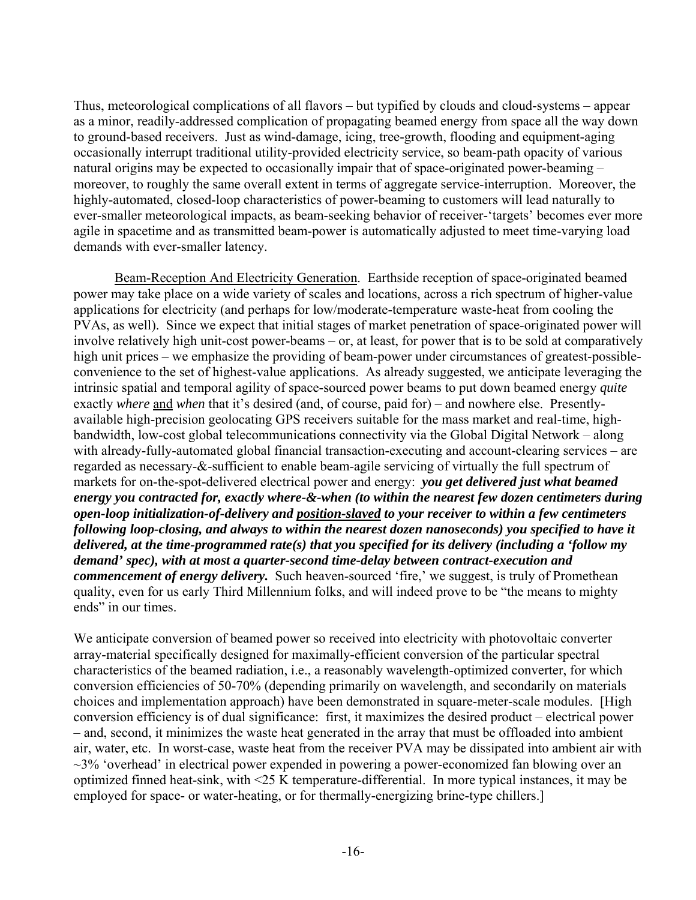Thus, meteorological complications of all flavors – but typified by clouds and cloud-systems – appear as a minor, readily-addressed complication of propagating beamed energy from space all the way down to ground-based receivers. Just as wind-damage, icing, tree-growth, flooding and equipment-aging occasionally interrupt traditional utility-provided electricity service, so beam-path opacity of various natural origins may be expected to occasionally impair that of space-originated power-beaming – moreover, to roughly the same overall extent in terms of aggregate service-interruption. Moreover, the highly-automated, closed-loop characteristics of power-beaming to customers will lead naturally to ever-smaller meteorological impacts, as beam-seeking behavior of receiver-'targets' becomes ever more agile in spacetime and as transmitted beam-power is automatically adjusted to meet time-varying load demands with ever-smaller latency.

<u>Beam-Reception And Electricity Generation</u>. Earthside reception of space-originated beamed power may take place on a wide variety of scales and locations, across a rich spectrum of higher-value applications for electricity (and perhaps for low/moderate-temperature waste-heat from cooling the PVAs, as well). Since we expect that initial stages of market penetration of space-originated power will involve relatively high unit-cost power-beams – or, at least, for power that is to be sold at comparatively high unit prices – we emphasize the providing of beam-power under circumstances of greatest-possible-convenience to the set of highest-value applications. As already suggested, we anticipate leveraging the intrinsic spatial and temporal agility of space-sourced power beams to put down beamed energy *quite* exactly *where* <u>and</u> *when* that it's desired (and, of course, paid for) – and nowhere else. Presently-available high-precision geolocating GPS receivers suitable for the mass market and real-time, high-bandwidth, low-cost global telecommunications connectivity via the Global Digital Network – along with already-fully-automated global financial transaction-executing and account-clearing services – are regarded as necessary-&-sufficient to enable beam-agile servicing of virtually the full spectrum of markets for on-the-spot-delivered electrical power and energy: ***you get delivered just what beamed energy you contracted for, exactly where-&-when (to within the nearest few dozen centimeters during open-loop initialization-of-delivery and <u>position-slaved</u> to your receiver to within a few centimeters following loop-closing, and always to within the nearest dozen nanoseconds) you specified to have it delivered, at the time-programmed rate(s) that you specified for its delivery (including a 'follow my demand' spec), with at most a quarter-second time-delay between contract-execution and commencement of energy delivery.*** Such heaven-sourced 'fire,' we suggest, is truly of Promethean quality, even for us early Third Millennium folks, and will indeed prove to be "the means to mighty ends" in our times.

We anticipate conversion of beamed power so received into electricity with photovoltaic converter array-material specifically designed for maximally-efficient conversion of the particular spectral characteristics of the beamed radiation, i.e., a reasonably wavelength-optimized converter, for which conversion efficiencies of 50-70% (depending primarily on wavelength, and secondarily on materials choices and implementation approach) have been demonstrated in square-meter-scale modules. [High conversion efficiency is of dual significance: first, it maximizes the desired product – electrical power – and, second, it minimizes the waste heat generated in the array that must be offloaded into ambient air, water, etc. In worst-case, waste heat from the receiver PVA may be dissipated into ambient air with ~3% 'overhead' in electrical power expended in powering a power-economized fan blowing over an optimized finned heat-sink, with <25 K temperature-differential. In more typical instances, it may be employed for space- or water-heating, or for thermally-energizing brine-type chillers.]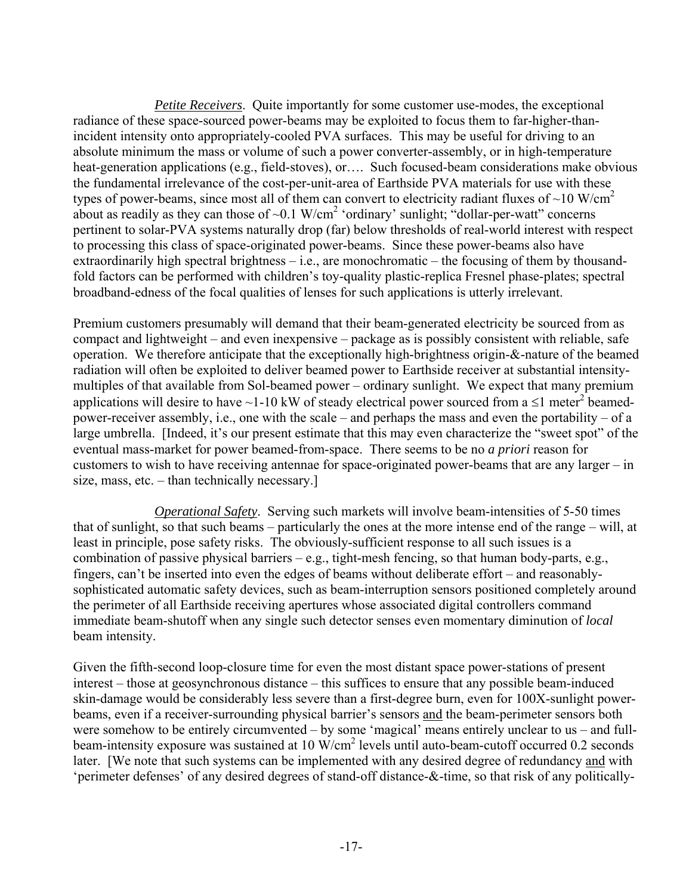*Petite Receivers*. Quite importantly for some customer use-modes, the exceptional radiance of these space-sourced power-beams may be exploited to focus them to far-higher-than-incident intensity onto appropriately-cooled PVA surfaces. This may be useful for driving to an absolute minimum the mass or volume of such a power converter-assembly, or in high-temperature heat-generation applications (e.g., field-stoves), or…. Such focused-beam considerations make obvious the fundamental irrelevance of the cost-per-unit-area of Earthside PVA materials for use with these types of power-beams, since most all of them can convert to electricity radiant fluxes of ~10 W/cm$^2$ about as readily as they can those of ~0.1 W/cm$^2$ 'ordinary' sunlight; "dollar-per-watt" concerns pertinent to solar-PVA systems naturally drop (far) below thresholds of real-world interest with respect to processing this class of space-originated power-beams. Since these power-beams also have extraordinarily high spectral brightness – i.e., are monochromatic – the focusing of them by thousand-fold factors can be performed with children's toy-quality plastic-replica Fresnel phase-plates; spectral broadband-edness of the focal qualities of lenses for such applications is utterly irrelevant.

Premium customers presumably will demand that their beam-generated electricity be sourced from as compact and lightweight – and even inexpensive – package as is possibly consistent with reliable, safe operation. We therefore anticipate that the exceptionally high-brightness origin-&-nature of the beamed radiation will often be exploited to deliver beamed power to Earthside receiver at substantial intensity-multiples of that available from Sol-beamed power – ordinary sunlight. We expect that many premium applications will desire to have ~1-10 kW of steady electrical power sourced from a ≤1 meter$^2$ beamed-power-receiver assembly, i.e., one with the scale – and perhaps the mass and even the portability – of a large umbrella. [Indeed, it's our present estimate that this may even characterize the "sweet spot" of the eventual mass-market for power beamed-from-space. There seems to be no *a priori* reason for customers to wish to have receiving antennae for space-originated power-beams that are any larger – in size, mass, etc. – than technically necessary.]

*Operational Safety*. Serving such markets will involve beam-intensities of 5-50 times that of sunlight, so that such beams – particularly the ones at the more intense end of the range – will, at least in principle, pose safety risks. The obviously-sufficient response to all such issues is a combination of passive physical barriers – e.g., tight-mesh fencing, so that human body-parts, e.g., fingers, can't be inserted into even the edges of beams without deliberate effort – and reasonably-sophisticated automatic safety devices, such as beam-interruption sensors positioned completely around the perimeter of all Earthside receiving apertures whose associated digital controllers command immediate beam-shutoff when any single such detector senses even momentary diminution of *local* beam intensity.

Given the fifth-second loop-closure time for even the most distant space power-stations of present interest – those at geosynchronous distance – this suffices to ensure that any possible beam-induced skin-damage would be considerably less severe than a first-degree burn, even for 100X-sunlight power-beams, even if a receiver-surrounding physical barrier's sensors <u>and</u> the beam-perimeter sensors both were somehow to be entirely circumvented – by some 'magical' means entirely unclear to us – and full-beam-intensity exposure was sustained at 10 W/cm$^2$ levels until auto-beam-cutoff occurred 0.2 seconds later. [We note that such systems can be implemented with any desired degree of redundancy <u>and</u> with 'perimeter defenses' of any desired degrees of stand-off distance-&-time, so that risk of any politically-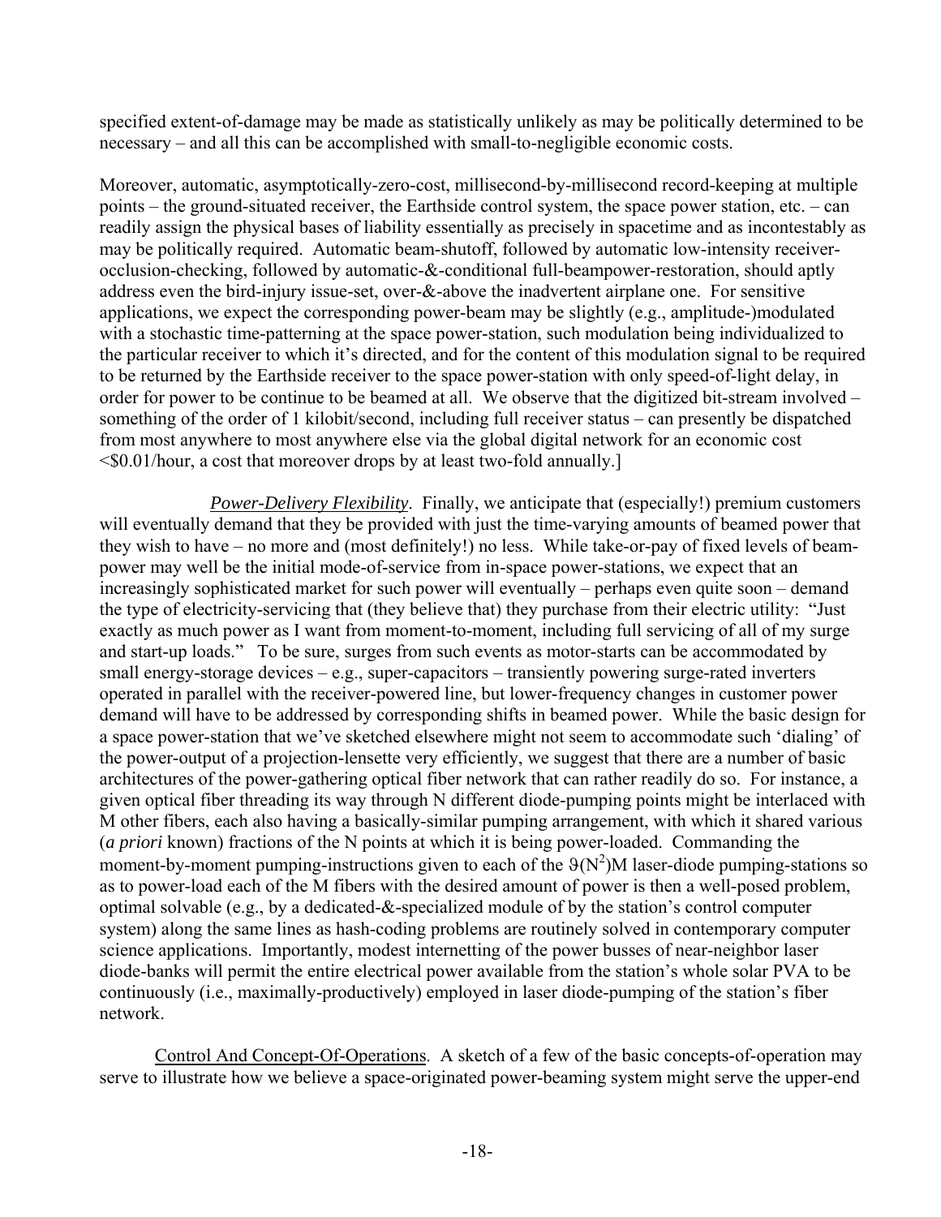specified extent-of-damage may be made as statistically unlikely as may be politically determined to be necessary – and all this can be accomplished with small-to-negligible economic costs.

Moreover, automatic, asymptotically-zero-cost, millisecond-by-millisecond record-keeping at multiple points – the ground-situated receiver, the Earthside control system, the space power station, etc. – can readily assign the physical bases of liability essentially as precisely in spacetime and as incontestably as may be politically required. Automatic beam-shutoff, followed by automatic low-intensity receiver-occlusion-checking, followed by automatic-&-conditional full-beampower-restoration, should aptly address even the bird-injury issue-set, over-&-above the inadvertent airplane one. For sensitive applications, we expect the corresponding power-beam may be slightly (e.g., amplitude-)modulated with a stochastic time-patterning at the space power-station, such modulation being individualized to the particular receiver to which it's directed, and for the content of this modulation signal to be required to be returned by the Earthside receiver to the space power-station with only speed-of-light delay, in order for power to be continue to be beamed at all. We observe that the digitized bit-stream involved – something of the order of 1 kilobit/second, including full receiver status – can presently be dispatched from most anywhere to most anywhere else via the global digital network for an economic cost <$0.01/hour, a cost that moreover drops by at least two-fold annually.]

*Power-Delivery Flexibility*. Finally, we anticipate that (especially!) premium customers will eventually demand that they be provided with just the time-varying amounts of beamed power that they wish to have – no more and (most definitely!) no less. While take-or-pay of fixed levels of beam-power may well be the initial mode-of-service from in-space power-stations, we expect that an increasingly sophisticated market for such power will eventually – perhaps even quite soon – demand the type of electricity-servicing that (they believe that) they purchase from their electric utility: "Just exactly as much power as I want from moment-to-moment, including full servicing of all of my surge and start-up loads." To be sure, surges from such events as motor-starts can be accommodated by small energy-storage devices – e.g., super-capacitors – transiently powering surge-rated inverters operated in parallel with the receiver-powered line, but lower-frequency changes in customer power demand will have to be addressed by corresponding shifts in beamed power. While the basic design for a space power-station that we've sketched elsewhere might not seem to accommodate such 'dialing' of the power-output of a projection-lensette very efficiently, we suggest that there are a number of basic architectures of the power-gathering optical fiber network that can rather readily do so. For instance, a given optical fiber threading its way through N different diode-pumping points might be interlaced with M other fibers, each also having a basically-similar pumping arrangement, with which it shared various (*a priori* known) fractions of the N points at which it is being power-loaded. Commanding the moment-by-moment pumping-instructions given to each of the $\vartheta(N^2)M$ laser-diode pumping-stations so as to power-load each of the M fibers with the desired amount of power is then a well-posed problem, optimal solvable (e.g., by a dedicated-&-specialized module of by the station's control computer system) along the same lines as hash-coding problems are routinely solved in contemporary computer science applications. Importantly, modest internetting of the power busses of near-neighbor laser diode-banks will permit the entire electrical power available from the station's whole solar PVA to be continuously (i.e., maximally-productively) employed in laser diode-pumping of the station's fiber network.

Control And Concept-Of-Operations. A sketch of a few of the basic concepts-of-operation may serve to illustrate how we believe a space-originated power-beaming system might serve the upper-end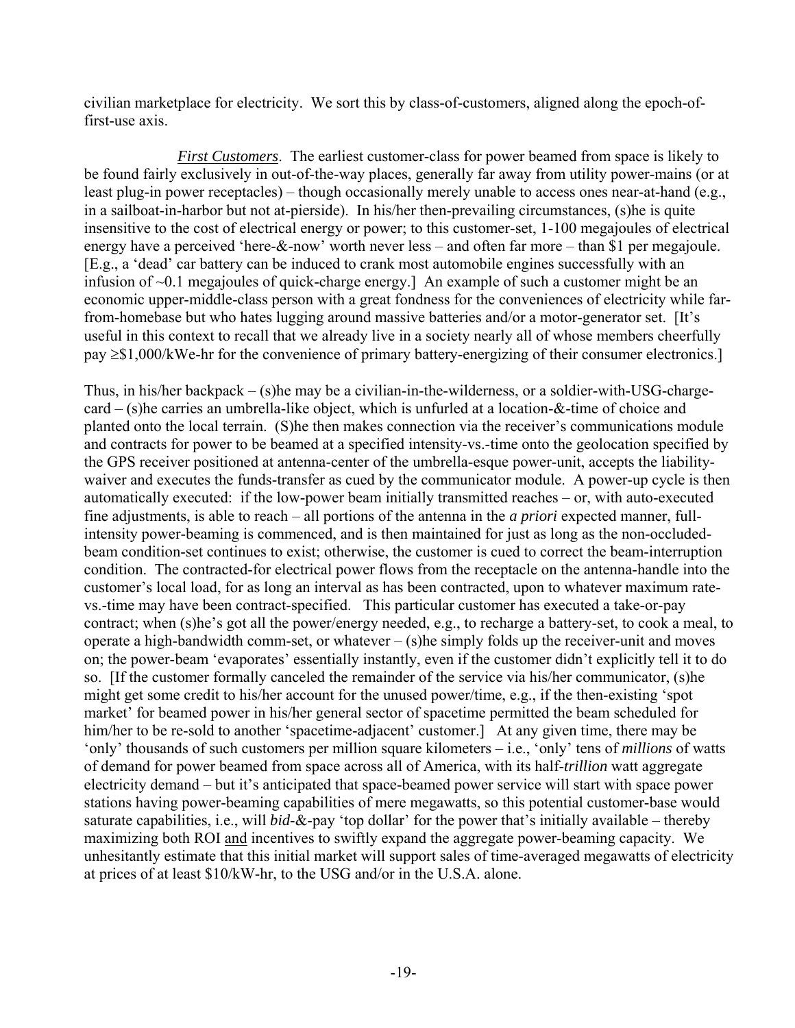civilian marketplace for electricity. We sort this by class-of-customers, aligned along the epoch-of-first-use axis.

***First Customers***. The earliest customer-class for power beamed from space is likely to be found fairly exclusively in out-of-the-way places, generally far away from utility power-mains (or at least plug-in power receptacles) – though occasionally merely unable to access ones near-at-hand (e.g., in a sailboat-in-harbor but not at-pierside). In his/her then-prevailing circumstances, (s)he is quite insensitive to the cost of electrical energy or power; to this customer-set, 1-100 megajoules of electrical energy have a perceived 'here-&-now' worth never less – and often far more – than $1 per megajoule. [E.g., a 'dead' car battery can be induced to crank most automobile engines successfully with an infusion of ~0.1 megajoules of quick-charge energy.] An example of such a customer might be an economic upper-middle-class person with a great fondness for the conveniences of electricity while far-from-homebase but who hates lugging around massive batteries and/or a motor-generator set. [It's useful in this context to recall that we already live in a society nearly all of whose members cheerfully pay ≥$1,000/kWe-hr for the convenience of primary battery-energizing of their consumer electronics.]

Thus, in his/her backpack – (s)he may be a civilian-in-the-wilderness, or a soldier-with-USG-charge-card – (s)he carries an umbrella-like object, which is unfurled at a location-&-time of choice and planted onto the local terrain. (S)he then makes connection via the receiver's communications module and contracts for power to be beamed at a specified intensity-vs.-time onto the geolocation specified by the GPS receiver positioned at antenna-center of the umbrella-esque power-unit, accepts the liability-waiver and executes the funds-transfer as cued by the communicator module. A power-up cycle is then automatically executed: if the low-power beam initially transmitted reaches – or, with auto-executed fine adjustments, is able to reach – all portions of the antenna in the *a priori* expected manner, full-intensity power-beaming is commenced, and is then maintained for just as long as the non-occluded-beam condition-set continues to exist; otherwise, the customer is cued to correct the beam-interruption condition. The contracted-for electrical power flows from the receptacle on the antenna-handle into the customer's local load, for as long an interval as has been contracted, upon to whatever maximum rate-vs.-time may have been contract-specified. This particular customer has executed a take-or-pay contract; when (s)he's got all the power/energy needed, e.g., to recharge a battery-set, to cook a meal, to operate a high-bandwidth comm-set, or whatever – (s)he simply folds up the receiver-unit and moves on; the power-beam 'evaporates' essentially instantly, even if the customer didn't explicitly tell it to do so. [If the customer formally canceled the remainder of the service via his/her communicator, (s)he might get some credit to his/her account for the unused power/time, e.g., if the then-existing 'spot market' for beamed power in his/her general sector of spacetime permitted the beam scheduled for him/her to be re-sold to another 'spacetime-adjacent' customer.] At any given time, there may be 'only' thousands of such customers per million square kilometers – i.e., 'only' tens of *millions* of watts of demand for power beamed from space across all of America, with its half-*trillion* watt aggregate electricity demand – but it's anticipated that space-beamed power service will start with space power stations having power-beaming capabilities of mere megawatts, so this potential customer-base would saturate capabilities, i.e., will *bid-&*-pay 'top dollar' for the power that's initially available – thereby maximizing both ROI <u>and</u> incentives to swiftly expand the aggregate power-beaming capacity. We unhesitantly estimate that this initial market will support sales of time-averaged megawatts of electricity at prices of at least $10/kW-hr, to the USG and/or in the U.S.A. alone.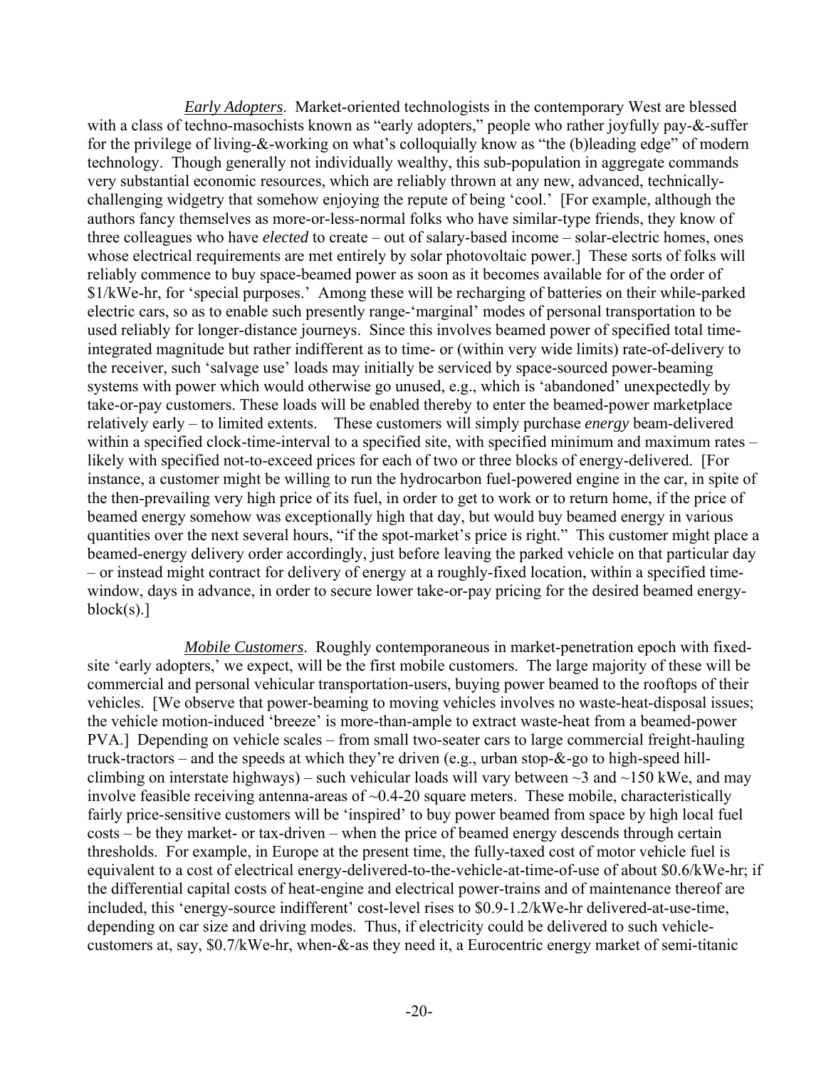*Early Adopters*. Market-oriented technologists in the contemporary West are blessed with a class of techno-masochists known as "early adopters," people who rather joyfully pay-&-suffer for the privilege of living-&-working on what's colloquially know as "the (b)leading edge" of modern technology. Though generally not individually wealthy, this sub-population in aggregate commands very substantial economic resources, which are reliably thrown at any new, advanced, technically-challenging widgetry that somehow enjoying the repute of being 'cool.' [For example, although the authors fancy themselves as more-or-less-normal folks who have similar-type friends, they know of three colleagues who have *elected* to create – out of salary-based income – solar-electric homes, ones whose electrical requirements are met entirely by solar photovoltaic power.] These sorts of folks will reliably commence to buy space-beamed power as soon as it becomes available for of the order of \$1/kWe-hr, for 'special purposes.' Among these will be recharging of batteries on their while-parked electric cars, so as to enable such presently range-'marginal' modes of personal transportation to be used reliably for longer-distance journeys. Since this involves beamed power of specified total time-integrated magnitude but rather indifferent as to time- or (within very wide limits) rate-of-delivery to the receiver, such 'salvage use' loads may initially be serviced by space-sourced power-beaming systems with power which would otherwise go unused, e.g., which is 'abandoned' unexpectedly by take-or-pay customers. These loads will be enabled thereby to enter the beamed-power marketplace relatively early – to limited extents. These customers will simply purchase *energy* beam-delivered within a specified clock-time-interval to a specified site, with specified minimum and maximum rates – likely with specified not-to-exceed prices for each of two or three blocks of energy-delivered. [For instance, a customer might be willing to run the hydrocarbon fuel-powered engine in the car, in spite of the then-prevailing very high price of its fuel, in order to get to work or to return home, if the price of beamed energy somehow was exceptionally high that day, but would buy beamed energy in various quantities over the next several hours, "if the spot-market's price is right." This customer might place a beamed-energy delivery order accordingly, just before leaving the parked vehicle on that particular day – or instead might contract for delivery of energy at a roughly-fixed location, within a specified time-window, days in advance, in order to secure lower take-or-pay pricing for the desired beamed energy-block(s).]

*Mobile Customers*. Roughly contemporaneous in market-penetration epoch with fixed-site 'early adopters,' we expect, will be the first mobile customers. The large majority of these will be commercial and personal vehicular transportation-users, buying power beamed to the rooftops of their vehicles. [We observe that power-beaming to moving vehicles involves no waste-heat-disposal issues; the vehicle motion-induced 'breeze' is more-than-ample to extract waste-heat from a beamed-power PVA.] Depending on vehicle scales – from small two-seater cars to large commercial freight-hauling truck-tractors – and the speeds at which they're driven (e.g., urban stop-&-go to high-speed hill-climbing on interstate highways) – such vehicular loads will vary between ~3 and ~150 kWe, and may involve feasible receiving antenna-areas of ~0.4-20 square meters. These mobile, characteristically fairly price-sensitive customers will be 'inspired' to buy power beamed from space by high local fuel costs – be they market- or tax-driven – when the price of beamed energy descends through certain thresholds. For example, in Europe at the present time, the fully-taxed cost of motor vehicle fuel is equivalent to a cost of electrical energy-delivered-to-the-vehicle-at-time-of-use of about \$0.6/kWe-hr; if the differential capital costs of heat-engine and electrical power-trains and of maintenance thereof are included, this 'energy-source indifferent' cost-level rises to \$0.9-1.2/kWe-hr delivered-at-use-time, depending on car size and driving modes. Thus, if electricity could be delivered to such vehicle-customers at, say, \$0.7/kWe-hr, when-&-as they need it, a Eurocentric energy market of semi-titanic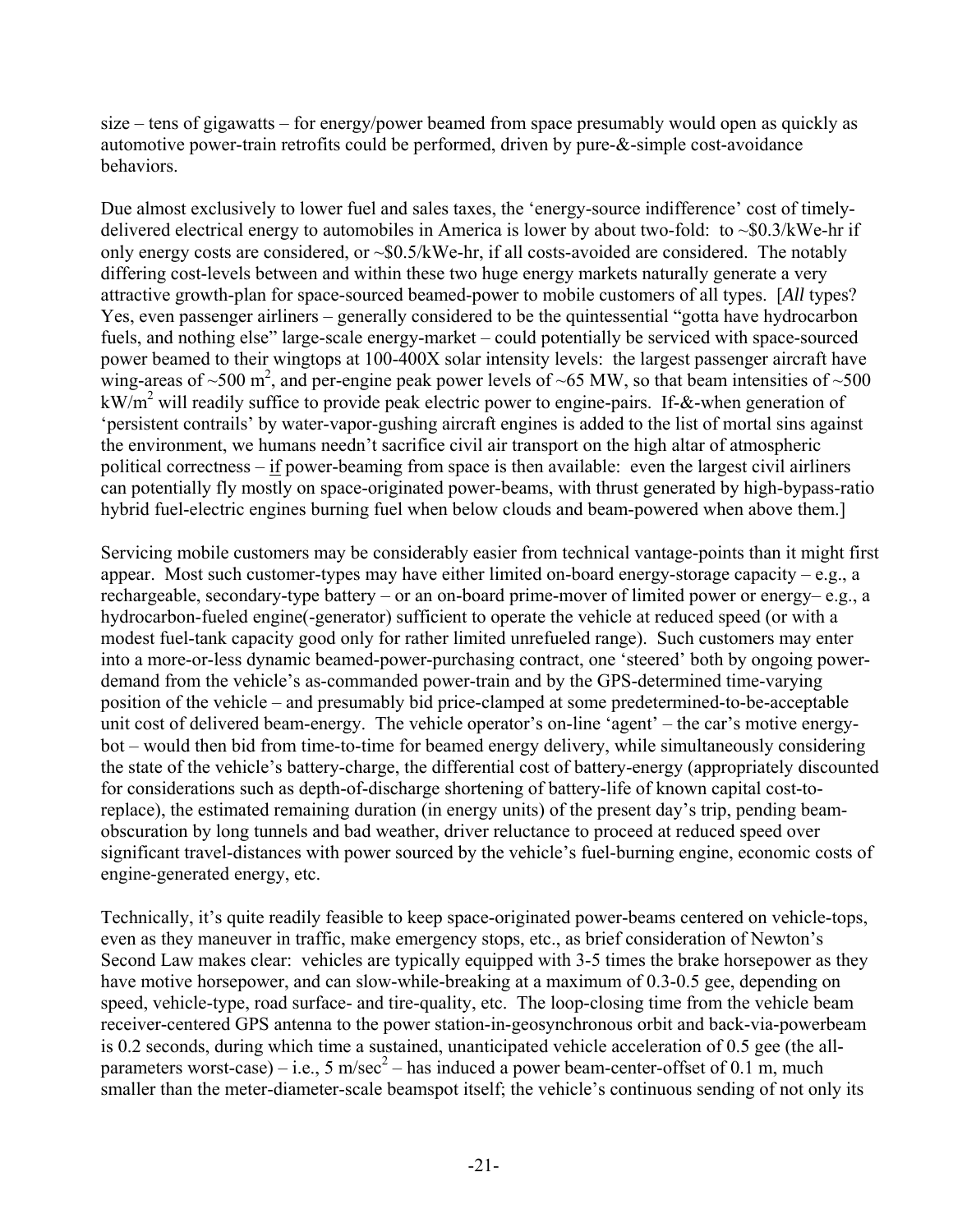size – tens of gigawatts – for energy/power beamed from space presumably would open as quickly as automotive power-train retrofits could be performed, driven by pure-&-simple cost-avoidance behaviors.

Due almost exclusively to lower fuel and sales taxes, the 'energy-source indifference' cost of timely-delivered electrical energy to automobiles in America is lower by about two-fold: to ~$0.3/kWe-hr if only energy costs are considered, or ~$0.5/kWe-hr, if all costs-avoided are considered. The notably differing cost-levels between and within these two huge energy markets naturally generate a very attractive growth-plan for space-sourced beamed-power to mobile customers of all types. [*All* types? Yes, even passenger airliners – generally considered to be the quintessential "gotta have hydrocarbon fuels, and nothing else" large-scale energy-market – could potentially be serviced with space-sourced power beamed to their wingtops at 100-400X solar intensity levels: the largest passenger aircraft have wing-areas of ~500 $m^2$, and per-engine peak power levels of ~65 MW, so that beam intensities of ~500 $kW/m^2$ will readily suffice to provide peak electric power to engine-pairs. If-&-when generation of 'persistent contrails' by water-vapor-gushing aircraft engines is added to the list of mortal sins against the environment, we humans needn't sacrifice civil air transport on the high altar of atmospheric political correctness – if power-beaming from space is then available: even the largest civil airliners can potentially fly mostly on space-originated power-beams, with thrust generated by high-bypass-ratio hybrid fuel-electric engines burning fuel when below clouds and beam-powered when above them.]

Servicing mobile customers may be considerably easier from technical vantage-points than it might first appear. Most such customer-types may have either limited on-board energy-storage capacity – e.g., a rechargeable, secondary-type battery – or an on-board prime-mover of limited power or energy– e.g., a hydrocarbon-fueled engine(-generator) sufficient to operate the vehicle at reduced speed (or with a modest fuel-tank capacity good only for rather limited unrefueled range). Such customers may enter into a more-or-less dynamic beamed-power-purchasing contract, one 'steered' both by ongoing power-demand from the vehicle's as-commanded power-train and by the GPS-determined time-varying position of the vehicle – and presumably bid price-clamped at some predetermined-to-be-acceptable unit cost of delivered beam-energy. The vehicle operator's on-line 'agent' – the car's motive energy-bot – would then bid from time-to-time for beamed energy delivery, while simultaneously considering the state of the vehicle's battery-charge, the differential cost of battery-energy (appropriately discounted for considerations such as depth-of-discharge shortening of battery-life of known capital cost-to-replace), the estimated remaining duration (in energy units) of the present day's trip, pending beam-obscuration by long tunnels and bad weather, driver reluctance to proceed at reduced speed over significant travel-distances with power sourced by the vehicle's fuel-burning engine, economic costs of engine-generated energy, etc.

Technically, it's quite readily feasible to keep space-originated power-beams centered on vehicle-tops, even as they maneuver in traffic, make emergency stops, etc., as brief consideration of Newton's Second Law makes clear: vehicles are typically equipped with 3-5 times the brake horsepower as they have motive horsepower, and can slow-while-breaking at a maximum of 0.3-0.5 gee, depending on speed, vehicle-type, road surface- and tire-quality, etc. The loop-closing time from the vehicle beam receiver-centered GPS antenna to the power station-in-geosynchronous orbit and back-via-powerbeam is 0.2 seconds, during which time a sustained, unanticipated vehicle acceleration of 0.5 gee (the all-parameters worst-case) – i.e., 5 $m/sec^2$ – has induced a power beam-center-offset of 0.1 m, much smaller than the meter-diameter-scale beamspot itself; the vehicle's continuous sending of not only its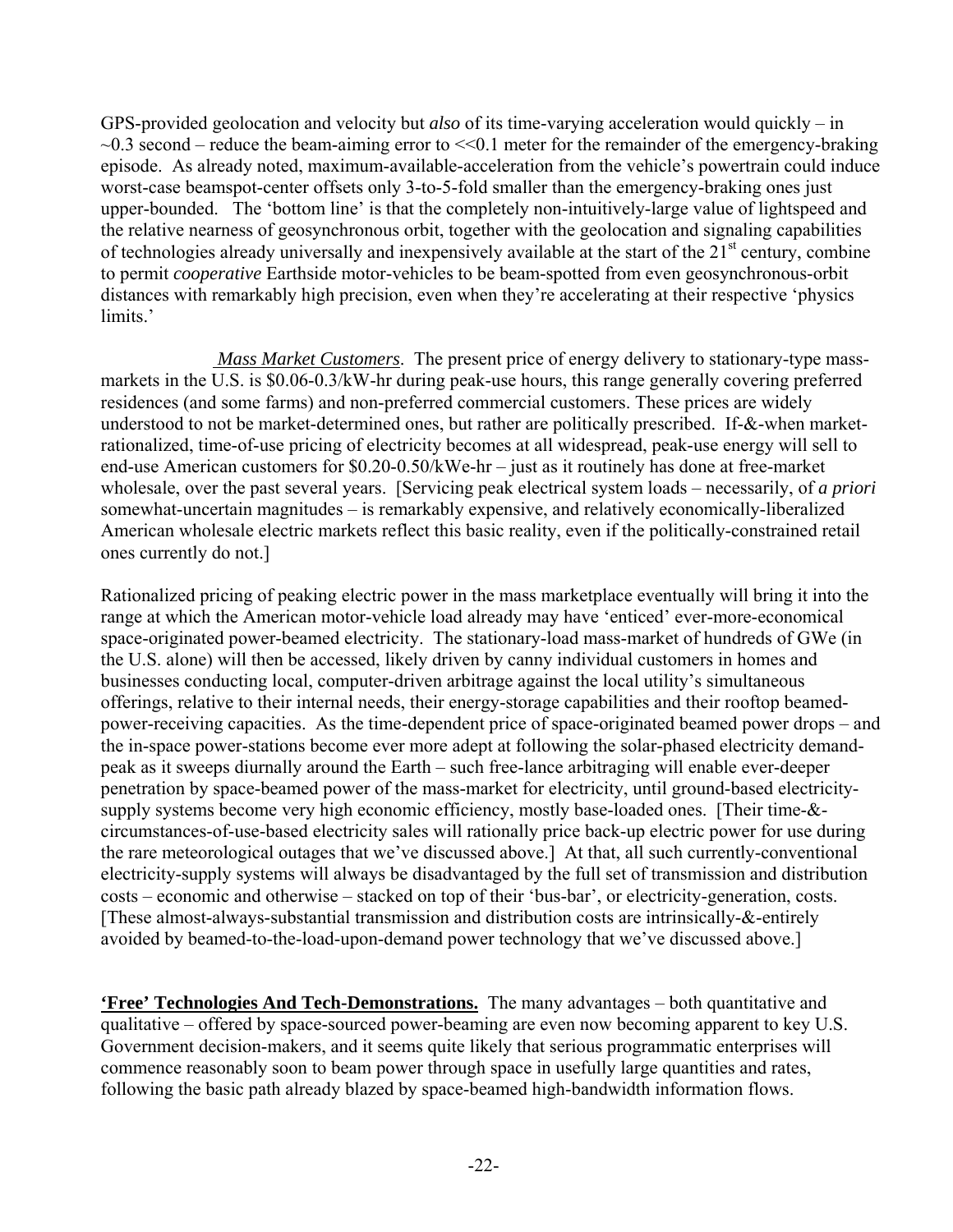GPS-provided geolocation and velocity but *also* of its time-varying acceleration would quickly – in ~0.3 second – reduce the beam-aiming error to <<0.1 meter for the remainder of the emergency-braking episode. As already noted, maximum-available-acceleration from the vehicle's powertrain could induce worst-case beamspot-center offsets only 3-to-5-fold smaller than the emergency-braking ones just upper-bounded. The 'bottom line' is that the completely non-intuitively-large value of lightspeed and the relative nearness of geosynchronous orbit, together with the geolocation and signaling capabilities of technologies already universally and inexpensively available at the start of the 21st century, combine to permit *cooperative* Earthside motor-vehicles to be beam-spotted from even geosynchronous-orbit distances with remarkably high precision, even when they're accelerating at their respective 'physics limits.'

*Mass Market Customers*. The present price of energy delivery to stationary-type mass-markets in the U.S. is \$0.06-0.3/kW-hr during peak-use hours, this range generally covering preferred residences (and some farms) and non-preferred commercial customers. These prices are widely understood to not be market-determined ones, but rather are politically prescribed. If-&-when market-rationalized, time-of-use pricing of electricity becomes at all widespread, peak-use energy will sell to end-use American customers for \$0.20-0.50/kWe-hr – just as it routinely has done at free-market wholesale, over the past several years. [Servicing peak electrical system loads – necessarily, of *a priori* somewhat-uncertain magnitudes – is remarkably expensive, and relatively economically-liberalized American wholesale electric markets reflect this basic reality, even if the politically-constrained retail ones currently do not.]

Rationalized pricing of peaking electric power in the mass marketplace eventually will bring it into the range at which the American motor-vehicle load already may have 'enticed' ever-more-economical space-originated power-beamed electricity. The stationary-load mass-market of hundreds of GWe (in the U.S. alone) will then be accessed, likely driven by canny individual customers in homes and businesses conducting local, computer-driven arbitrage against the local utility's simultaneous offerings, relative to their internal needs, their energy-storage capabilities and their rooftop beamed-power-receiving capacities. As the time-dependent price of space-originated beamed power drops – and the in-space power-stations become ever more adept at following the solar-phased electricity demand-peak as it sweeps diurnally around the Earth – such free-lance arbitraging will enable ever-deeper penetration by space-beamed power of the mass-market for electricity, until ground-based electricity-supply systems become very high economic efficiency, mostly base-loaded ones. [Their time-&-circumstances-of-use-based electricity sales will rationally price back-up electric power for use during the rare meteorological outages that we've discussed above.] At that, all such currently-conventional electricity-supply systems will always be disadvantaged by the full set of transmission and distribution costs – economic and otherwise – stacked on top of their 'bus-bar', or electricity-generation, costs. [These almost-always-substantial transmission and distribution costs are intrinsically-&-entirely avoided by beamed-to-the-load-upon-demand power technology that we've discussed above.]

**'Free' Technologies And Tech-Demonstrations.** The many advantages – both quantitative and qualitative – offered by space-sourced power-beaming are even now becoming apparent to key U.S. Government decision-makers, and it seems quite likely that serious programmatic enterprises will commence reasonably soon to beam power through space in usefully large quantities and rates, following the basic path already blazed by space-beamed high-bandwidth information flows.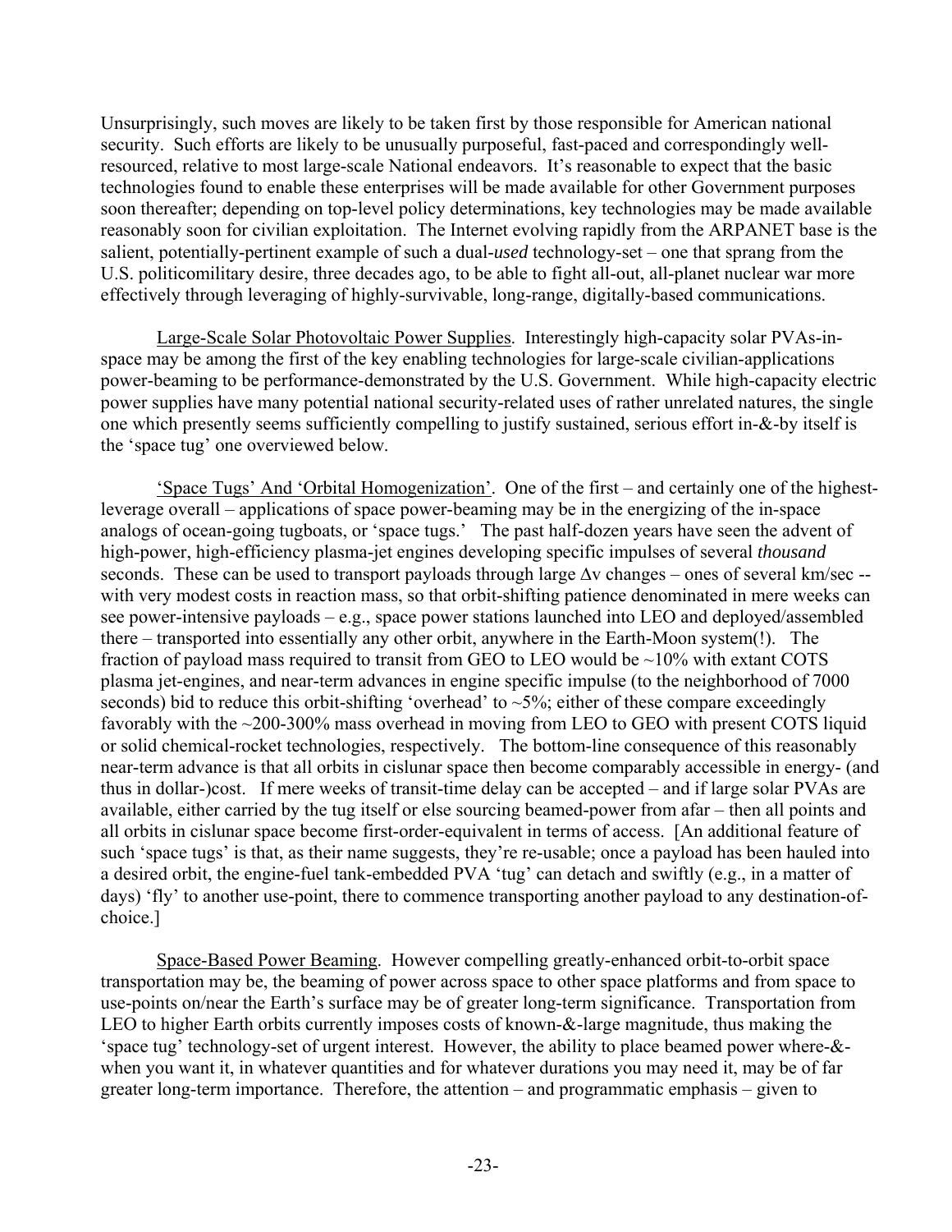Unsurprisingly, such moves are likely to be taken first by those responsible for American national security. Such efforts are likely to be unusually purposeful, fast-paced and correspondingly well-resourced, relative to most large-scale National endeavors. It's reasonable to expect that the basic technologies found to enable these enterprises will be made available for other Government purposes soon thereafter; depending on top-level policy determinations, key technologies may be made available reasonably soon for civilian exploitation. The Internet evolving rapidly from the ARPANET base is the salient, potentially-pertinent example of such a dual-*used* technology-set – one that sprang from the U.S. politicomilitary desire, three decades ago, to be able to fight all-out, all-planet nuclear war more effectively through leveraging of highly-survivable, long-range, digitally-based communications.

Large-Scale Solar Photovoltaic Power Supplies. Interestingly high-capacity solar PVAs-in-space may be among the first of the key enabling technologies for large-scale civilian-applications power-beaming to be performance-demonstrated by the U.S. Government. While high-capacity electric power supplies have many potential national security-related uses of rather unrelated natures, the single one which presently seems sufficiently compelling to justify sustained, serious effort in-&-by itself is the 'space tug' one overviewed below.

'Space Tugs' And 'Orbital Homogenization'. One of the first – and certainly one of the highest-leverage overall – applications of space power-beaming may be in the energizing of the in-space analogs of ocean-going tugboats, or 'space tugs.' The past half-dozen years have seen the advent of high-power, high-efficiency plasma-jet engines developing specific impulses of several *thousand* seconds. These can be used to transport payloads through large $\Delta v$ changes – ones of several km/sec -- with very modest costs in reaction mass, so that orbit-shifting patience denominated in mere weeks can see power-intensive payloads – e.g., space power stations launched into LEO and deployed/assembled there – transported into essentially any other orbit, anywhere in the Earth-Moon system(!). The fraction of payload mass required to transit from GEO to LEO would be ~10% with extant COTS plasma jet-engines, and near-term advances in engine specific impulse (to the neighborhood of 7000 seconds) bid to reduce this orbit-shifting 'overhead' to ~5%; either of these compare exceedingly favorably with the ~200-300% mass overhead in moving from LEO to GEO with present COTS liquid or solid chemical-rocket technologies, respectively. The bottom-line consequence of this reasonably near-term advance is that all orbits in cislunar space then become comparably accessible in energy- (and thus in dollar-)cost. If mere weeks of transit-time delay can be accepted – and if large solar PVAs are available, either carried by the tug itself or else sourcing beamed-power from afar – then all points and all orbits in cislunar space become first-order-equivalent in terms of access. [An additional feature of such 'space tugs' is that, as their name suggests, they're re-usable; once a payload has been hauled into a desired orbit, the engine-fuel tank-embedded PVA 'tug' can detach and swiftly (e.g., in a matter of days) 'fly' to another use-point, there to commence transporting another payload to any destination-of-choice.]

Space-Based Power Beaming. However compelling greatly-enhanced orbit-to-orbit space transportation may be, the beaming of power across space to other space platforms and from space to use-points on/near the Earth's surface may be of greater long-term significance. Transportation from LEO to higher Earth orbits currently imposes costs of known-&-large magnitude, thus making the 'space tug' technology-set of urgent interest. However, the ability to place beamed power where-&-when you want it, in whatever quantities and for whatever durations you may need it, may be of far greater long-term importance. Therefore, the attention – and programmatic emphasis – given to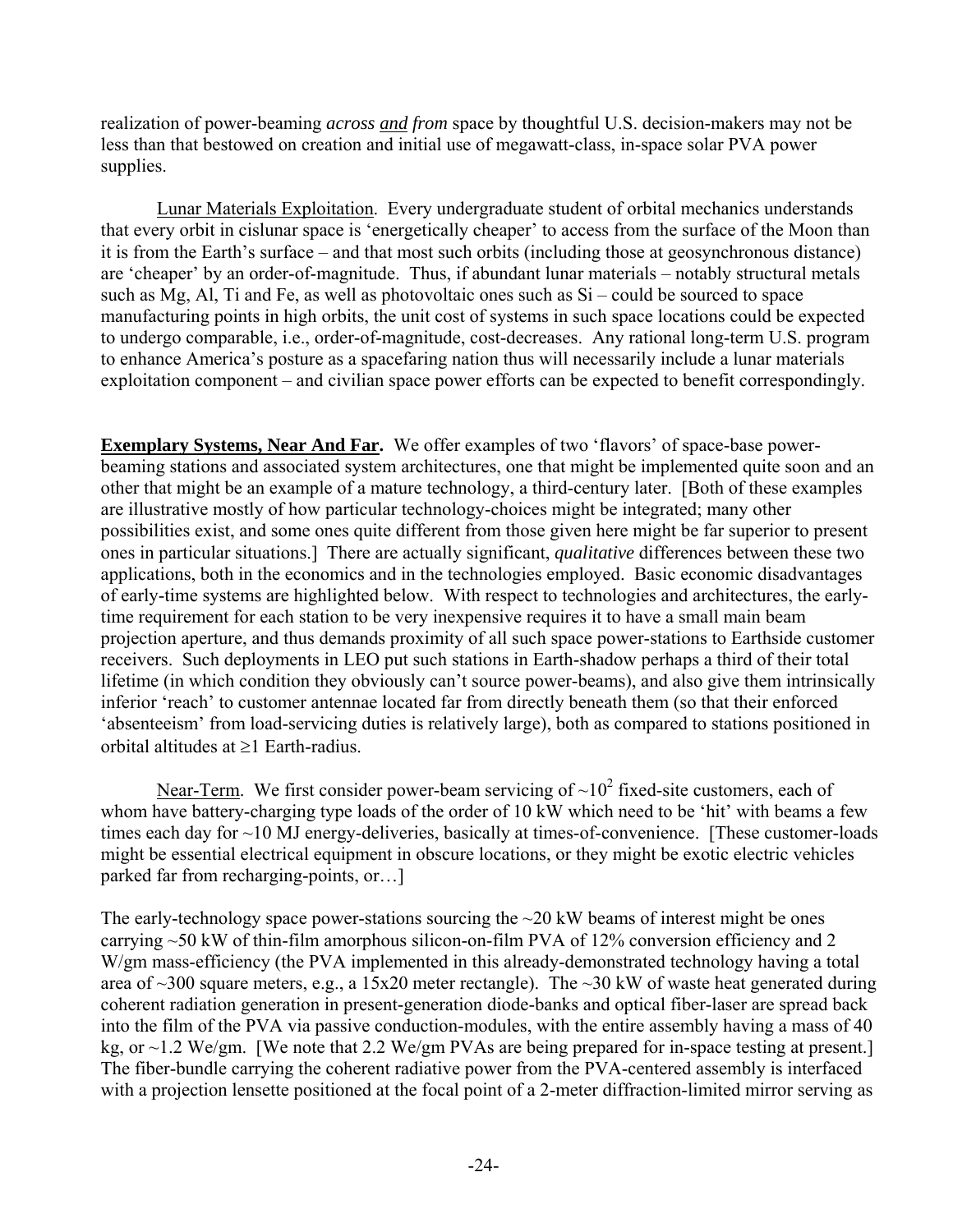realization of power-beaming *across and from* space by thoughtful U.S. decision-makers may not be less than that bestowed on creation and initial use of megawatt-class, in-space solar PVA power supplies.

Lunar Materials Exploitation. Every undergraduate student of orbital mechanics understands that every orbit in cislunar space is 'energetically cheaper' to access from the surface of the Moon than it is from the Earth's surface – and that most such orbits (including those at geosynchronous distance) are 'cheaper' by an order-of-magnitude. Thus, if abundant lunar materials – notably structural metals such as Mg, Al, Ti and Fe, as well as photovoltaic ones such as Si – could be sourced to space manufacturing points in high orbits, the unit cost of systems in such space locations could be expected to undergo comparable, i.e., order-of-magnitude, cost-decreases. Any rational long-term U.S. program to enhance America's posture as a spacefaring nation thus will necessarily include a lunar materials exploitation component – and civilian space power efforts can be expected to benefit correspondingly.

**Exemplary Systems, Near And Far.** We offer examples of two 'flavors' of space-base power-beaming stations and associated system architectures, one that might be implemented quite soon and an other that might be an example of a mature technology, a third-century later. [Both of these examples are illustrative mostly of how particular technology-choices might be integrated; many other possibilities exist, and some ones quite different from those given here might be far superior to present ones in particular situations.] There are actually significant, *qualitative* differences between these two applications, both in the economics and in the technologies employed. Basic economic disadvantages of early-time systems are highlighted below. With respect to technologies and architectures, the early-time requirement for each station to be very inexpensive requires it to have a small main beam projection aperture, and thus demands proximity of all such space power-stations to Earthside customer receivers. Such deployments in LEO put such stations in Earth-shadow perhaps a third of their total lifetime (in which condition they obviously can't source power-beams), and also give them intrinsically inferior 'reach' to customer antennae located far from directly beneath them (so that their enforced 'absenteeism' from load-servicing duties is relatively large), both as compared to stations positioned in orbital altitudes at ≥1 Earth-radius.

Near-Term. We first consider power-beam servicing of $\sim 10^2$ fixed-site customers, each of whom have battery-charging type loads of the order of 10 kW which need to be 'hit' with beams a few times each day for ~10 MJ energy-deliveries, basically at times-of-convenience. [These customer-loads might be essential electrical equipment in obscure locations, or they might be exotic electric vehicles parked far from recharging-points, or…]

The early-technology space power-stations sourcing the ~20 kW beams of interest might be ones carrying ~50 kW of thin-film amorphous silicon-on-film PVA of 12% conversion efficiency and 2 W/gm mass-efficiency (the PVA implemented in this already-demonstrated technology having a total area of ~300 square meters, e.g., a 15x20 meter rectangle). The ~30 kW of waste heat generated during coherent radiation generation in present-generation diode-banks and optical fiber-laser are spread back into the film of the PVA via passive conduction-modules, with the entire assembly having a mass of 40 kg, or ~1.2 We/gm. [We note that 2.2 We/gm PVAs are being prepared for in-space testing at present.] The fiber-bundle carrying the coherent radiative power from the PVA-centered assembly is interfaced with a projection lensette positioned at the focal point of a 2-meter diffraction-limited mirror serving as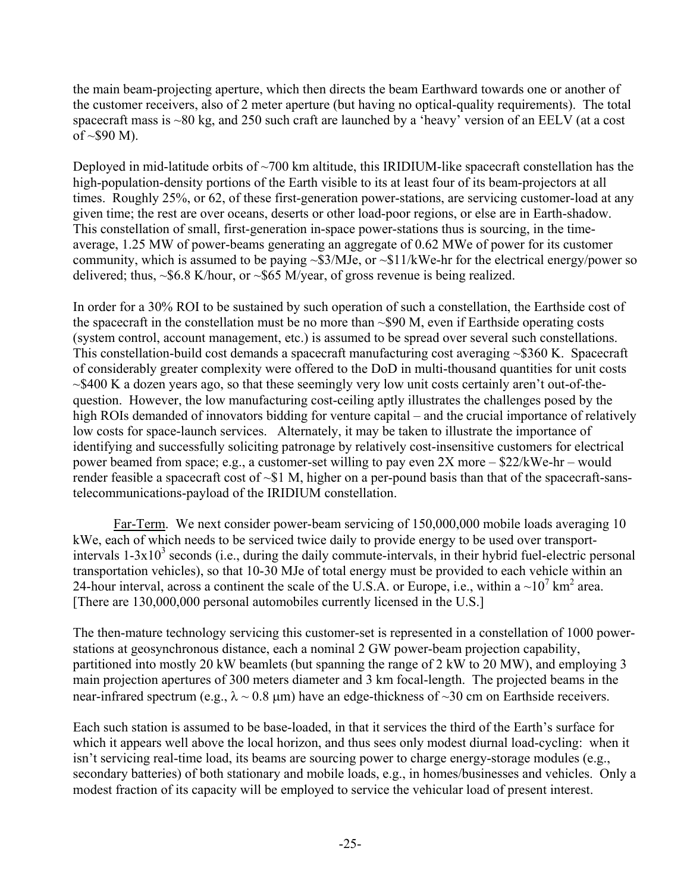the main beam-projecting aperture, which then directs the beam Earthward towards one or another of the customer receivers, also of 2 meter aperture (but having no optical-quality requirements). The total spacecraft mass is ~80 kg, and 250 such craft are launched by a 'heavy' version of an EELV (at a cost of ~$90 M).

Deployed in mid-latitude orbits of ~700 km altitude, this IRIDIUM-like spacecraft constellation has the high-population-density portions of the Earth visible to its at least four of its beam-projectors at all times. Roughly 25%, or 62, of these first-generation power-stations, are servicing customer-load at any given time; the rest are over oceans, deserts or other load-poor regions, or else are in Earth-shadow. This constellation of small, first-generation in-space power-stations thus is sourcing, in the time-average, 1.25 MW of power-beams generating an aggregate of 0.62 MWe of power for its customer community, which is assumed to be paying ~$3/MJe, or ~$11/kWe-hr for the electrical energy/power so delivered; thus, ~$6.8 K/hour, or ~$65 M/year, of gross revenue is being realized.

In order for a 30% ROI to be sustained by such operation of such a constellation, the Earthside cost of the spacecraft in the constellation must be no more than ~$90 M, even if Earthside operating costs (system control, account management, etc.) is assumed to be spread over several such constellations. This constellation-build cost demands a spacecraft manufacturing cost averaging ~$360 K. Spacecraft of considerably greater complexity were offered to the DoD in multi-thousand quantities for unit costs ~$400 K a dozen years ago, so that these seemingly very low unit costs certainly aren't out-of-the-question. However, the low manufacturing cost-ceiling aptly illustrates the challenges posed by the high ROIs demanded of innovators bidding for venture capital – and the crucial importance of relatively low costs for space-launch services. Alternately, it may be taken to illustrate the importance of identifying and successfully soliciting patronage by relatively cost-insensitive customers for electrical power beamed from space; e.g., a customer-set willing to pay even 2X more – $22/kWe-hr – would render feasible a spacecraft cost of ~$1 M, higher on a per-pound basis than that of the spacecraft-sans-telecommunications-payload of the IRIDIUM constellation.

Far-Term. We next consider power-beam servicing of 150,000,000 mobile loads averaging 10 kWe, each of which needs to be serviced twice daily to provide energy to be used over transport-intervals $1\text{-}3\times10^3$ seconds (i.e., during the daily commute-intervals, in their hybrid fuel-electric personal transportation vehicles), so that 10-30 MJe of total energy must be provided to each vehicle within an 24-hour interval, across a continent the scale of the U.S.A. or Europe, i.e., within a $\sim10^7$ km$^2$ area. [There are 130,000,000 personal automobiles currently licensed in the U.S.]

The then-mature technology servicing this customer-set is represented in a constellation of 1000 power-stations at geosynchronous distance, each a nominal 2 GW power-beam projection capability, partitioned into mostly 20 kW beamlets (but spanning the range of 2 kW to 20 MW), and employing 3 main projection apertures of 300 meters diameter and 3 km focal-length. The projected beams in the near-infrared spectrum (e.g., $\lambda \sim 0.8$ μm) have an edge-thickness of ~30 cm on Earthside receivers.

Each such station is assumed to be base-loaded, in that it services the third of the Earth's surface for which it appears well above the local horizon, and thus sees only modest diurnal load-cycling: when it isn't servicing real-time load, its beams are sourcing power to charge energy-storage modules (e.g., secondary batteries) of both stationary and mobile loads, e.g., in homes/businesses and vehicles. Only a modest fraction of its capacity will be employed to service the vehicular load of present interest.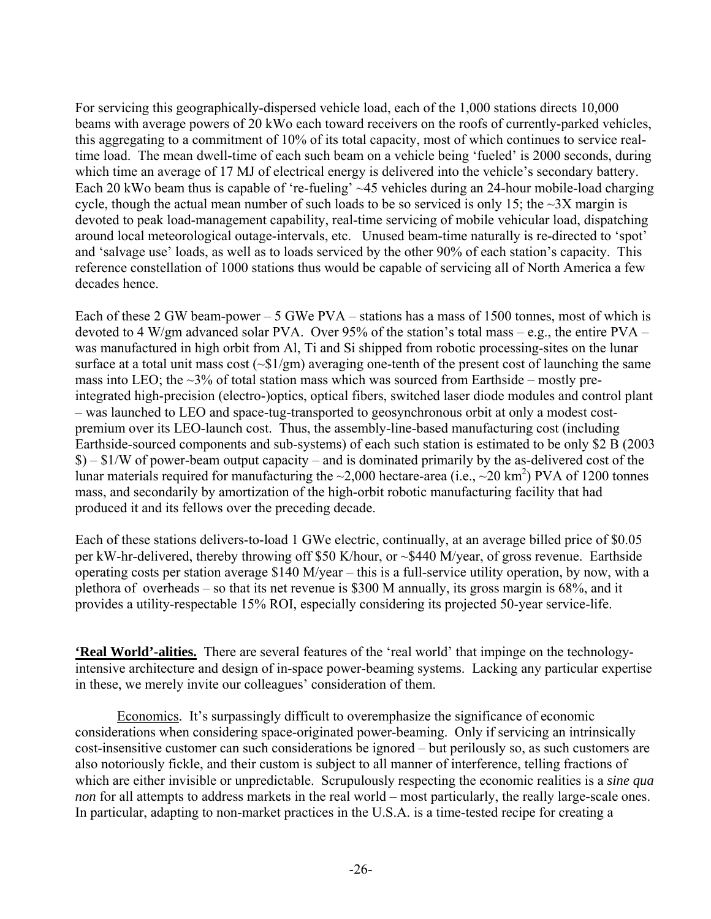For servicing this geographically-dispersed vehicle load, each of the 1,000 stations directs 10,000 beams with average powers of 20 kWo each toward receivers on the roofs of currently-parked vehicles, this aggregating to a commitment of 10% of its total capacity, most of which continues to service real-time load. The mean dwell-time of each such beam on a vehicle being 'fueled' is 2000 seconds, during which time an average of 17 MJ of electrical energy is delivered into the vehicle's secondary battery. Each 20 kWo beam thus is capable of 're-fueling' ~45 vehicles during an 24-hour mobile-load charging cycle, though the actual mean number of such loads to be so serviced is only 15; the ~3X margin is devoted to peak load-management capability, real-time servicing of mobile vehicular load, dispatching around local meteorological outage-intervals, etc. Unused beam-time naturally is re-directed to 'spot' and 'salvage use' loads, as well as to loads serviced by the other 90% of each station's capacity. This reference constellation of 1000 stations thus would be capable of servicing all of North America a few decades hence.

Each of these 2 GW beam-power – 5 GWe PVA – stations has a mass of 1500 tonnes, most of which is devoted to 4 W/gm advanced solar PVA. Over 95% of the station's total mass – e.g., the entire PVA – was manufactured in high orbit from Al, Ti and Si shipped from robotic processing-sites on the lunar surface at a total unit mass cost (~\$1/gm) averaging one-tenth of the present cost of launching the same mass into LEO; the ~3% of total station mass which was sourced from Earthside – mostly pre-integrated high-precision (electro-)optics, optical fibers, switched laser diode modules and control plant – was launched to LEO and space-tug-transported to geosynchronous orbit at only a modest cost-premium over its LEO-launch cost. Thus, the assembly-line-based manufacturing cost (including Earthside-sourced components and sub-systems) of each such station is estimated to be only \$2 B (2003 \$) – \$1/W of power-beam output capacity – and is dominated primarily by the as-delivered cost of the lunar materials required for manufacturing the ~2,000 hectare-area (i.e., ~20 km$^2$) PVA of 1200 tonnes mass, and secondarily by amortization of the high-orbit robotic manufacturing facility that had produced it and its fellows over the preceding decade.

Each of these stations delivers-to-load 1 GWe electric, continually, at an average billed price of \$0.05 per kW-hr-delivered, thereby throwing off \$50 K/hour, or ~\$440 M/year, of gross revenue. Earthside operating costs per station average \$140 M/year – this is a full-service utility operation, by now, with a plethora of overheads – so that its net revenue is \$300 M annually, its gross margin is 68%, and it provides a utility-respectable 15% ROI, especially considering its projected 50-year service-life.

**'Real World'-alities.** There are several features of the 'real world' that impinge on the technology-intensive architecture and design of in-space power-beaming systems. Lacking any particular expertise in these, we merely invite our colleagues' consideration of them.

Economics. It's surpassingly difficult to overemphasize the significance of economic considerations when considering space-originated power-beaming. Only if servicing an intrinsically cost-insensitive customer can such considerations be ignored – but perilously so, as such customers are also notoriously fickle, and their custom is subject to all manner of interference, telling fractions of which are either invisible or unpredictable. Scrupulously respecting the economic realities is a *sine qua non* for all attempts to address markets in the real world – most particularly, the really large-scale ones. In particular, adapting to non-market practices in the U.S.A. is a time-tested recipe for creating a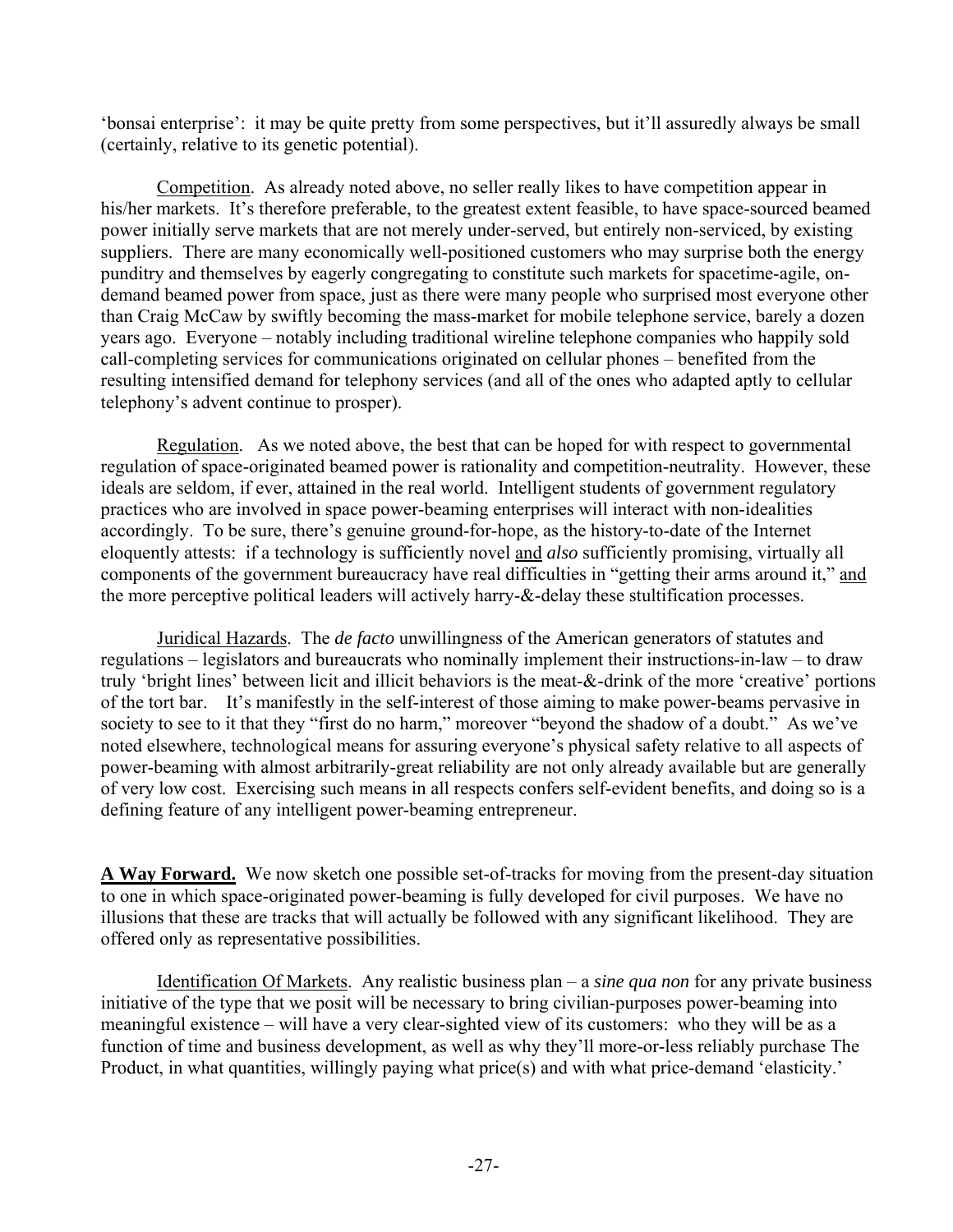'bonsai enterprise': it may be quite pretty from some perspectives, but it'll assuredly always be small (certainly, relative to its genetic potential).

<u>Competition</u>. As already noted above, no seller really likes to have competition appear in his/her markets. It's therefore preferable, to the greatest extent feasible, to have space-sourced beamed power initially serve markets that are not merely under-served, but entirely non-serviced, by existing suppliers. There are many economically well-positioned customers who may surprise both the energy punditry and themselves by eagerly congregating to constitute such markets for spacetime-agile, on-demand beamed power from space, just as there were many people who surprised most everyone other than Craig McCaw by swiftly becoming the mass-market for mobile telephone service, barely a dozen years ago. Everyone – notably including traditional wireline telephone companies who happily sold call-completing services for communications originated on cellular phones – benefited from the resulting intensified demand for telephony services (and all of the ones who adapted aptly to cellular telephony's advent continue to prosper).

<u>Regulation</u>. As we noted above, the best that can be hoped for with respect to governmental regulation of space-originated beamed power is rationality and competition-neutrality. However, these ideals are seldom, if ever, attained in the real world. Intelligent students of government regulatory practices who are involved in space power-beaming enterprises will interact with non-idealities accordingly. To be sure, there's genuine ground-for-hope, as the history-to-date of the Internet eloquently attests: if a technology is sufficiently novel <u>and</u> *also* sufficiently promising, virtually all components of the government bureaucracy have real difficulties in "getting their arms around it," <u>and</u> the more perceptive political leaders will actively harry-&-delay these stultification processes.

<u>Juridical Hazards</u>. The *de facto* unwillingness of the American generators of statutes and regulations – legislators and bureaucrats who nominally implement their instructions-in-law – to draw truly 'bright lines' between licit and illicit behaviors is the meat-&-drink of the more 'creative' portions of the tort bar. It's manifestly in the self-interest of those aiming to make power-beams pervasive in society to see to it that they "first do no harm," moreover "beyond the shadow of a doubt." As we've noted elsewhere, technological means for assuring everyone's physical safety relative to all aspects of power-beaming with almost arbitrarily-great reliability are not only already available but are generally of very low cost. Exercising such means in all respects confers self-evident benefits, and doing so is a defining feature of any intelligent power-beaming entrepreneur.

**<u>A Way Forward.</u>** We now sketch one possible set-of-tracks for moving from the present-day situation to one in which space-originated power-beaming is fully developed for civil purposes. We have no illusions that these are tracks that will actually be followed with any significant likelihood. They are offered only as representative possibilities.

<u>Identification Of Markets</u>. Any realistic business plan – a *sine qua non* for any private business initiative of the type that we posit will be necessary to bring civilian-purposes power-beaming into meaningful existence – will have a very clear-sighted view of its customers: who they will be as a function of time and business development, as well as why they'll more-or-less reliably purchase The Product, in what quantities, willingly paying what price(s) and with what price-demand 'elasticity.'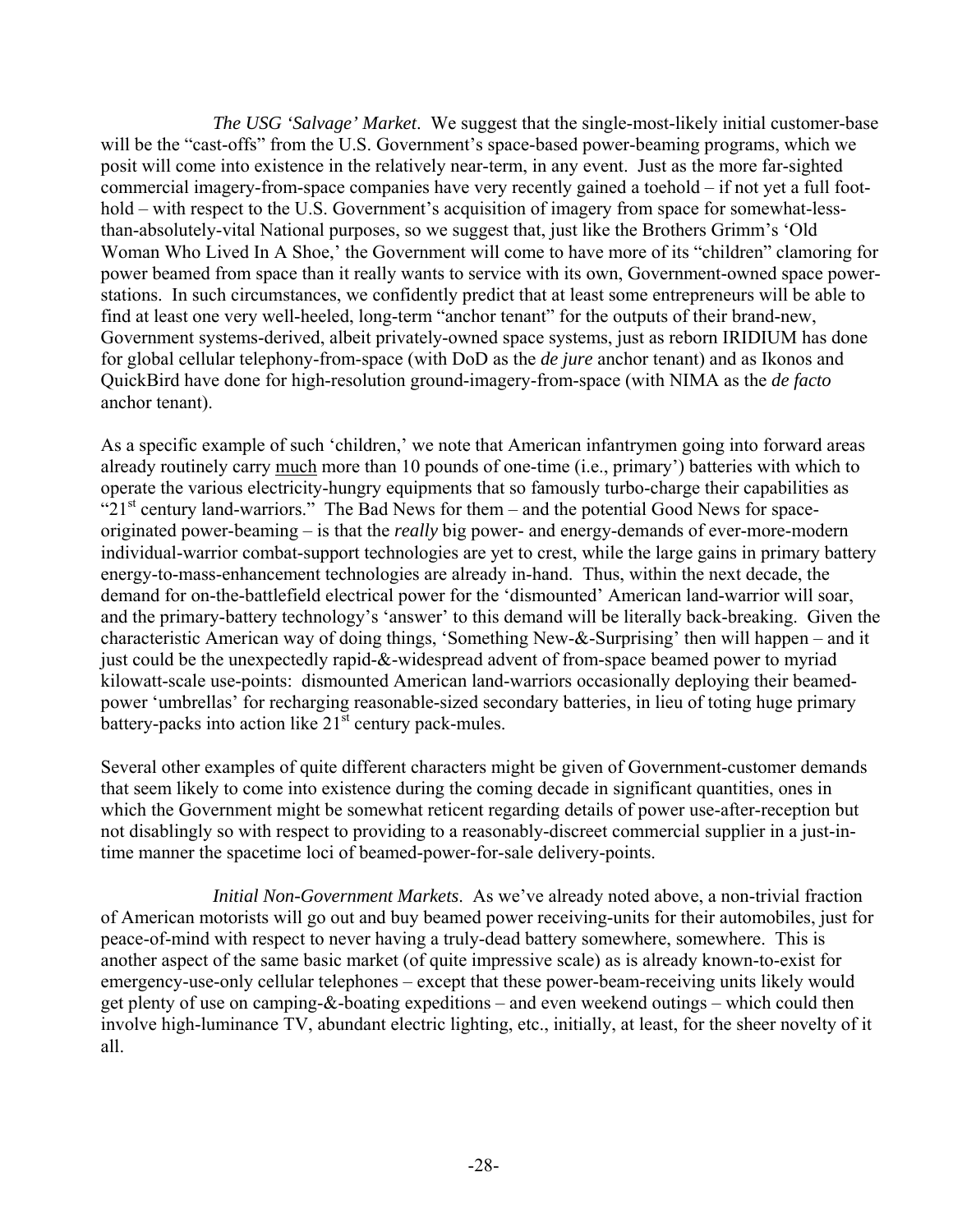*The USG 'Salvage' Market*. We suggest that the single-most-likely initial customer-base will be the "cast-offs" from the U.S. Government's space-based power-beaming programs, which we posit will come into existence in the relatively near-term, in any event. Just as the more far-sighted commercial imagery-from-space companies have very recently gained a toehold – if not yet a full foot-hold – with respect to the U.S. Government's acquisition of imagery from space for somewhat-less-than-absolutely-vital National purposes, so we suggest that, just like the Brothers Grimm's 'Old Woman Who Lived In A Shoe,' the Government will come to have more of its "children" clamoring for power beamed from space than it really wants to service with its own, Government-owned space power-stations. In such circumstances, we confidently predict that at least some entrepreneurs will be able to find at least one very well-heeled, long-term "anchor tenant" for the outputs of their brand-new, Government systems-derived, albeit privately-owned space systems, just as reborn IRIDIUM has done for global cellular telephony-from-space (with DoD as the *de jure* anchor tenant) and as Ikonos and QuickBird have done for high-resolution ground-imagery-from-space (with NIMA as the *de facto* anchor tenant).

As a specific example of such 'children,' we note that American infantrymen going into forward areas already routinely carry much more than 10 pounds of one-time (i.e., primary') batteries with which to operate the various electricity-hungry equipments that so famously turbo-charge their capabilities as "21st century land-warriors." The Bad News for them – and the potential Good News for space-originated power-beaming – is that the *really* big power- and energy-demands of ever-more-modern individual-warrior combat-support technologies are yet to crest, while the large gains in primary battery energy-to-mass-enhancement technologies are already in-hand. Thus, within the next decade, the demand for on-the-battlefield electrical power for the 'dismounted' American land-warrior will soar, and the primary-battery technology's 'answer' to this demand will be literally back-breaking. Given the characteristic American way of doing things, 'Something New-&-Surprising' then will happen – and it just could be the unexpectedly rapid-&-widespread advent of from-space beamed power to myriad kilowatt-scale use-points: dismounted American land-warriors occasionally deploying their beamed-power 'umbrellas' for recharging reasonable-sized secondary batteries, in lieu of toting huge primary battery-packs into action like 21st century pack-mules.

Several other examples of quite different characters might be given of Government-customer demands that seem likely to come into existence during the coming decade in significant quantities, ones in which the Government might be somewhat reticent regarding details of power use-after-reception but not disablingly so with respect to providing to a reasonably-discreet commercial supplier in a just-in-time manner the spacetime loci of beamed-power-for-sale delivery-points.

*Initial Non-Government Markets*. As we've already noted above, a non-trivial fraction of American motorists will go out and buy beamed power receiving-units for their automobiles, just for peace-of-mind with respect to never having a truly-dead battery somewhere, somewhere. This is another aspect of the same basic market (of quite impressive scale) as is already known-to-exist for emergency-use-only cellular telephones – except that these power-beam-receiving units likely would get plenty of use on camping-&-boating expeditions – and even weekend outings – which could then involve high-luminance TV, abundant electric lighting, etc., initially, at least, for the sheer novelty of it all.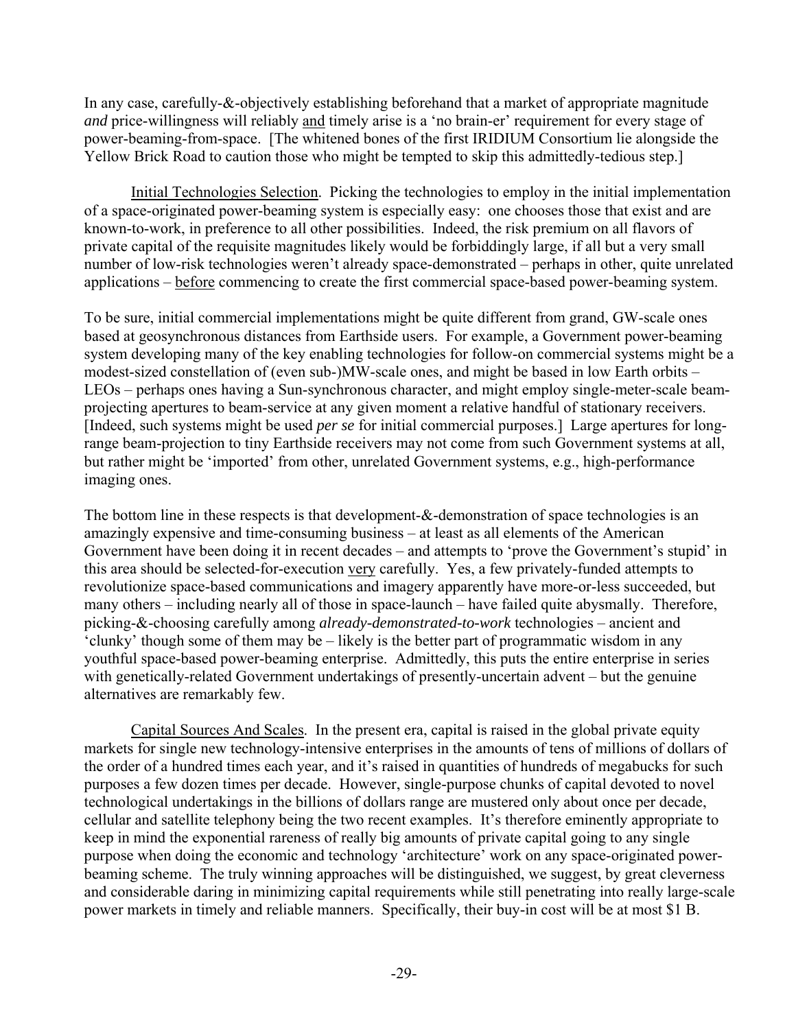In any case, carefully-&-objectively establishing beforehand that a market of appropriate magnitude *and* price-willingness will reliably and timely arise is a 'no brain-er' requirement for every stage of power-beaming-from-space. [The whitened bones of the first IRIDIUM Consortium lie alongside the Yellow Brick Road to caution those who might be tempted to skip this admittedly-tedious step.]

Initial Technologies Selection. Picking the technologies to employ in the initial implementation of a space-originated power-beaming system is especially easy: one chooses those that exist and are known-to-work, in preference to all other possibilities. Indeed, the risk premium on all flavors of private capital of the requisite magnitudes likely would be forbiddingly large, if all but a very small number of low-risk technologies weren't already space-demonstrated – perhaps in other, quite unrelated applications – before commencing to create the first commercial space-based power-beaming system.

To be sure, initial commercial implementations might be quite different from grand, GW-scale ones based at geosynchronous distances from Earthside users. For example, a Government power-beaming system developing many of the key enabling technologies for follow-on commercial systems might be a modest-sized constellation of (even sub-)MW-scale ones, and might be based in low Earth orbits – LEOs – perhaps ones having a Sun-synchronous character, and might employ single-meter-scale beam-projecting apertures to beam-service at any given moment a relative handful of stationary receivers. [Indeed, such systems might be used *per se* for initial commercial purposes.] Large apertures for long-range beam-projection to tiny Earthside receivers may not come from such Government systems at all, but rather might be 'imported' from other, unrelated Government systems, e.g., high-performance imaging ones.

The bottom line in these respects is that development-&-demonstration of space technologies is an amazingly expensive and time-consuming business – at least as all elements of the American Government have been doing it in recent decades – and attempts to 'prove the Government's stupid' in this area should be selected-for-execution very carefully. Yes, a few privately-funded attempts to revolutionize space-based communications and imagery apparently have more-or-less succeeded, but many others – including nearly all of those in space-launch – have failed quite abysmally. Therefore, picking-&-choosing carefully among *already-demonstrated-to-work* technologies – ancient and 'clunky' though some of them may be – likely is the better part of programmatic wisdom in any youthful space-based power-beaming enterprise. Admittedly, this puts the entire enterprise in series with genetically-related Government undertakings of presently-uncertain advent – but the genuine alternatives are remarkably few.

Capital Sources And Scales. In the present era, capital is raised in the global private equity markets for single new technology-intensive enterprises in the amounts of tens of millions of dollars of the order of a hundred times each year, and it's raised in quantities of hundreds of megabucks for such purposes a few dozen times per decade. However, single-purpose chunks of capital devoted to novel technological undertakings in the billions of dollars range are mustered only about once per decade, cellular and satellite telephony being the two recent examples. It's therefore eminently appropriate to keep in mind the exponential rareness of really big amounts of private capital going to any single purpose when doing the economic and technology 'architecture' work on any space-originated power-beaming scheme. The truly winning approaches will be distinguished, we suggest, by great cleverness and considerable daring in minimizing capital requirements while still penetrating into really large-scale power markets in timely and reliable manners. Specifically, their buy-in cost will be at most $1 B.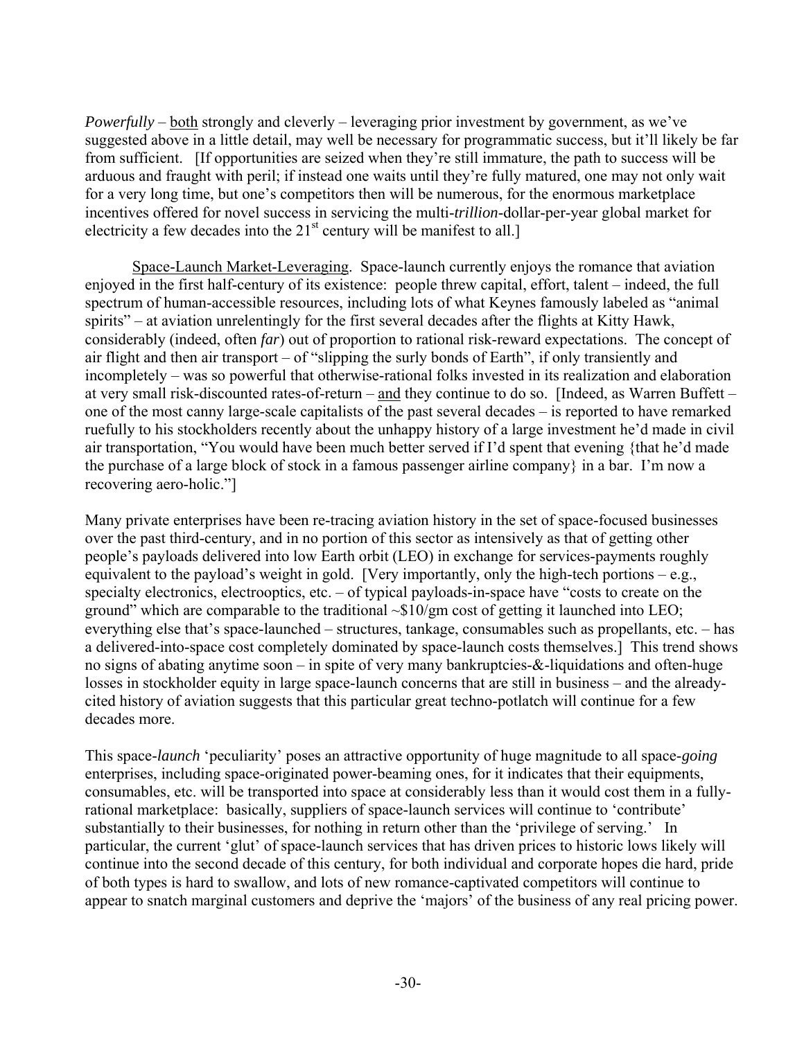*Powerfully* – <u>both</u> strongly and cleverly – leveraging prior investment by government, as we've suggested above in a little detail, may well be necessary for programmatic success, but it'll likely be far from sufficient. [If opportunities are seized when they're still immature, the path to success will be arduous and fraught with peril; if instead one waits until they're fully matured, one may not only wait for a very long time, but one's competitors then will be numerous, for the enormous marketplace incentives offered for novel success in servicing the multi-*trillion*-dollar-per-year global market for electricity a few decades into the 21st century will be manifest to all.]

<u>Space-Launch Market-Leveraging</u>. Space-launch currently enjoys the romance that aviation enjoyed in the first half-century of its existence: people threw capital, effort, talent – indeed, the full spectrum of human-accessible resources, including lots of what Keynes famously labeled as "animal spirits" – at aviation unrelentingly for the first several decades after the flights at Kitty Hawk, considerably (indeed, often *far*) out of proportion to rational risk-reward expectations. The concept of air flight and then air transport – of "slipping the surly bonds of Earth", if only transiently and incompletely – was so powerful that otherwise-rational folks invested in its realization and elaboration at very small risk-discounted rates-of-return – <u>and</u> they continue to do so. [Indeed, as Warren Buffett – one of the most canny large-scale capitalists of the past several decades – is reported to have remarked ruefully to his stockholders recently about the unhappy history of a large investment he'd made in civil air transportation, "You would have been much better served if I'd spent that evening {that he'd made the purchase of a large block of stock in a famous passenger airline company} in a bar. I'm now a recovering aero-holic."]

Many private enterprises have been re-tracing aviation history in the set of space-focused businesses over the past third-century, and in no portion of this sector as intensively as that of getting other people's payloads delivered into low Earth orbit (LEO) in exchange for services-payments roughly equivalent to the payload's weight in gold. [Very importantly, only the high-tech portions – e.g., specialty electronics, electrooptics, etc. – of typical payloads-in-space have "costs to create on the ground" which are comparable to the traditional ~$10/gm cost of getting it launched into LEO; everything else that's space-launched – structures, tankage, consumables such as propellants, etc. – has a delivered-into-space cost completely dominated by space-launch costs themselves.] This trend shows no signs of abating anytime soon – in spite of very many bankruptcies-&-liquidations and often-huge losses in stockholder equity in large space-launch concerns that are still in business – and the already-cited history of aviation suggests that this particular great techno-potlatch will continue for a few decades more.

This space-*launch* 'peculiarity' poses an attractive opportunity of huge magnitude to all space-*going* enterprises, including space-originated power-beaming ones, for it indicates that their equipments, consumables, etc. will be transported into space at considerably less than it would cost them in a fully-rational marketplace: basically, suppliers of space-launch services will continue to 'contribute' substantially to their businesses, for nothing in return other than the 'privilege of serving.' In particular, the current 'glut' of space-launch services that has driven prices to historic lows likely will continue into the second decade of this century, for both individual and corporate hopes die hard, pride of both types is hard to swallow, and lots of new romance-captivated competitors will continue to appear to snatch marginal customers and deprive the 'majors' of the business of any real pricing power.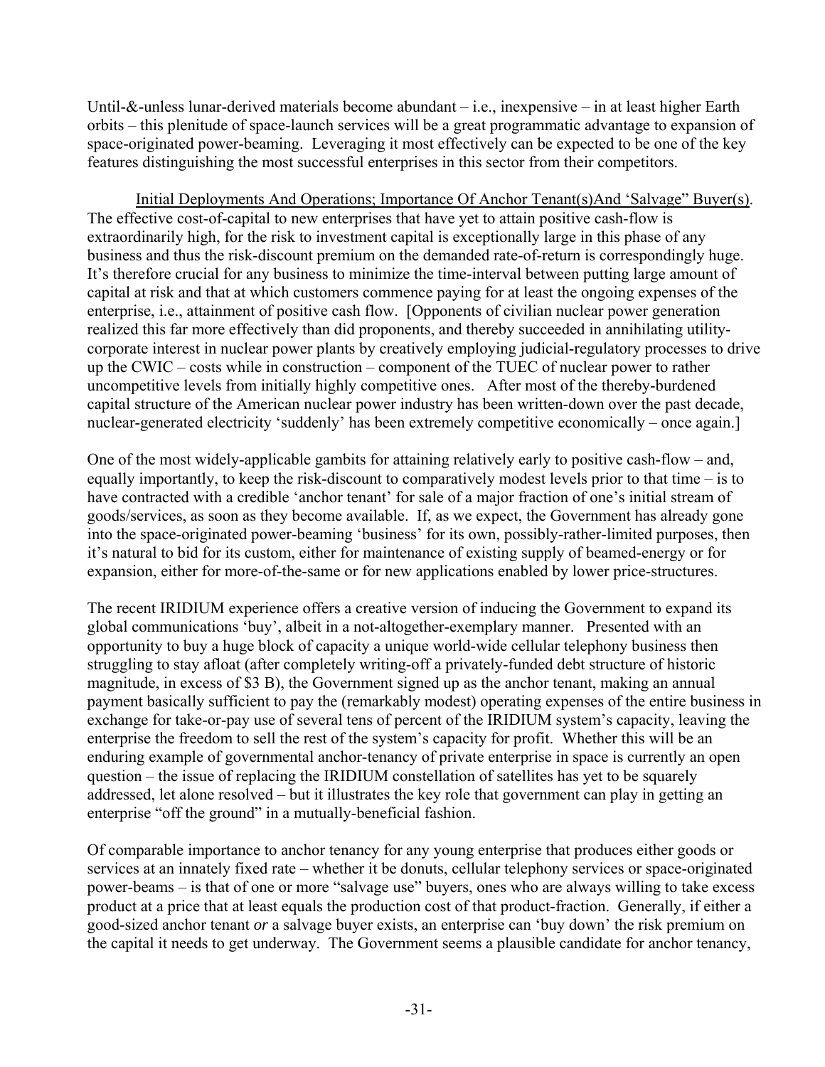Until-&-unless lunar-derived materials become abundant – i.e., inexpensive – in at least higher Earth orbits – this plenitude of space-launch services will be a great programmatic advantage to expansion of space-originated power-beaming. Leveraging it most effectively can be expected to be one of the key features distinguishing the most successful enterprises in this sector from their competitors.

<u>Initial Deployments And Operations; Importance Of Anchor Tenant(s)And 'Salvage" Buyer(s)</u>. The effective cost-of-capital to new enterprises that have yet to attain positive cash-flow is extraordinarily high, for the risk to investment capital is exceptionally large in this phase of any business and thus the risk-discount premium on the demanded rate-of-return is correspondingly huge. It's therefore crucial for any business to minimize the time-interval between putting large amount of capital at risk and that at which customers commence paying for at least the ongoing expenses of the enterprise, i.e., attainment of positive cash flow. [Opponents of civilian nuclear power generation realized this far more effectively than did proponents, and thereby succeeded in annihilating utility-corporate interest in nuclear power plants by creatively employing judicial-regulatory processes to drive up the CWIC – costs while in construction – component of the TUEC of nuclear power to rather uncompetitive levels from initially highly competitive ones. After most of the thereby-burdened capital structure of the American nuclear power industry has been written-down over the past decade, nuclear-generated electricity 'suddenly' has been extremely competitive economically – once again.]

One of the most widely-applicable gambits for attaining relatively early to positive cash-flow – and, equally importantly, to keep the risk-discount to comparatively modest levels prior to that time – is to have contracted with a credible 'anchor tenant' for sale of a major fraction of one's initial stream of goods/services, as soon as they become available. If, as we expect, the Government has already gone into the space-originated power-beaming 'business' for its own, possibly-rather-limited purposes, then it's natural to bid for its custom, either for maintenance of existing supply of beamed-energy or for expansion, either for more-of-the-same or for new applications enabled by lower price-structures.

The recent IRIDIUM experience offers a creative version of inducing the Government to expand its global communications 'buy', albeit in a not-altogether-exemplary manner. Presented with an opportunity to buy a huge block of capacity a unique world-wide cellular telephony business then struggling to stay afloat (after completely writing-off a privately-funded debt structure of historic magnitude, in excess of \$3 B), the Government signed up as the anchor tenant, making an annual payment basically sufficient to pay the (remarkably modest) operating expenses of the entire business in exchange for take-or-pay use of several tens of percent of the IRIDIUM system's capacity, leaving the enterprise the freedom to sell the rest of the system's capacity for profit. Whether this will be an enduring example of governmental anchor-tenancy of private enterprise in space is currently an open question – the issue of replacing the IRIDIUM constellation of satellites has yet to be squarely addressed, let alone resolved – but it illustrates the key role that government can play in getting an enterprise "off the ground" in a mutually-beneficial fashion.

Of comparable importance to anchor tenancy for any young enterprise that produces either goods or services at an innately fixed rate – whether it be donuts, cellular telephony services or space-originated power-beams – is that of one or more "salvage use" buyers, ones who are always willing to take excess product at a price that at least equals the production cost of that product-fraction. Generally, if either a good-sized anchor tenant *or* a salvage buyer exists, an enterprise can 'buy down' the risk premium on the capital it needs to get underway. The Government seems a plausible candidate for anchor tenancy,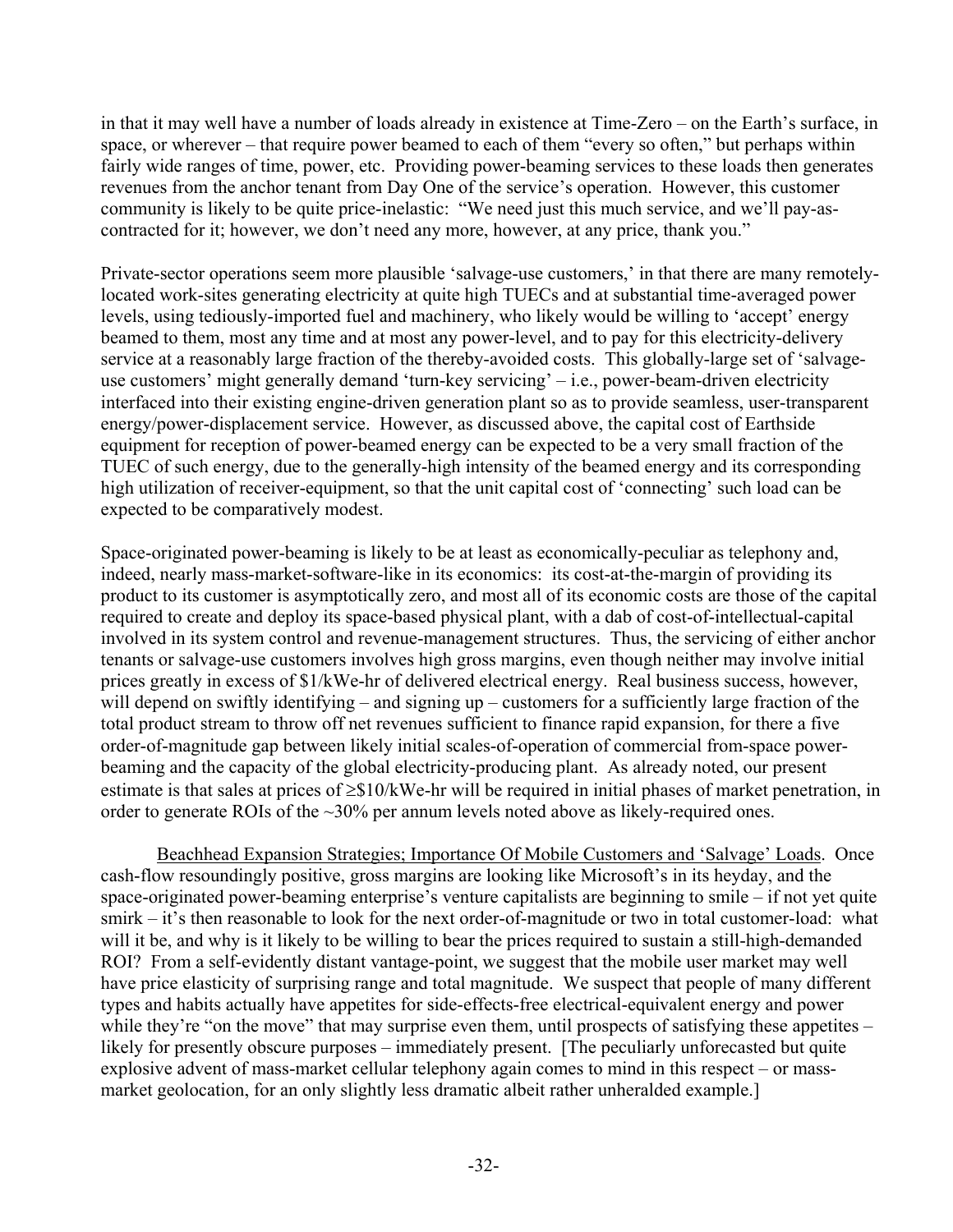in that it may well have a number of loads already in existence at Time-Zero – on the Earth's surface, in space, or wherever – that require power beamed to each of them "every so often," but perhaps within fairly wide ranges of time, power, etc. Providing power-beaming services to these loads then generates revenues from the anchor tenant from Day One of the service's operation. However, this customer community is likely to be quite price-inelastic: "We need just this much service, and we'll pay-as-contracted for it; however, we don't need any more, however, at any price, thank you."

Private-sector operations seem more plausible 'salvage-use customers,' in that there are many remotely-located work-sites generating electricity at quite high TUECs and at substantial time-averaged power levels, using tediously-imported fuel and machinery, who likely would be willing to 'accept' energy beamed to them, most any time and at most any power-level, and to pay for this electricity-delivery service at a reasonably large fraction of the thereby-avoided costs. This globally-large set of 'salvage-use customers' might generally demand 'turn-key servicing' – i.e., power-beam-driven electricity interfaced into their existing engine-driven generation plant so as to provide seamless, user-transparent energy/power-displacement service. However, as discussed above, the capital cost of Earthside equipment for reception of power-beamed energy can be expected to be a very small fraction of the TUEC of such energy, due to the generally-high intensity of the beamed energy and its corresponding high utilization of receiver-equipment, so that the unit capital cost of 'connecting' such load can be expected to be comparatively modest.

Space-originated power-beaming is likely to be at least as economically-peculiar as telephony and, indeed, nearly mass-market-software-like in its economics: its cost-at-the-margin of providing its product to its customer is asymptotically zero, and most all of its economic costs are those of the capital required to create and deploy its space-based physical plant, with a dab of cost-of-intellectual-capital involved in its system control and revenue-management structures. Thus, the servicing of either anchor tenants or salvage-use customers involves high gross margins, even though neither may involve initial prices greatly in excess of \$1/kWe-hr of delivered electrical energy. Real business success, however, will depend on swiftly identifying – and signing up – customers for a sufficiently large fraction of the total product stream to throw off net revenues sufficient to finance rapid expansion, for there a five order-of-magnitude gap between likely initial scales-of-operation of commercial from-space power-beaming and the capacity of the global electricity-producing plant. As already noted, our present estimate is that sales at prices of ≥\$10/kWe-hr will be required in initial phases of market penetration, in order to generate ROIs of the ~30% per annum levels noted above as likely-required ones.

Beachhead Expansion Strategies; Importance Of Mobile Customers and 'Salvage' Loads. Once cash-flow resoundingly positive, gross margins are looking like Microsoft's in its heyday, and the space-originated power-beaming enterprise's venture capitalists are beginning to smile – if not yet quite smirk – it's then reasonable to look for the next order-of-magnitude or two in total customer-load: what will it be, and why is it likely to be willing to bear the prices required to sustain a still-high-demanded ROI? From a self-evidently distant vantage-point, we suggest that the mobile user market may well have price elasticity of surprising range and total magnitude. We suspect that people of many different types and habits actually have appetites for side-effects-free electrical-equivalent energy and power while they're "on the move" that may surprise even them, until prospects of satisfying these appetites – likely for presently obscure purposes – immediately present. [The peculiarly unforecasted but quite explosive advent of mass-market cellular telephony again comes to mind in this respect – or mass-market geolocation, for an only slightly less dramatic albeit rather unheralded example.]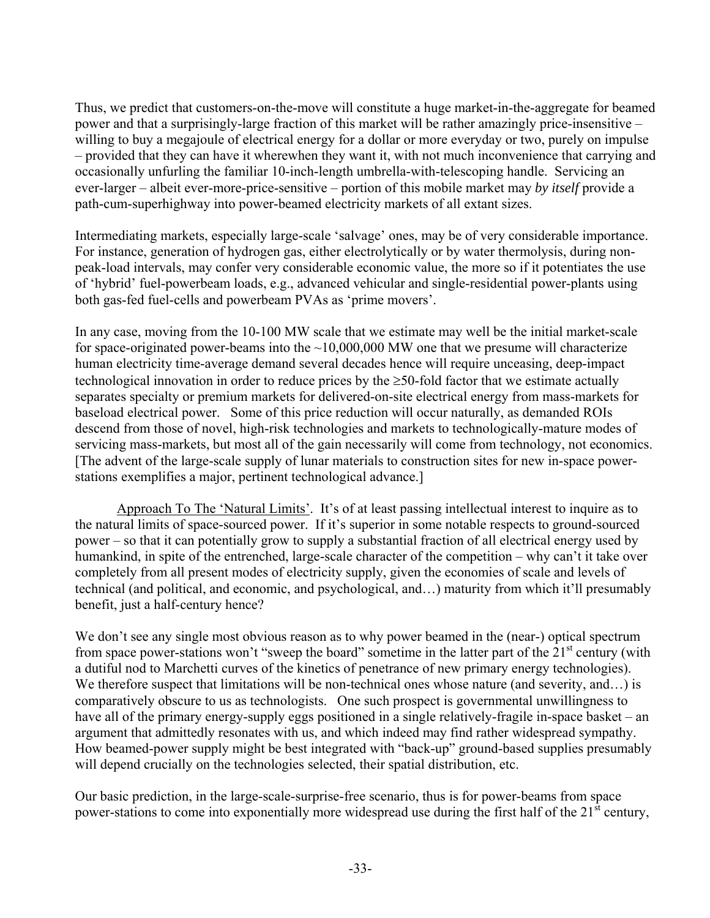Thus, we predict that customers-on-the-move will constitute a huge market-in-the-aggregate for beamed power and that a surprisingly-large fraction of this market will be rather amazingly price-insensitive – willing to buy a megajoule of electrical energy for a dollar or more everyday or two, purely on impulse – provided that they can have it wherewhen they want it, with not much inconvenience that carrying and occasionally unfurling the familiar 10-inch-length umbrella-with-telescoping handle. Servicing an ever-larger – albeit ever-more-price-sensitive – portion of this mobile market may *by itself* provide a path-cum-superhighway into power-beamed electricity markets of all extant sizes.

Intermediating markets, especially large-scale 'salvage' ones, may be of very considerable importance. For instance, generation of hydrogen gas, either electrolytically or by water thermolysis, during non-peak-load intervals, may confer very considerable economic value, the more so if it potentiates the use of 'hybrid' fuel-powerbeam loads, e.g., advanced vehicular and single-residential power-plants using both gas-fed fuel-cells and powerbeam PVAs as 'prime movers'.

In any case, moving from the 10-100 MW scale that we estimate may well be the initial market-scale for space-originated power-beams into the ~10,000,000 MW one that we presume will characterize human electricity time-average demand several decades hence will require unceasing, deep-impact technological innovation in order to reduce prices by the ≥50-fold factor that we estimate actually separates specialty or premium markets for delivered-on-site electrical energy from mass-markets for baseload electrical power. Some of this price reduction will occur naturally, as demanded ROIs descend from those of novel, high-risk technologies and markets to technologically-mature modes of servicing mass-markets, but most all of the gain necessarily will come from technology, not economics. [The advent of the large-scale supply of lunar materials to construction sites for new in-space power-stations exemplifies a major, pertinent technological advance.]

Approach To The 'Natural Limits'. It's of at least passing intellectual interest to inquire as to the natural limits of space-sourced power. If it's superior in some notable respects to ground-sourced power – so that it can potentially grow to supply a substantial fraction of all electrical energy used by humankind, in spite of the entrenched, large-scale character of the competition – why can't it take over completely from all present modes of electricity supply, given the economies of scale and levels of technical (and political, and economic, and psychological, and…) maturity from which it'll presumably benefit, just a half-century hence?

We don't see any single most obvious reason as to why power beamed in the (near-) optical spectrum from space power-stations won't "sweep the board" sometime in the latter part of the 21st century (with a dutiful nod to Marchetti curves of the kinetics of penetrance of new primary energy technologies). We therefore suspect that limitations will be non-technical ones whose nature (and severity, and…) is comparatively obscure to us as technologists. One such prospect is governmental unwillingness to have all of the primary energy-supply eggs positioned in a single relatively-fragile in-space basket – an argument that admittedly resonates with us, and which indeed may find rather widespread sympathy. How beamed-power supply might be best integrated with "back-up" ground-based supplies presumably will depend crucially on the technologies selected, their spatial distribution, etc.

Our basic prediction, in the large-scale-surprise-free scenario, thus is for power-beams from space power-stations to come into exponentially more widespread use during the first half of the 21st century,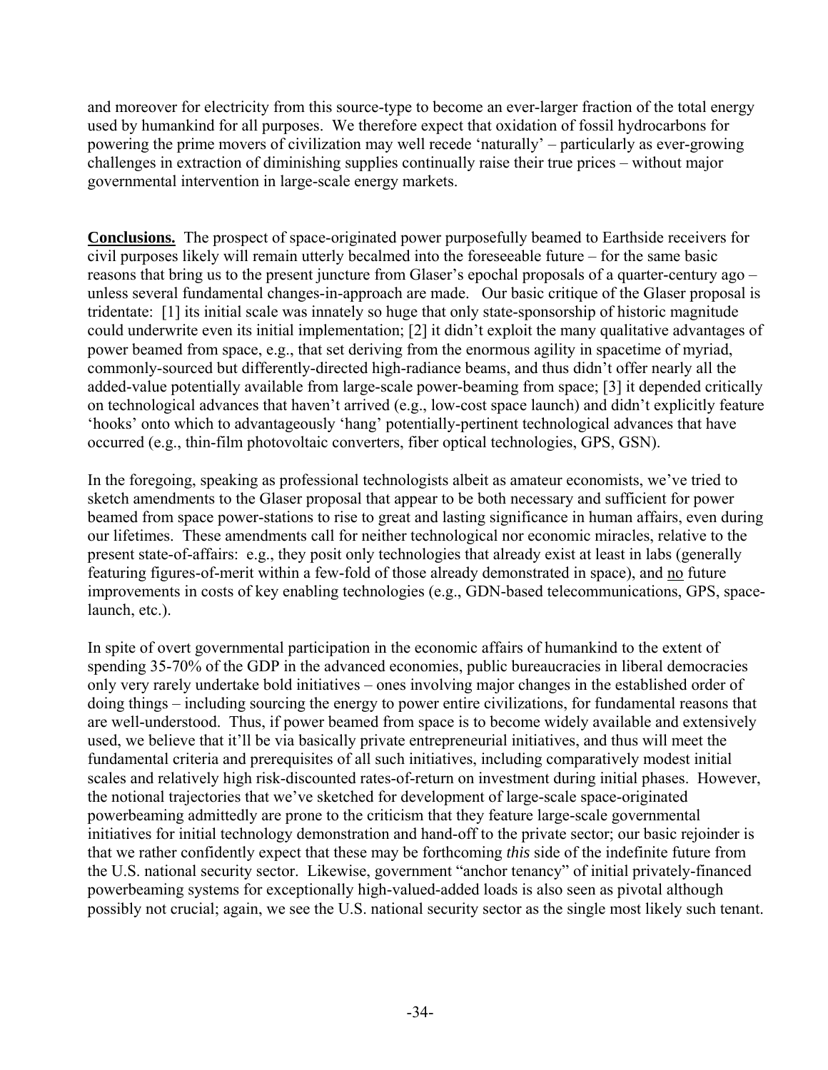and moreover for electricity from this source-type to become an ever-larger fraction of the total energy used by humankind for all purposes. We therefore expect that oxidation of fossil hydrocarbons for powering the prime movers of civilization may well recede 'naturally' – particularly as ever-growing challenges in extraction of diminishing supplies continually raise their true prices – without major governmental intervention in large-scale energy markets.

**Conclusions.** The prospect of space-originated power purposefully beamed to Earthside receivers for civil purposes likely will remain utterly becalmed into the foreseeable future – for the same basic reasons that bring us to the present juncture from Glaser's epochal proposals of a quarter-century ago – unless several fundamental changes-in-approach are made. Our basic critique of the Glaser proposal is tridentate: [1] its initial scale was innately so huge that only state-sponsorship of historic magnitude could underwrite even its initial implementation; [2] it didn't exploit the many qualitative advantages of power beamed from space, e.g., that set deriving from the enormous agility in spacetime of myriad, commonly-sourced but differently-directed high-radiance beams, and thus didn't offer nearly all the added-value potentially available from large-scale power-beaming from space; [3] it depended critically on technological advances that haven't arrived (e.g., low-cost space launch) and didn't explicitly feature 'hooks' onto which to advantageously 'hang' potentially-pertinent technological advances that have occurred (e.g., thin-film photovoltaic converters, fiber optical technologies, GPS, GSN).

In the foregoing, speaking as professional technologists albeit as amateur economists, we've tried to sketch amendments to the Glaser proposal that appear to be both necessary and sufficient for power beamed from space power-stations to rise to great and lasting significance in human affairs, even during our lifetimes. These amendments call for neither technological nor economic miracles, relative to the present state-of-affairs: e.g., they posit only technologies that already exist at least in labs (generally featuring figures-of-merit within a few-fold of those already demonstrated in space), and <u>no</u> future improvements in costs of key enabling technologies (e.g., GDN-based telecommunications, GPS, space-launch, etc.).

In spite of overt governmental participation in the economic affairs of humankind to the extent of spending 35-70% of the GDP in the advanced economies, public bureaucracies in liberal democracies only very rarely undertake bold initiatives – ones involving major changes in the established order of doing things – including sourcing the energy to power entire civilizations, for fundamental reasons that are well-understood. Thus, if power beamed from space is to become widely available and extensively used, we believe that it'll be via basically private entrepreneurial initiatives, and thus will meet the fundamental criteria and prerequisites of all such initiatives, including comparatively modest initial scales and relatively high risk-discounted rates-of-return on investment during initial phases. However, the notional trajectories that we've sketched for development of large-scale space-originated powerbeaming admittedly are prone to the criticism that they feature large-scale governmental initiatives for initial technology demonstration and hand-off to the private sector; our basic rejoinder is that we rather confidently expect that these may be forthcoming *this* side of the indefinite future from the U.S. national security sector. Likewise, government "anchor tenancy" of initial privately-financed powerbeaming systems for exceptionally high-valued-added loads is also seen as pivotal although possibly not crucial; again, we see the U.S. national security sector as the single most likely such tenant.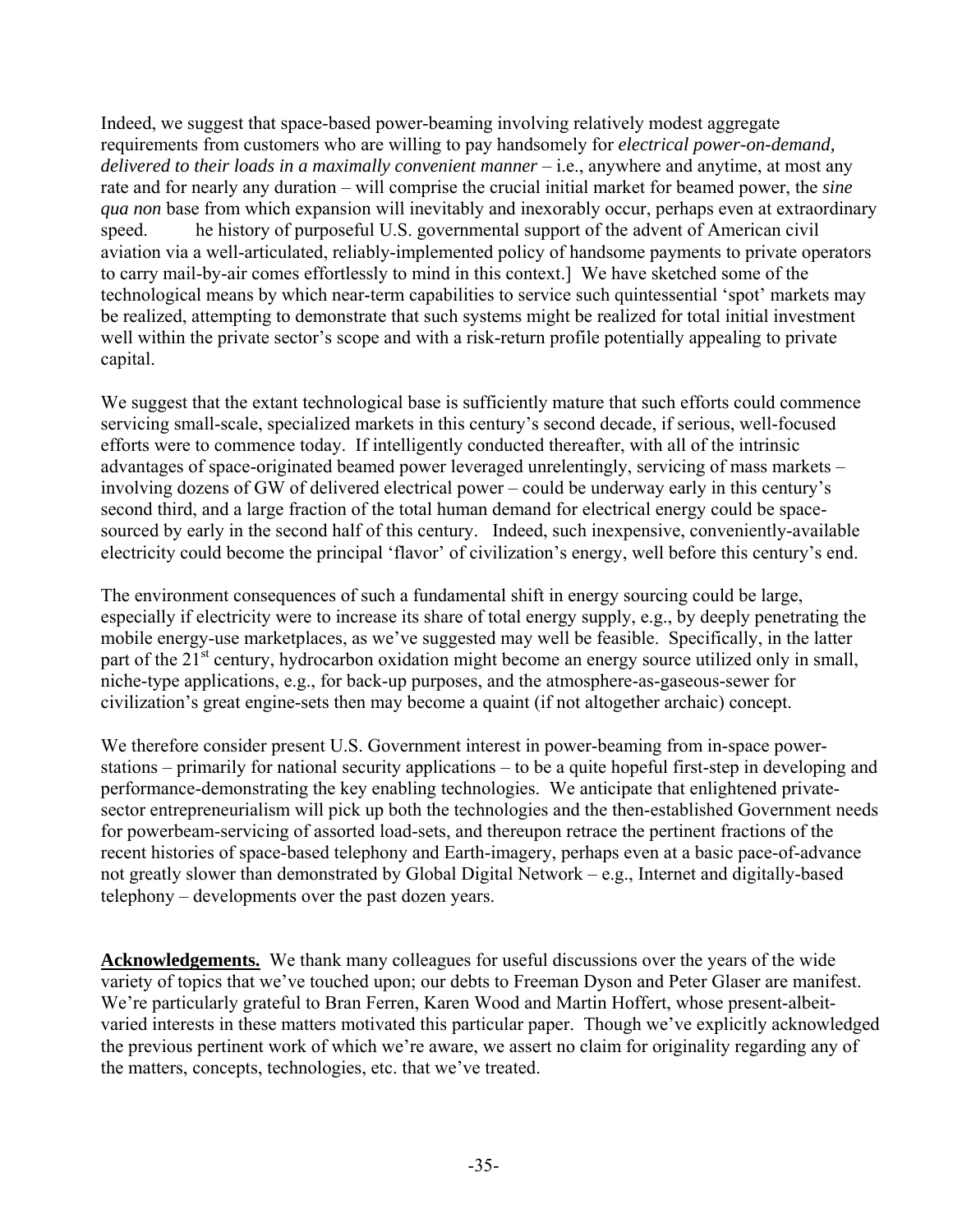Indeed, we suggest that space-based power-beaming involving relatively modest aggregate requirements from customers who are willing to pay handsomely for *electrical power-on-demand, delivered to their loads in a maximally convenient manner* – i.e., anywhere and anytime, at most any rate and for nearly any duration – will comprise the crucial initial market for beamed power, the *sine qua non* base from which expansion will inevitably and inexorably occur, perhaps even at extraordinary speed.    he history of purposeful U.S. governmental support of the advent of American civil aviation via a well-articulated, reliably-implemented policy of handsome payments to private operators to carry mail-by-air comes effortlessly to mind in this context.] We have sketched some of the technological means by which near-term capabilities to service such quintessential 'spot' markets may be realized, attempting to demonstrate that such systems might be realized for total initial investment well within the private sector's scope and with a risk-return profile potentially appealing to private capital.

We suggest that the extant technological base is sufficiently mature that such efforts could commence servicing small-scale, specialized markets in this century's second decade, if serious, well-focused efforts were to commence today. If intelligently conducted thereafter, with all of the intrinsic advantages of space-originated beamed power leveraged unrelentingly, servicing of mass markets – involving dozens of GW of delivered electrical power – could be underway early in this century's second third, and a large fraction of the total human demand for electrical energy could be space-sourced by early in the second half of this century. Indeed, such inexpensive, conveniently-available electricity could become the principal 'flavor' of civilization's energy, well before this century's end.

The environment consequences of such a fundamental shift in energy sourcing could be large, especially if electricity were to increase its share of total energy supply, e.g., by deeply penetrating the mobile energy-use marketplaces, as we've suggested may well be feasible. Specifically, in the latter part of the 21st century, hydrocarbon oxidation might become an energy source utilized only in small, niche-type applications, e.g., for back-up purposes, and the atmosphere-as-gaseous-sewer for civilization's great engine-sets then may become a quaint (if not altogether archaic) concept.

We therefore consider present U.S. Government interest in power-beaming from in-space power-stations – primarily for national security applications – to be a quite hopeful first-step in developing and performance-demonstrating the key enabling technologies. We anticipate that enlightened private-sector entrepreneurialism will pick up both the technologies and the then-established Government needs for powerbeam-servicing of assorted load-sets, and thereupon retrace the pertinent fractions of the recent histories of space-based telephony and Earth-imagery, perhaps even at a basic pace-of-advance not greatly slower than demonstrated by Global Digital Network – e.g., Internet and digitally-based telephony – developments over the past dozen years.

**Acknowledgements.** We thank many colleagues for useful discussions over the years of the wide variety of topics that we've touched upon; our debts to Freeman Dyson and Peter Glaser are manifest. We're particularly grateful to Bran Ferren, Karen Wood and Martin Hoffert, whose present-albeit-varied interests in these matters motivated this particular paper. Though we've explicitly acknowledged the previous pertinent work of which we're aware, we assert no claim for originality regarding any of the matters, concepts, technologies, etc. that we've treated.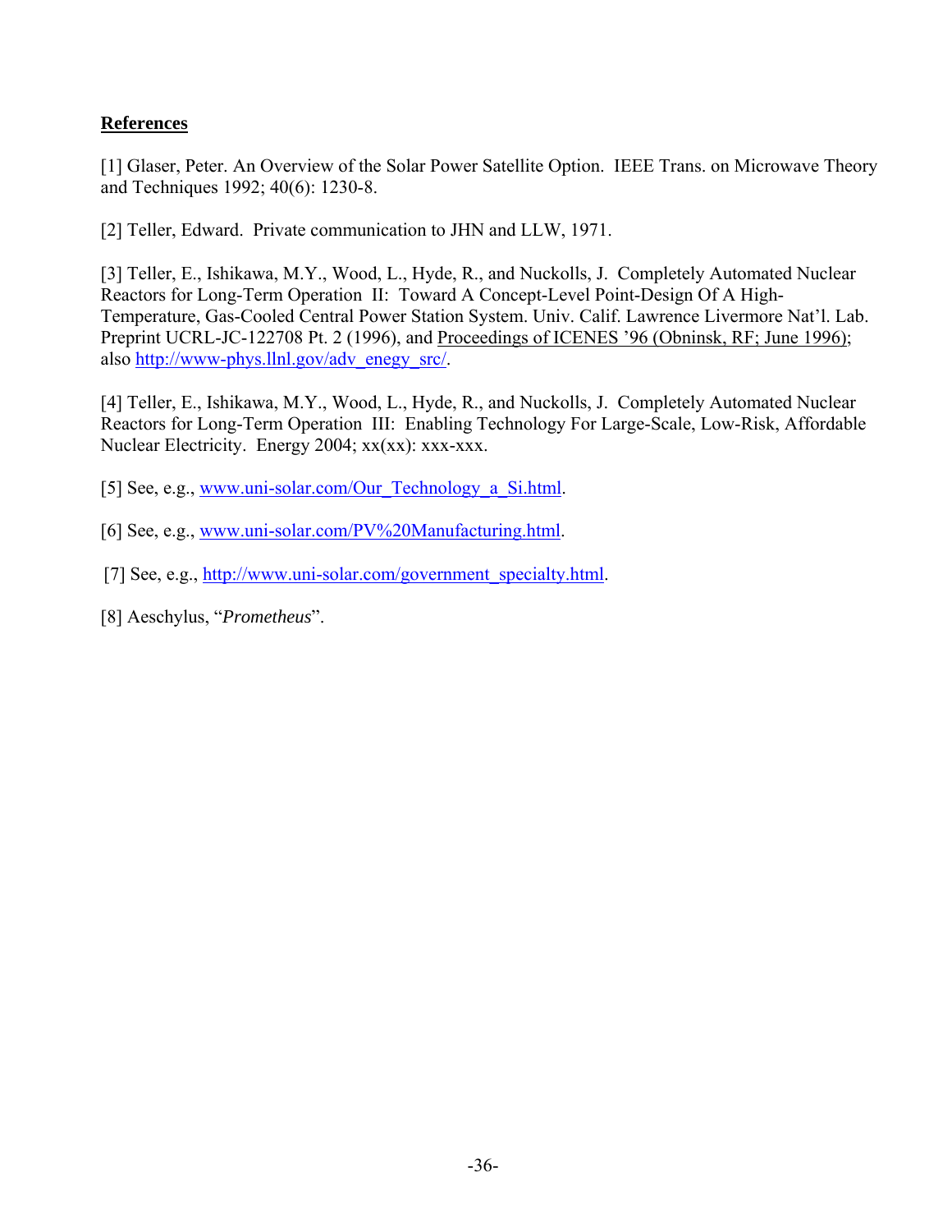## References

[1] Glaser, Peter. An Overview of the Solar Power Satellite Option. IEEE Trans. on Microwave Theory and Techniques 1992; 40(6): 1230-8.

[2] Teller, Edward. Private communication to JHN and LLW, 1971.

[3] Teller, E., Ishikawa, M.Y., Wood, L., Hyde, R., and Nuckolls, J. Completely Automated Nuclear Reactors for Long-Term Operation II: Toward A Concept-Level Point-Design Of A High-Temperature, Gas-Cooled Central Power Station System. Univ. Calif. Lawrence Livermore Nat'l. Lab. Preprint UCRL-JC-122708 Pt. 2 (1996), and Proceedings of ICENES '96 (Obninsk, RF; June 1996); also http://www-phys.llnl.gov/adv_enegy_src/.

[4] Teller, E., Ishikawa, M.Y., Wood, L., Hyde, R., and Nuckolls, J. Completely Automated Nuclear Reactors for Long-Term Operation III: Enabling Technology For Large-Scale, Low-Risk, Affordable Nuclear Electricity. Energy 2004; xx(xx): xxx-xxx.

[5] See, e.g., www.uni-solar.com/Our_Technology_a_Si.html.

[6] See, e.g., www.uni-solar.com/PV%20Manufacturing.html.

[7] See, e.g., http://www.uni-solar.com/government_specialty.html.

[8] Aeschylus, "*Prometheus*".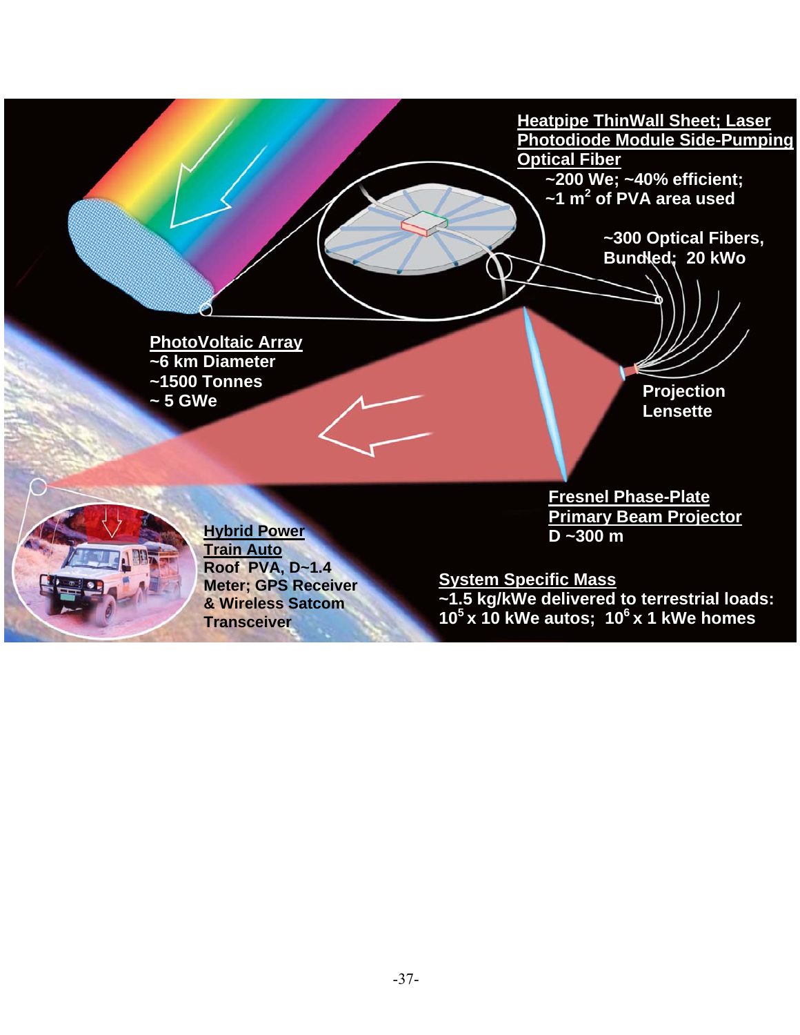**Heatpipe ThinWall Sheet; Laser Photodiode Module Side-Pumping Optical Fiber**
~200 We; ~40% efficient;
~1 $m^2$ of PVA area used

~300 Optical Fibers, Bundled; 20 kWo

**PhotoVoltaic Array**
~6 km Diameter
~1500 Tonnes
~ 5 GWe

Projection Lensette

**Fresnel Phase-Plate Primary Beam Projector**
D ~300 m

**Hybrid Power Train Auto**
Roof PVA, D~1.4 Meter; GPS Receiver & Wireless Satcom Transceiver

**System Specific Mass**
~1.5 kg/kWe delivered to terrestrial loads:
$10^5$ x 10 kWe autos; $10^6$ x 1 kWe homes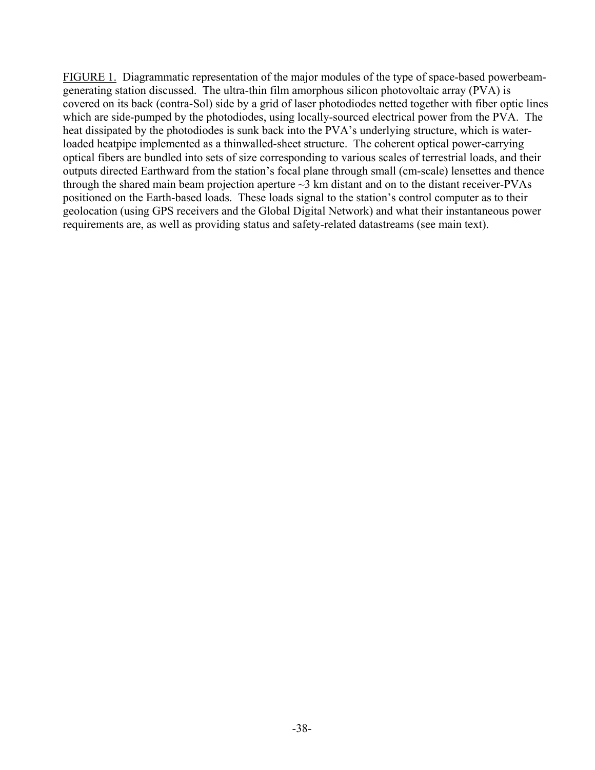FIGURE 1. Diagrammatic representation of the major modules of the type of space-based powerbeam-generating station discussed. The ultra-thin film amorphous silicon photovoltaic array (PVA) is covered on its back (contra-Sol) side by a grid of laser photodiodes netted together with fiber optic lines which are side-pumped by the photodiodes, using locally-sourced electrical power from the PVA. The heat dissipated by the photodiodes is sunk back into the PVA's underlying structure, which is water-loaded heatpipe implemented as a thinwalled-sheet structure. The coherent optical power-carrying optical fibers are bundled into sets of size corresponding to various scales of terrestrial loads, and their outputs directed Earthward from the station's focal plane through small (cm-scale) lensettes and thence through the shared main beam projection aperture ~3 km distant and on to the distant receiver-PVAs positioned on the Earth-based loads. These loads signal to the station's control computer as to their geolocation (using GPS receivers and the Global Digital Network) and what their instantaneous power requirements are, as well as providing status and safety-related datastreams (see main text).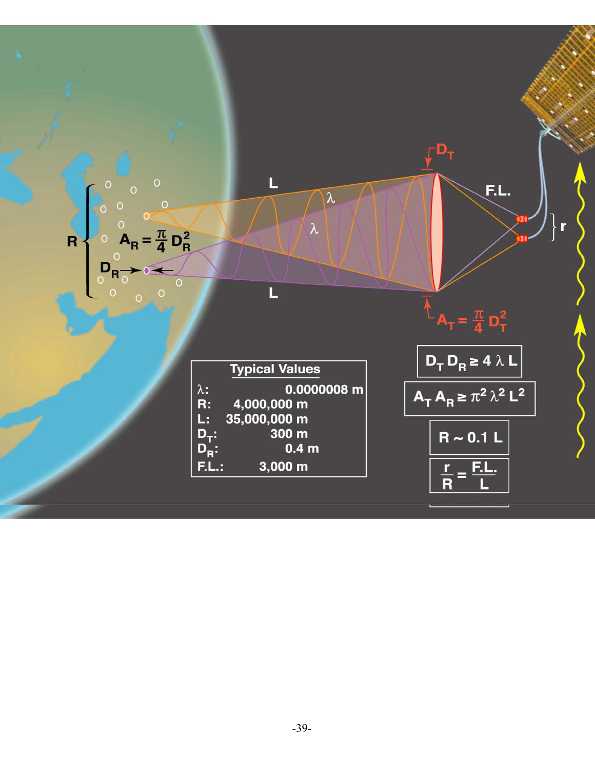| Typical Values | |
|---|---|
| $\lambda$: | 0.0000008 m |
| R: | 4,000,000 m |
| L: | 35,000,000 m |
| $D_T$: | 300 m |
| $D_R$: | 0.4 m |
| F.L.: | 3,000 m |

$$D_T D_R \geq 4 \lambda L$$

$$A_T A_R \geq \pi^2 \lambda^2 L^2$$

$$R \sim 0.1 L$$

$$\frac{r}{R} = \frac{F.L.}{L}$$

$$A_R = \frac{\pi}{4} D_R^2$$

$$A_T = \frac{\pi}{4} D_T^2$$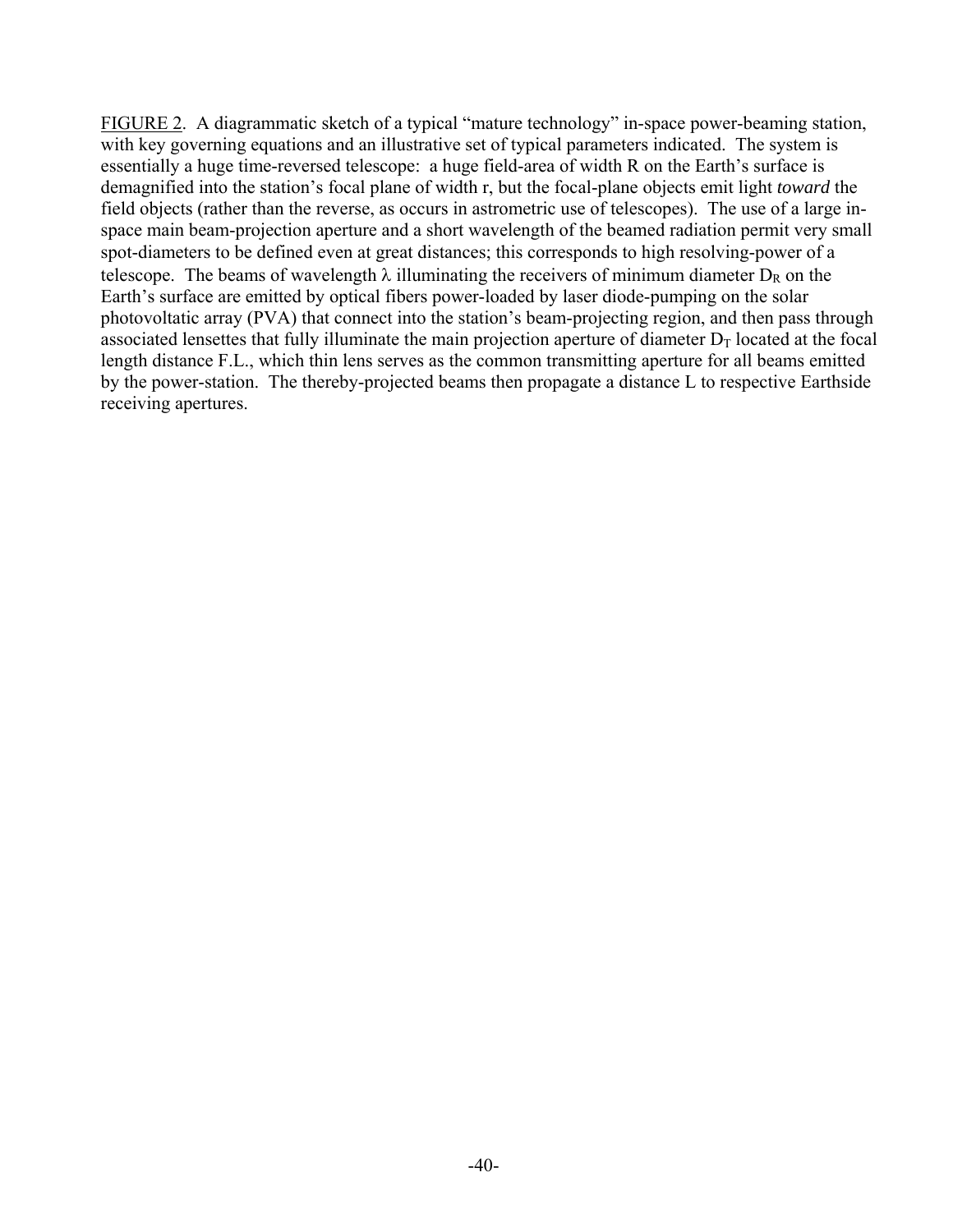FIGURE 2. A diagrammatic sketch of a typical "mature technology" in-space power-beaming station, with key governing equations and an illustrative set of typical parameters indicated. The system is essentially a huge time-reversed telescope: a huge field-area of width R on the Earth's surface is demagnified into the station's focal plane of width r, but the focal-plane objects emit light *toward* the field objects (rather than the reverse, as occurs in astrometric use of telescopes). The use of a large in-space main beam-projection aperture and a short wavelength of the beamed radiation permit very small spot-diameters to be defined even at great distances; this corresponds to high resolving-power of a telescope. The beams of wavelength $\lambda$ illuminating the receivers of minimum diameter $D_R$ on the Earth's surface are emitted by optical fibers power-loaded by laser diode-pumping on the solar photovoltatic array (PVA) that connect into the station's beam-projecting region, and then pass through associated lensettes that fully illuminate the main projection aperture of diameter $D_T$ located at the focal length distance F.L., which thin lens serves as the common transmitting aperture for all beams emitted by the power-station. The thereby-projected beams then propagate a distance L to respective Earthside receiving apertures.